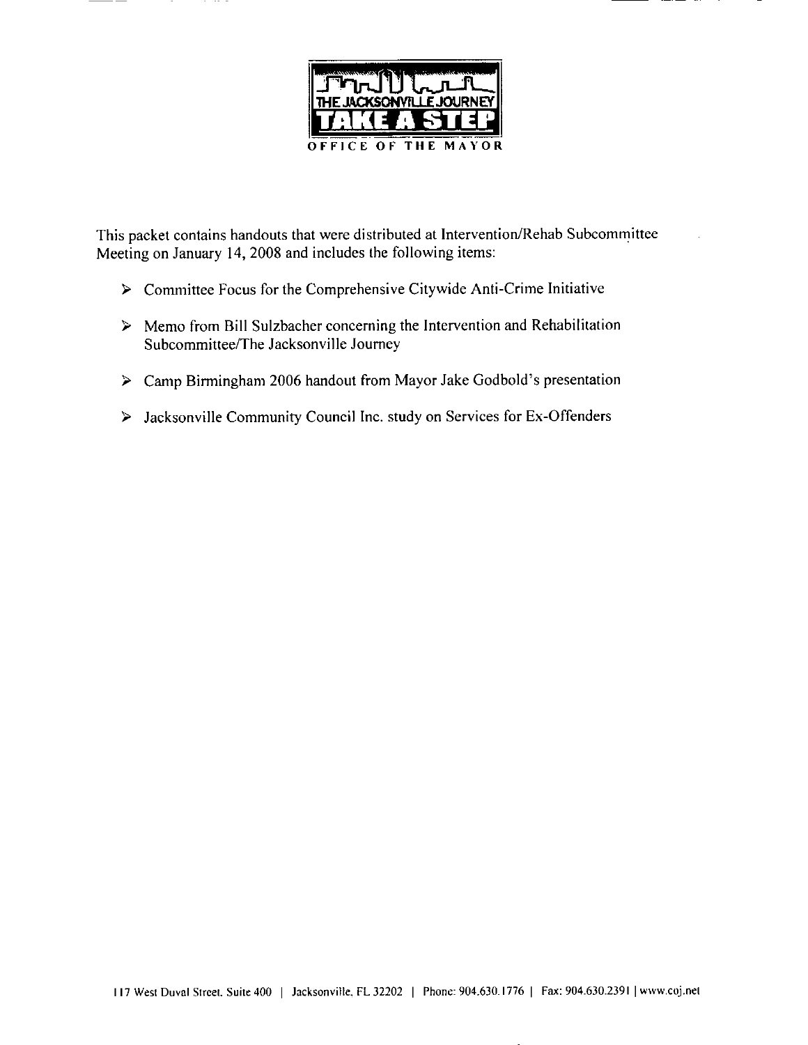THE JACKSONVILLE JOURNEY

TAKE A STEP

OFFICE OF THE MAYOR

This packet contains handouts that were distributed at Intervention/Rehab Subcommittee Meeting on January 14, 2008 and includes the following items:

- Committee Focus for the Comprehensive Citywide Anti-Crime Initiative
- Memo from Bill Sulzbacher concerning the Intervention and Rehabilitation Subcommittee/The Jacksonville Journey
- Camp Birmingham 2006 handout from Mayor Jake Godbold's presentation
- Jacksonville Community Council Inc. study on Services for Ex-Offenders

117 West Duval Street, Suite 400 | Jacksonville, FL 32202 | Phone: 904.630.1776 | Fax: 904.630.2391 | www.coj.net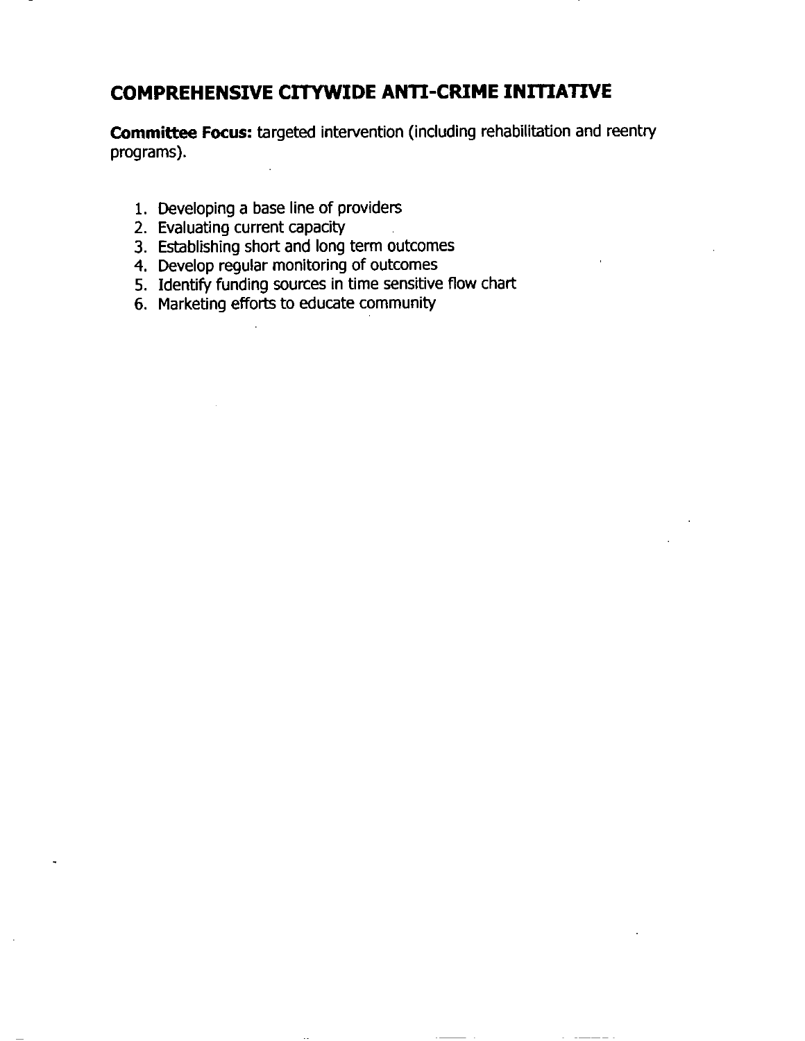# COMPREHENSIVE CITYWIDE ANTI-CRIME INITIATIVE

**Committee Focus:** targeted intervention (including rehabilitation and reentry programs).

1. Developing a base line of providers
2. Evaluating current capacity
3. Establishing short and long term outcomes
4. Develop regular monitoring of outcomes
5. Identify funding sources in time sensitive flow chart
6. Marketing efforts to educate community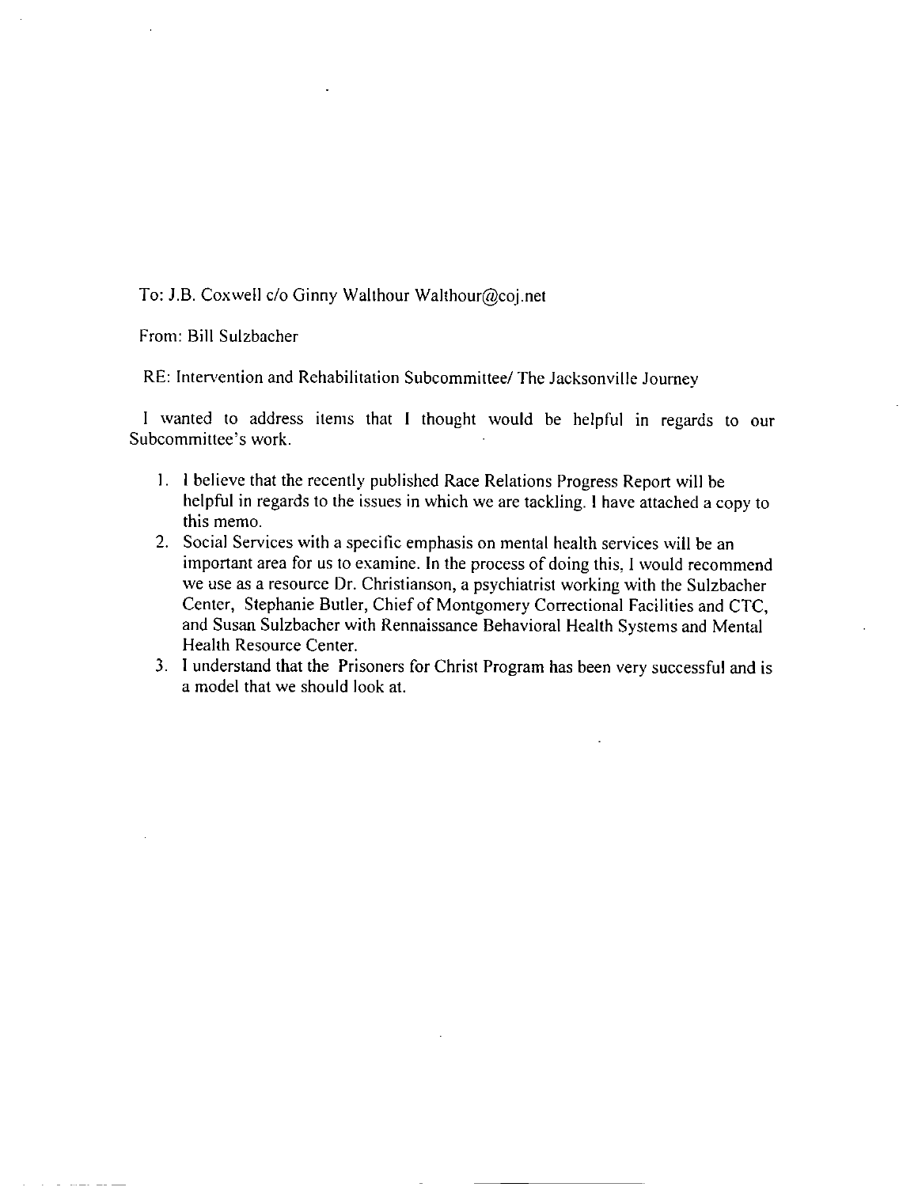To: J.B. Coxwell c/o Ginny Walthour Walthour@coj.net

From: Bill Sulzbacher

RE: Intervention and Rehabilitation Subcommittee/ The Jacksonville Journey

I wanted to address items that I thought would be helpful in regards to our Subcommittee's work.

1. I believe that the recently published Race Relations Progress Report will be helpful in regards to the issues in which we are tackling. I have attached a copy to this memo.
2. Social Services with a specific emphasis on mental health services will be an important area for us to examine. In the process of doing this, I would recommend we use as a resource Dr. Christianson, a psychiatrist working with the Sulzbacher Center, Stephanie Butler, Chief of Montgomery Correctional Facilities and CTC, and Susan Sulzbacher with Rennaissance Behavioral Health Systems and Mental Health Resource Center.
3. I understand that the Prisoners for Christ Program has been very successful and is a model that we should look at.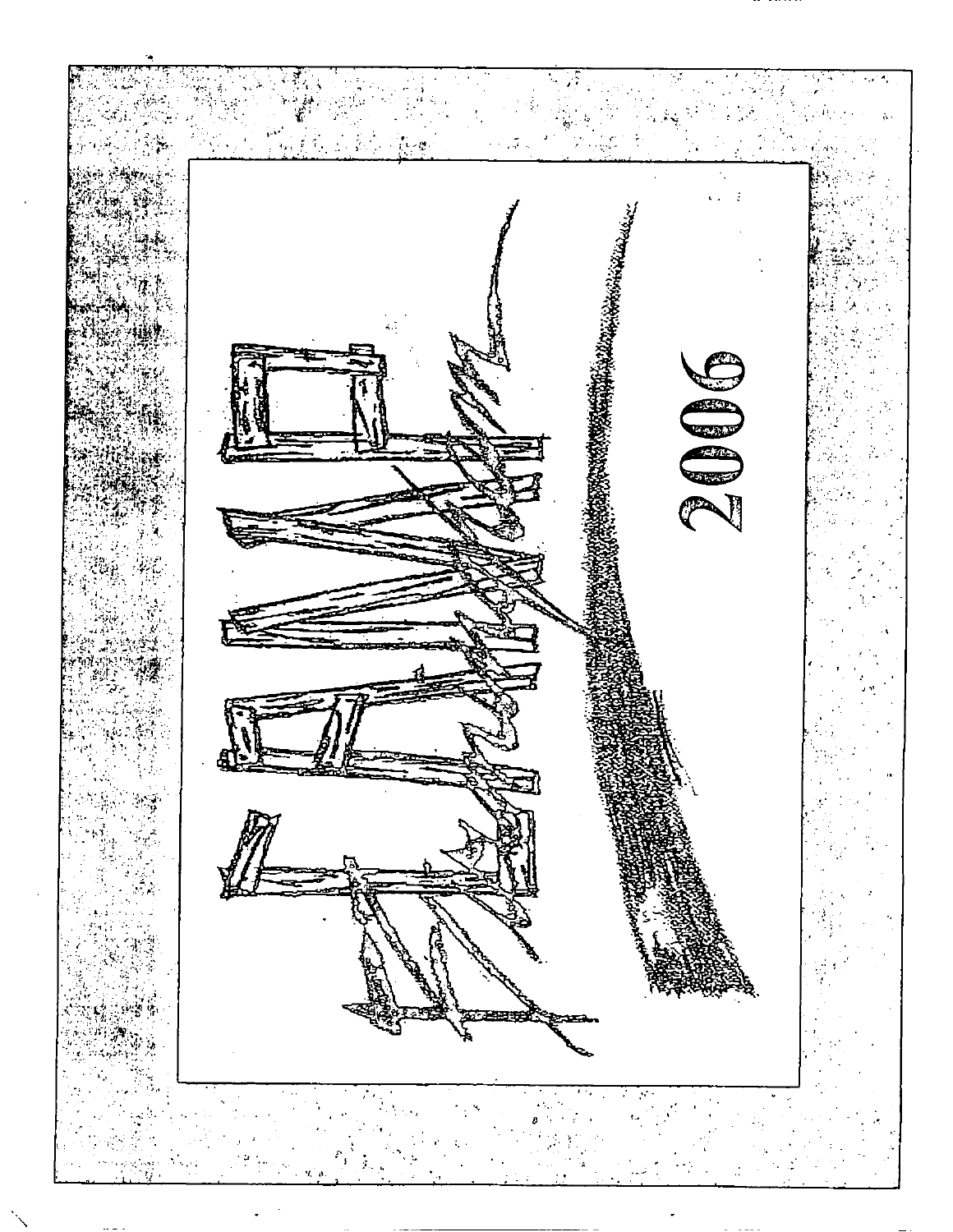2006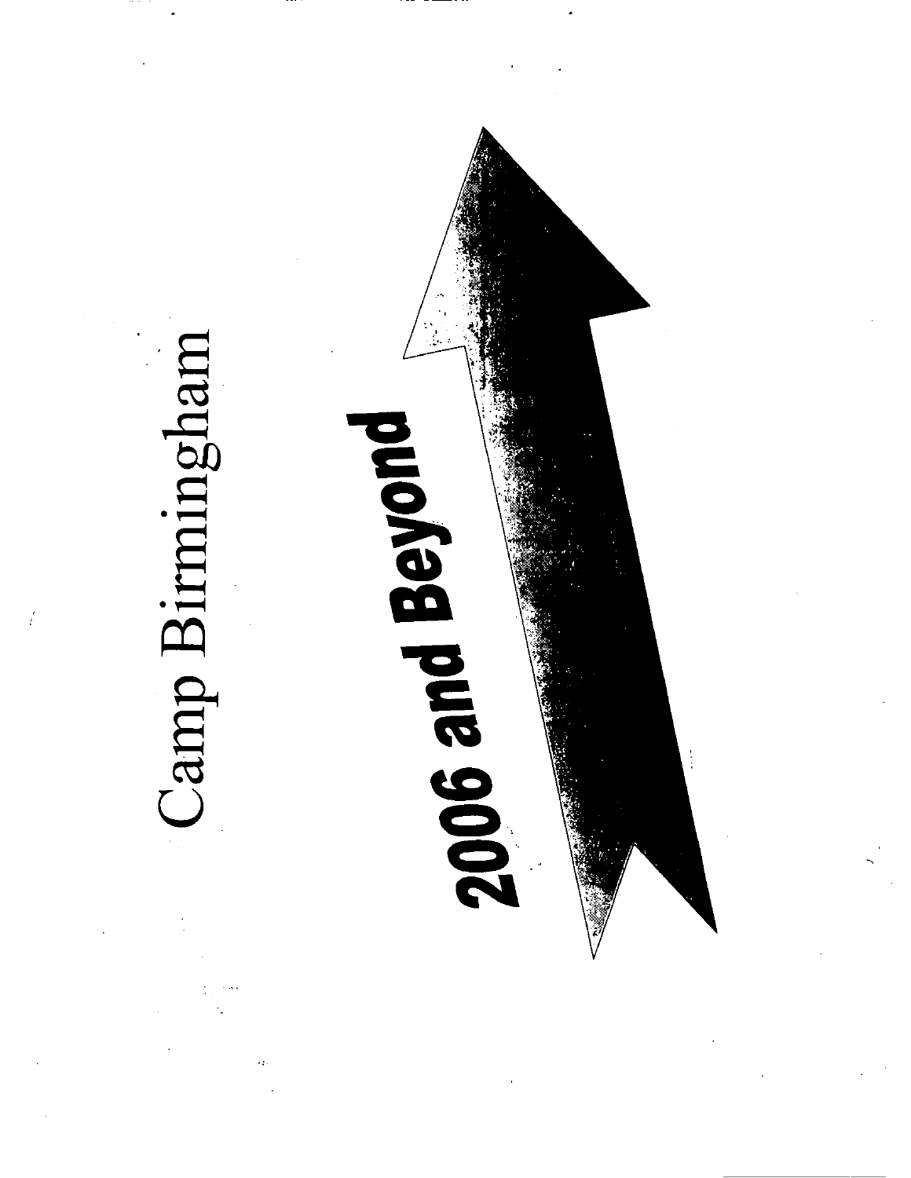# Camp Birmingham

## 2006 and Beyond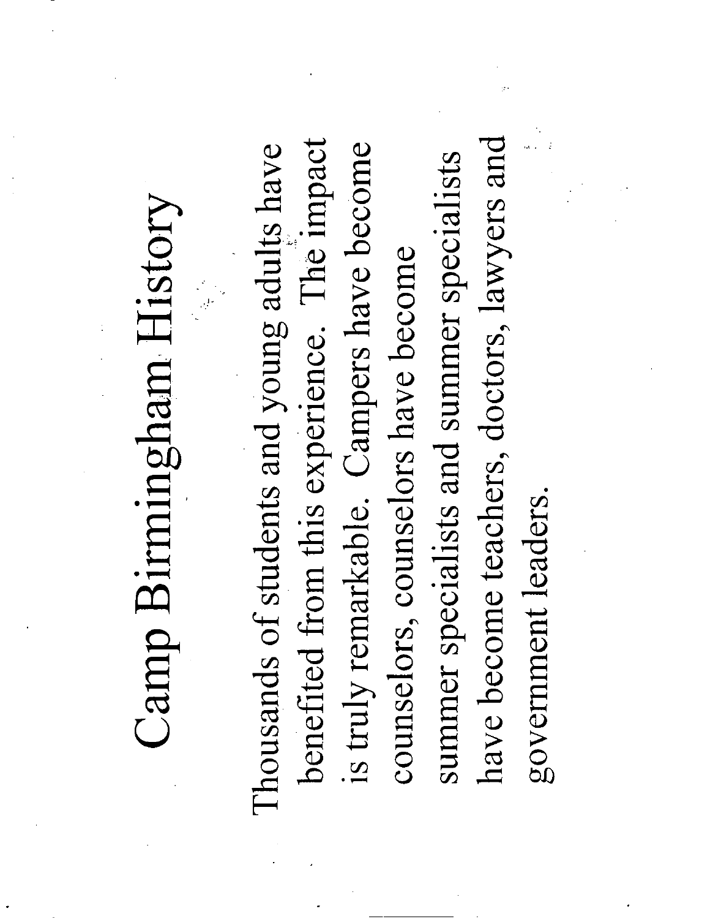# Camp Birmingham History

Thousands of students and young adults have benefited from this experience. The impact is truly remarkable. Campers have become counselors, counselors have become summer specialists and summer specialists have become teachers, doctors, lawyers and government leaders.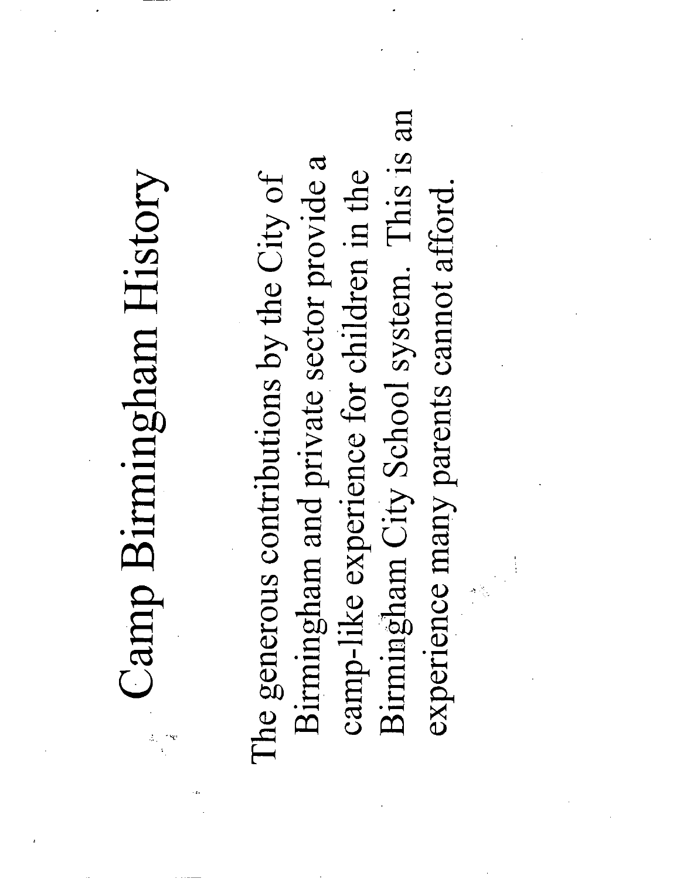# Camp Birmingham History

The generous contributions by the City of Birmingham and private sector provide a camp-like experience for children in the Birmingham City School system. This is an experience many parents cannot afford.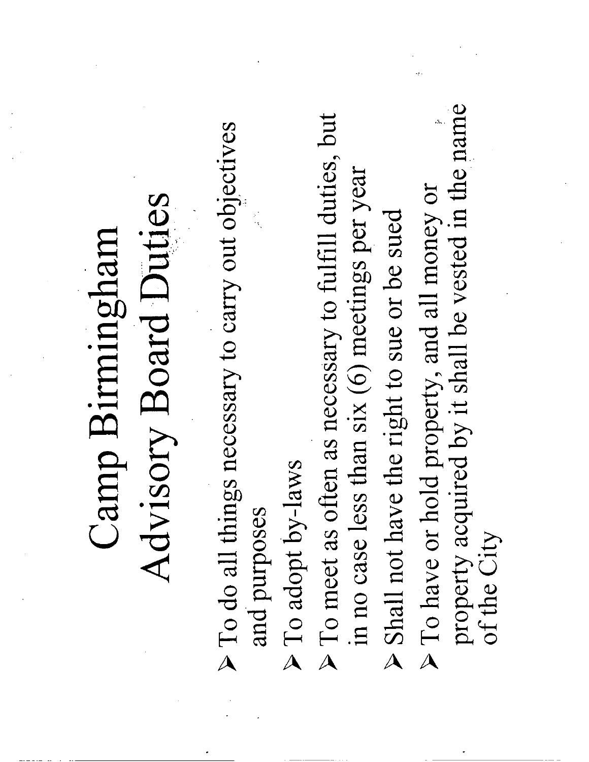# Camp Birmingham Advisory Board Duties

- To do all things necessary to carry out objectives and purposes
- To adopt by-laws
- To meet as often as necessary to fulfill duties, but in no case less than six (6) meetings per year
- Shall not have the right to sue or be sued
- To have or hold property, and all money or property acquired by it shall be vested in the name of the City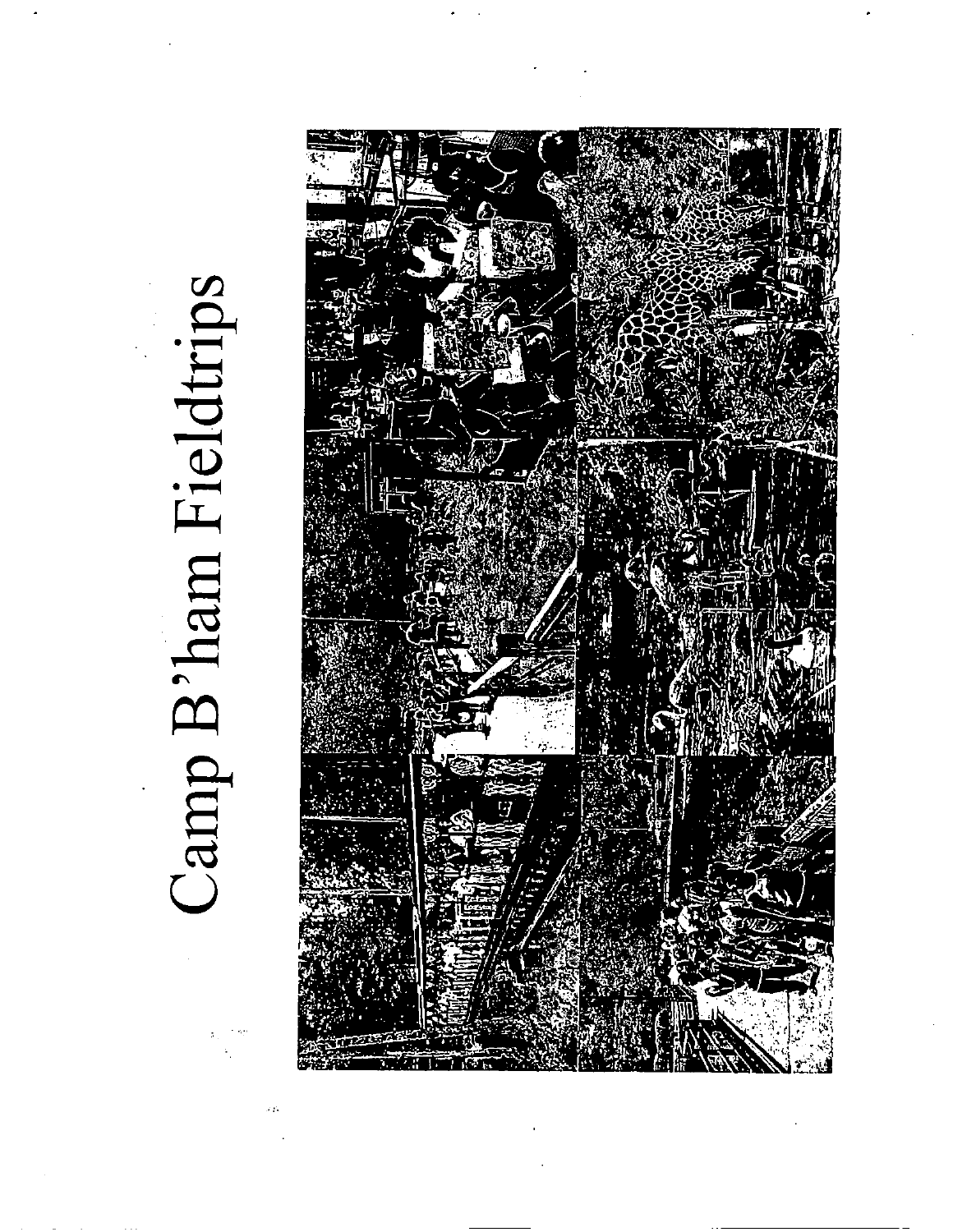# Camp B'ham Fieldtrips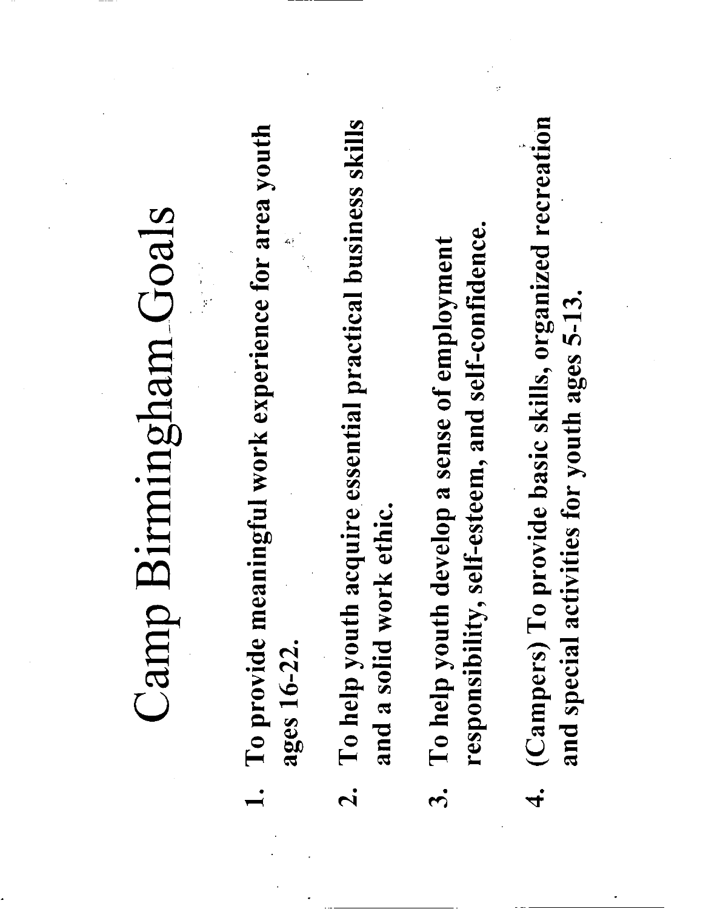# Camp Birmingham Goals

1. **To provide meaningful work experience for area youth ages 16-22.**

2. **To help youth acquire essential practical business skills and a solid work ethic.**

3. **To help youth develop a sense of employment responsibility, self-esteem, and self-confidence.**

4. **(Campers) To provide basic skills, organized recreation and special activities for youth ages 5-13.**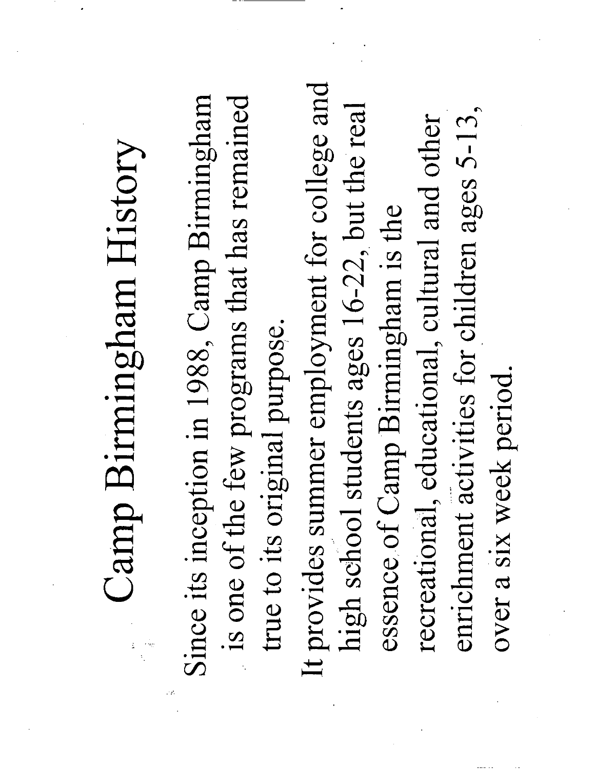# Camp Birmingham History

Since its inception in 1988, Camp Birmingham is one of the few programs that has remained true to its original purpose.

It provides summer employment for college and high school students ages 16-22, but the real essence of Camp Birmingham is the recreational, educational, cultural and other enrichment activities for children ages 5-13, over a six week period.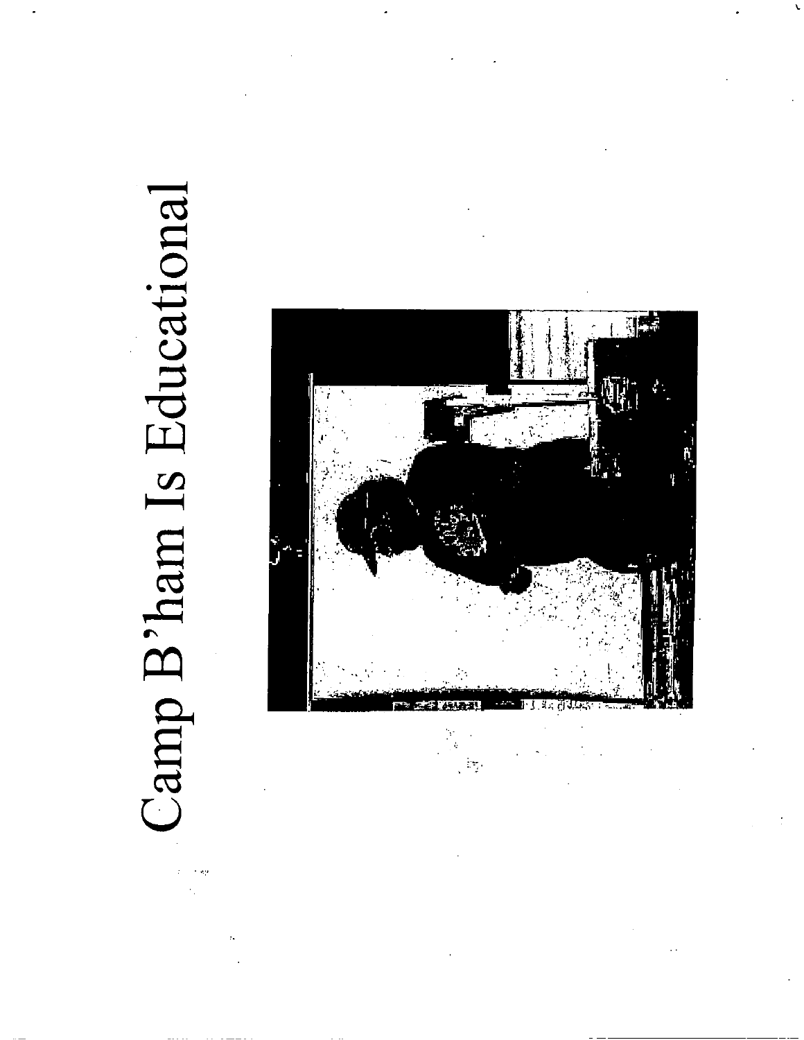# Camp B'ham Is Educational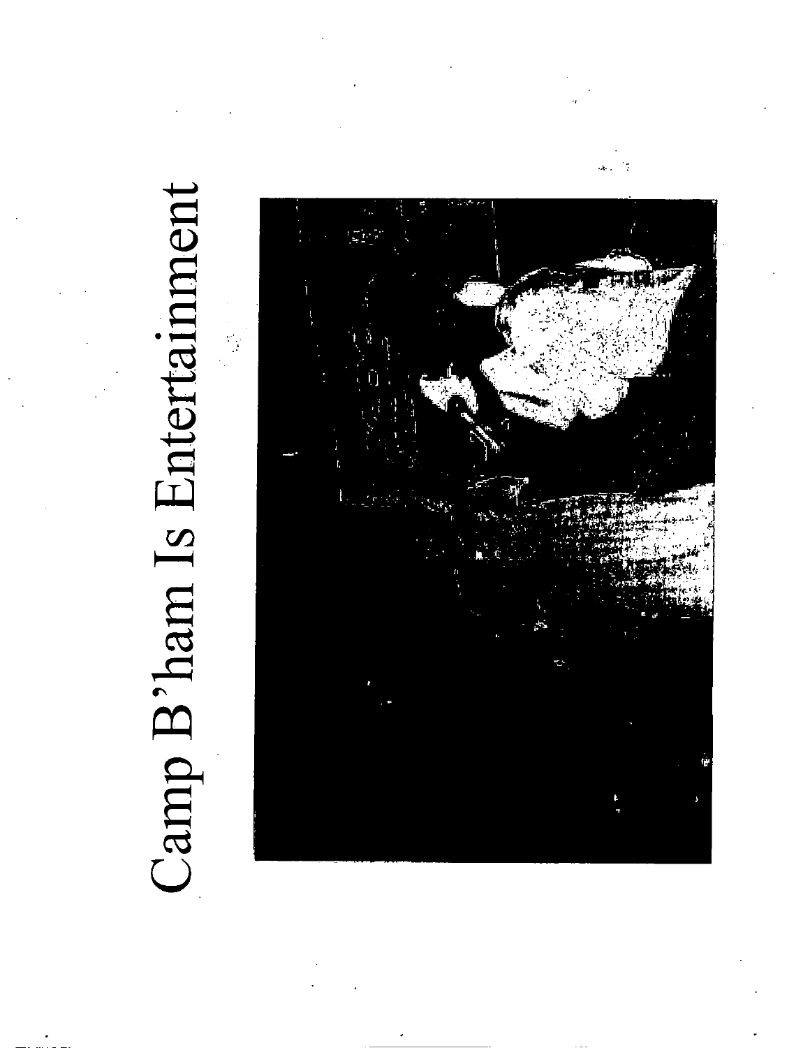# Camp B'ham Is Entertainment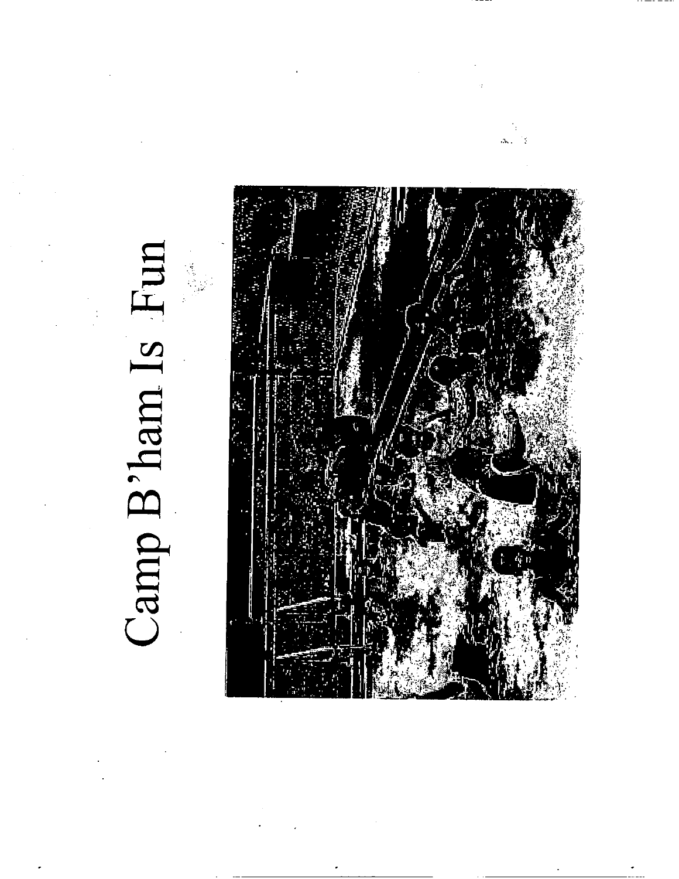# Camp B'ham Is Fun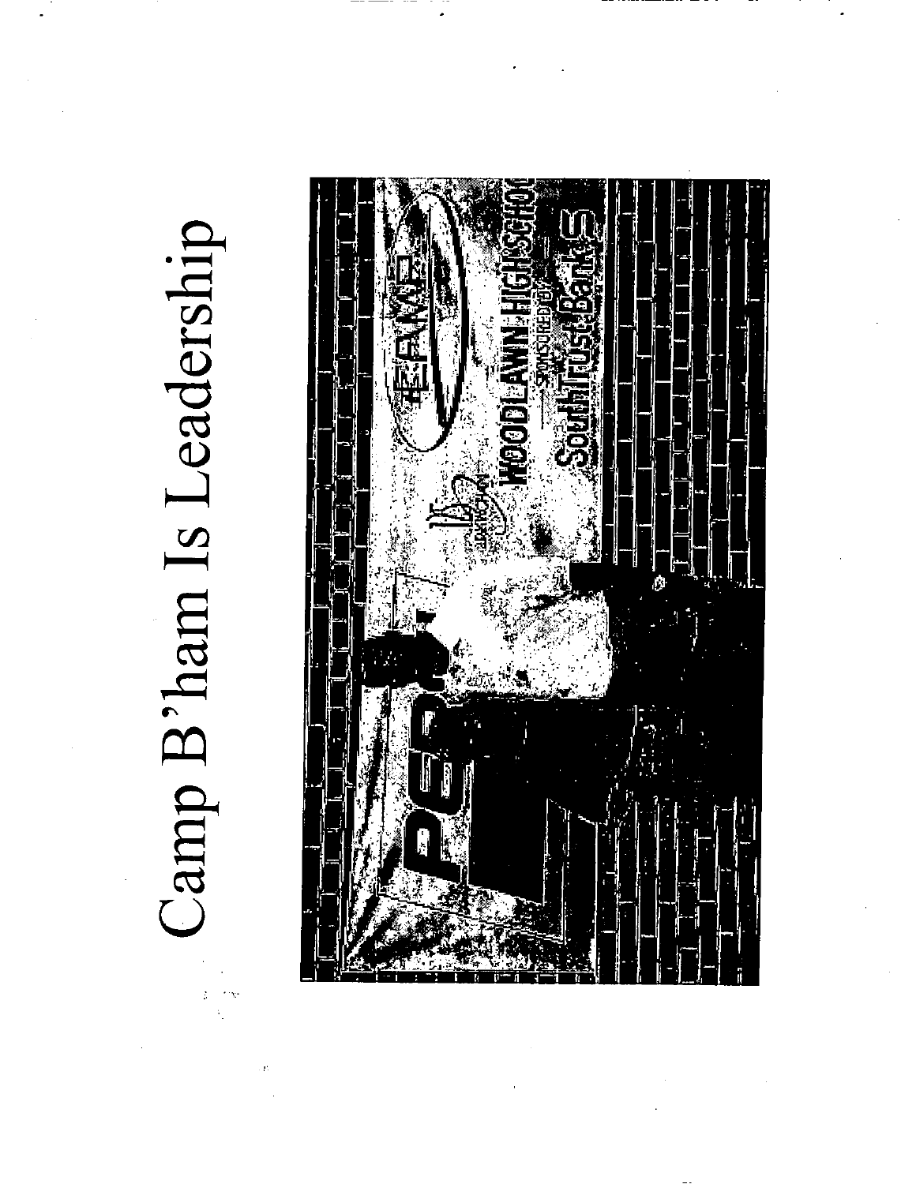# Camp B'ham Is Leadership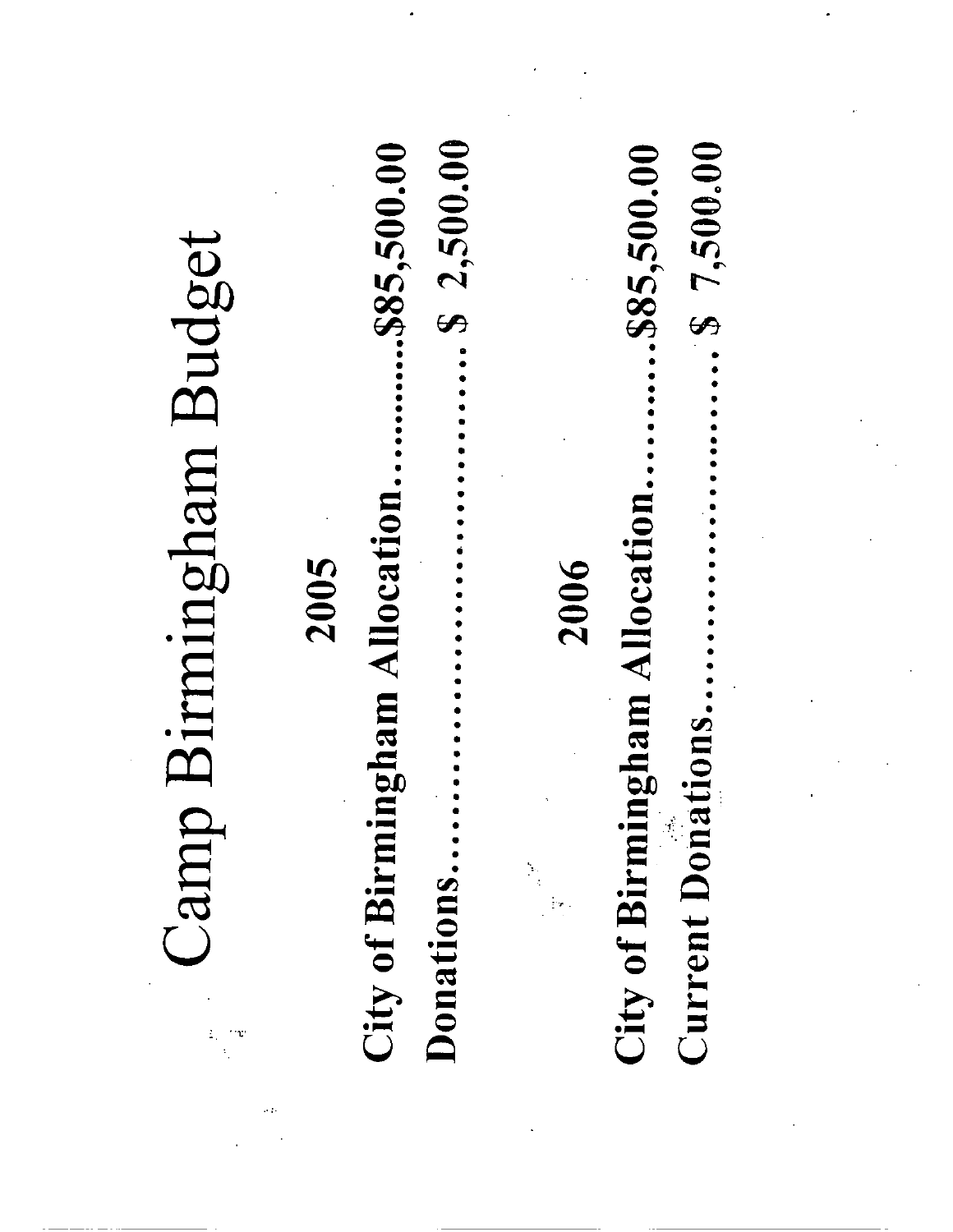# Camp Birmingham Budget

**2005**

**City of Birmingham Allocation..............$85,500.00**

**Donations.............................................$ 2,500.00**

**2006**

**City of Birmingham Allocation..............$85,500.00**

**Current Donations................................$ 7,500.00**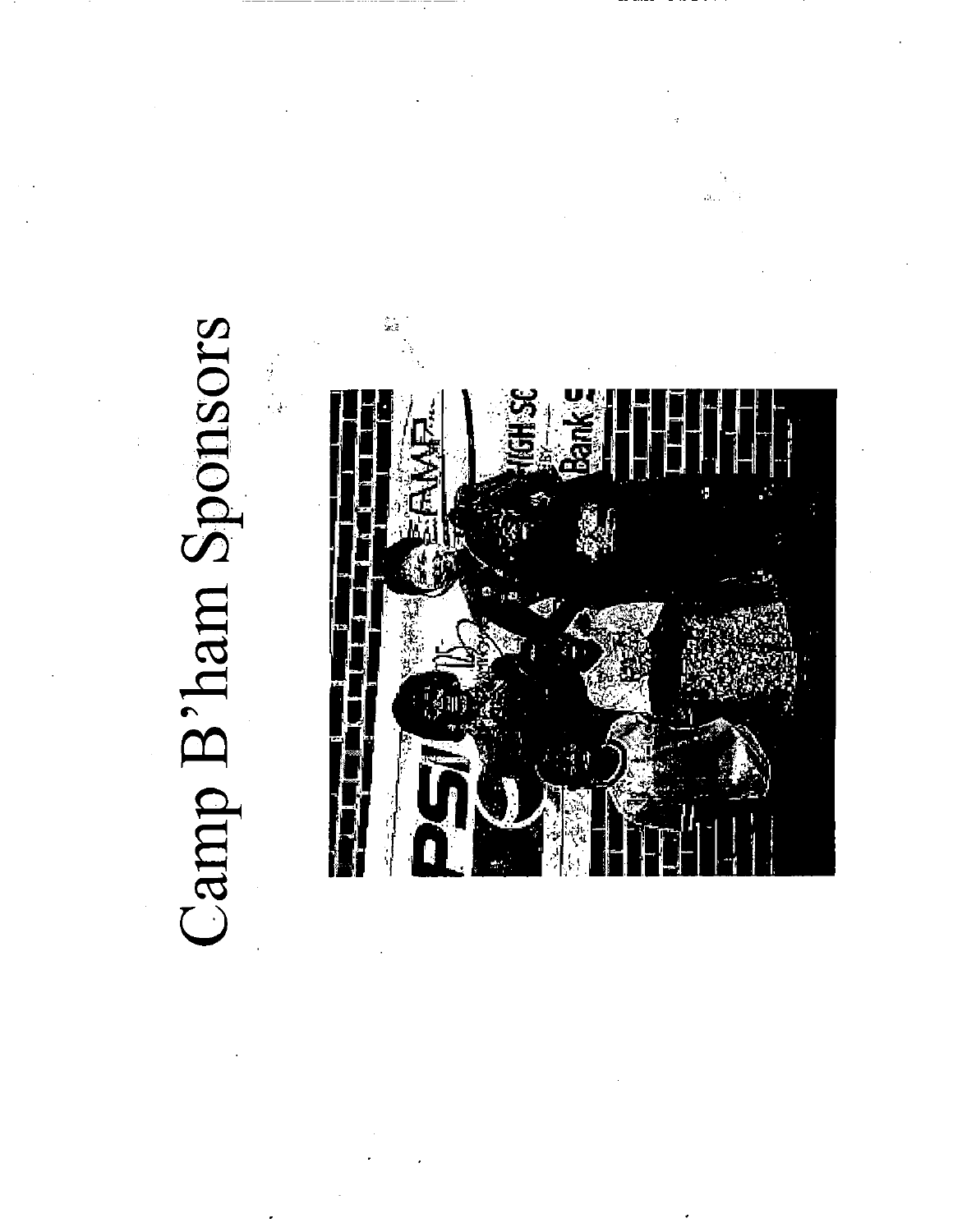# Camp B'ham Sponsors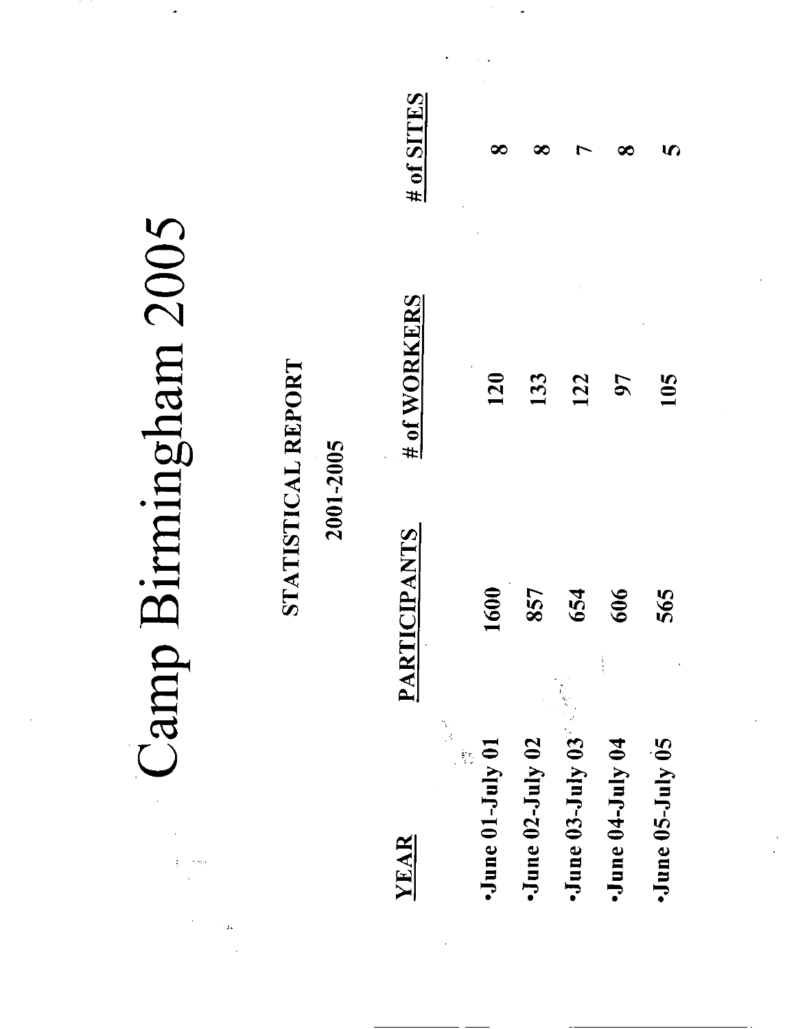# Camp Birmingham 2005

## STATISTICAL REPORT

### 2001-2005

| YEAR | PARTICIPANTS | # of WORKERS | # of SITES |
|---|---|---|---|
| •June 01-July 01 | 1600 | 120 | 8 |
| •June 02-July 02 | 857 | 133 | 8 |
| •June 03-July 03 | 654 | 122 | 7 |
| •June 04-July 04 | 606 | 97 | 8 |
| •June 05-July 05 | 565 | 105 | 5 |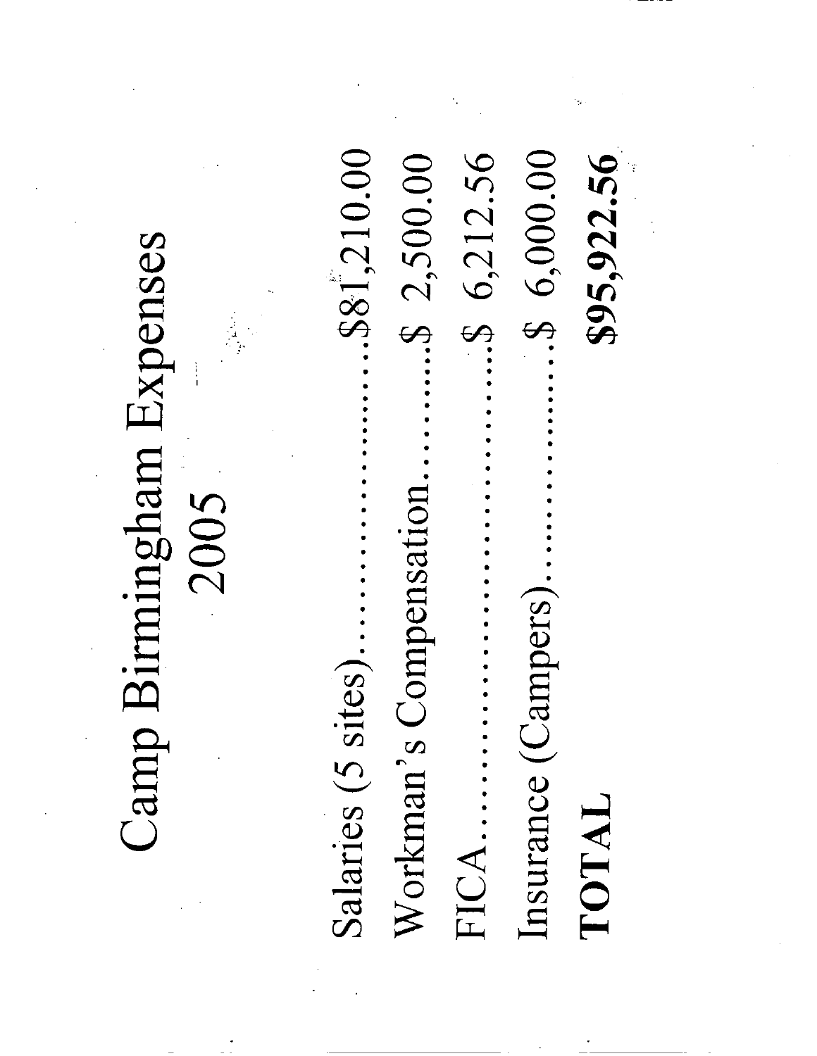# Camp Birmingham Expenses
## 2005

| | |
|---|---|
| Salaries (5 sites) | $81,210.00 |
| Workman's Compensation | $ 2,500.00 |
| FICA | $ 6,212.56 |
| Insurance (Campers) | $ 6,000.00 |
| **TOTAL** | **$95,922.56** |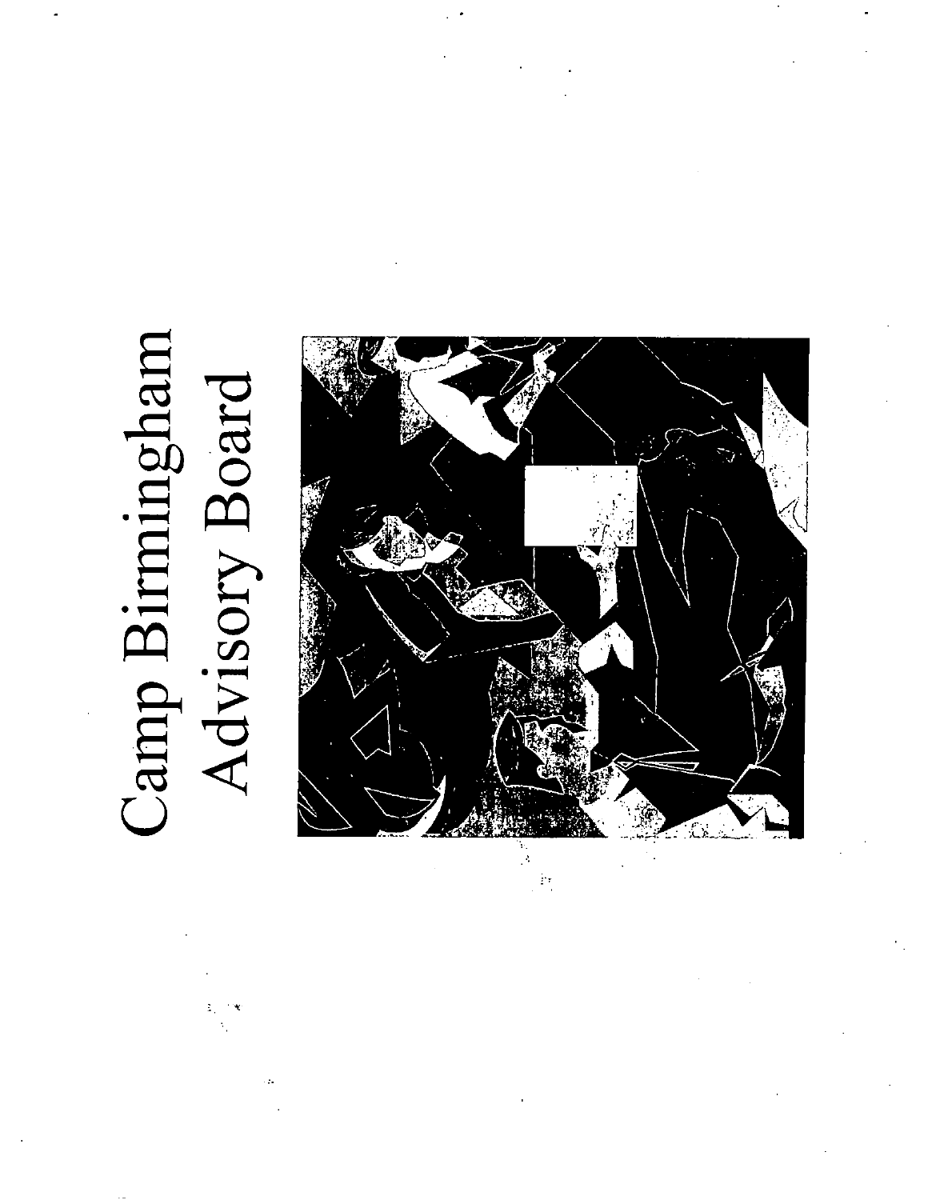# Camp Birmingham Advisory Board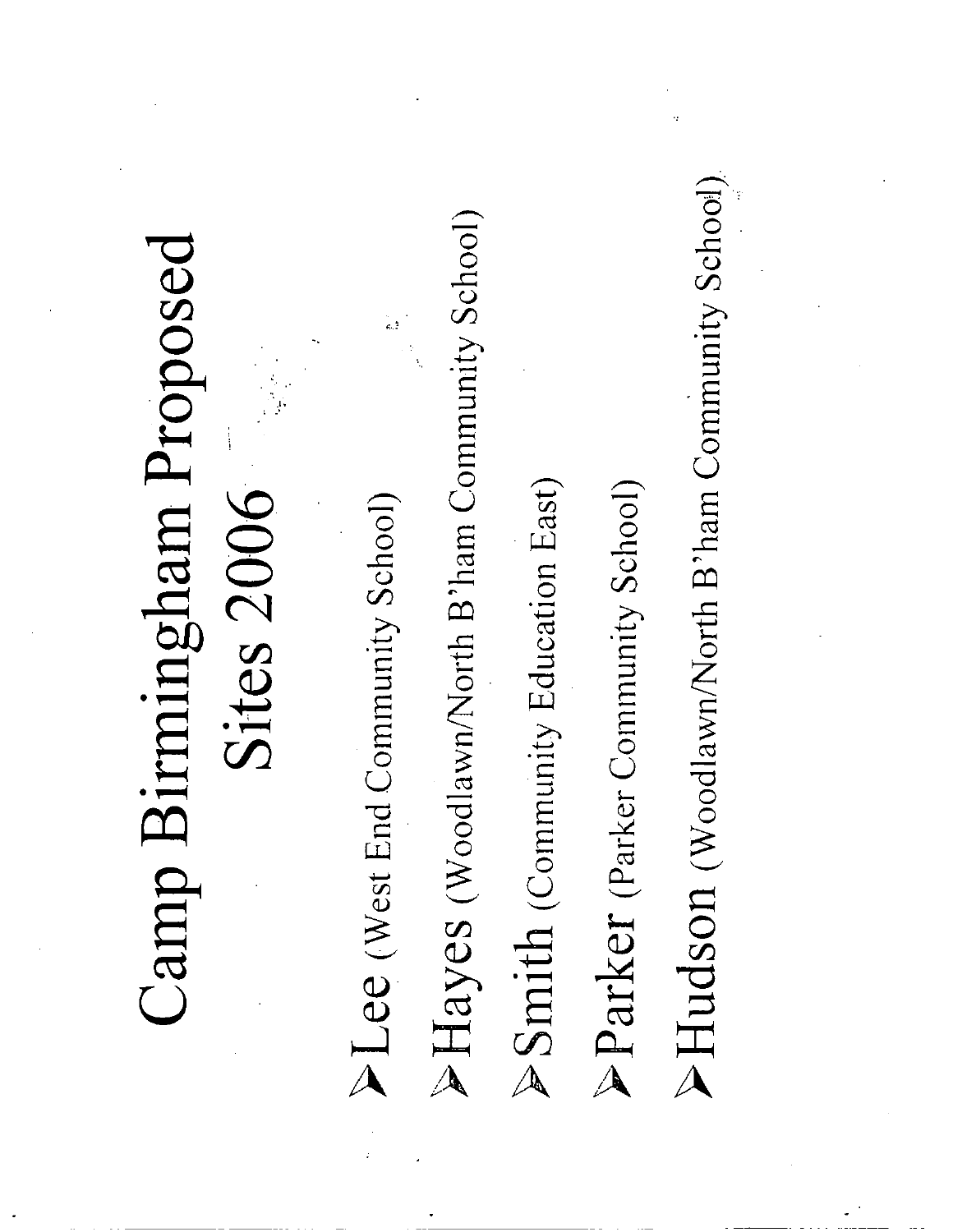# Camp Birmingham Proposed Sites 2006

- **Lee** (West End Community School)
- **Hayes** (Woodlawn/North B'ham Community School)
- **Smith** (Community Education East)
- **Parker** (Parker Community School)
- **Hudson** (Woodlawn/North B'ham Community School)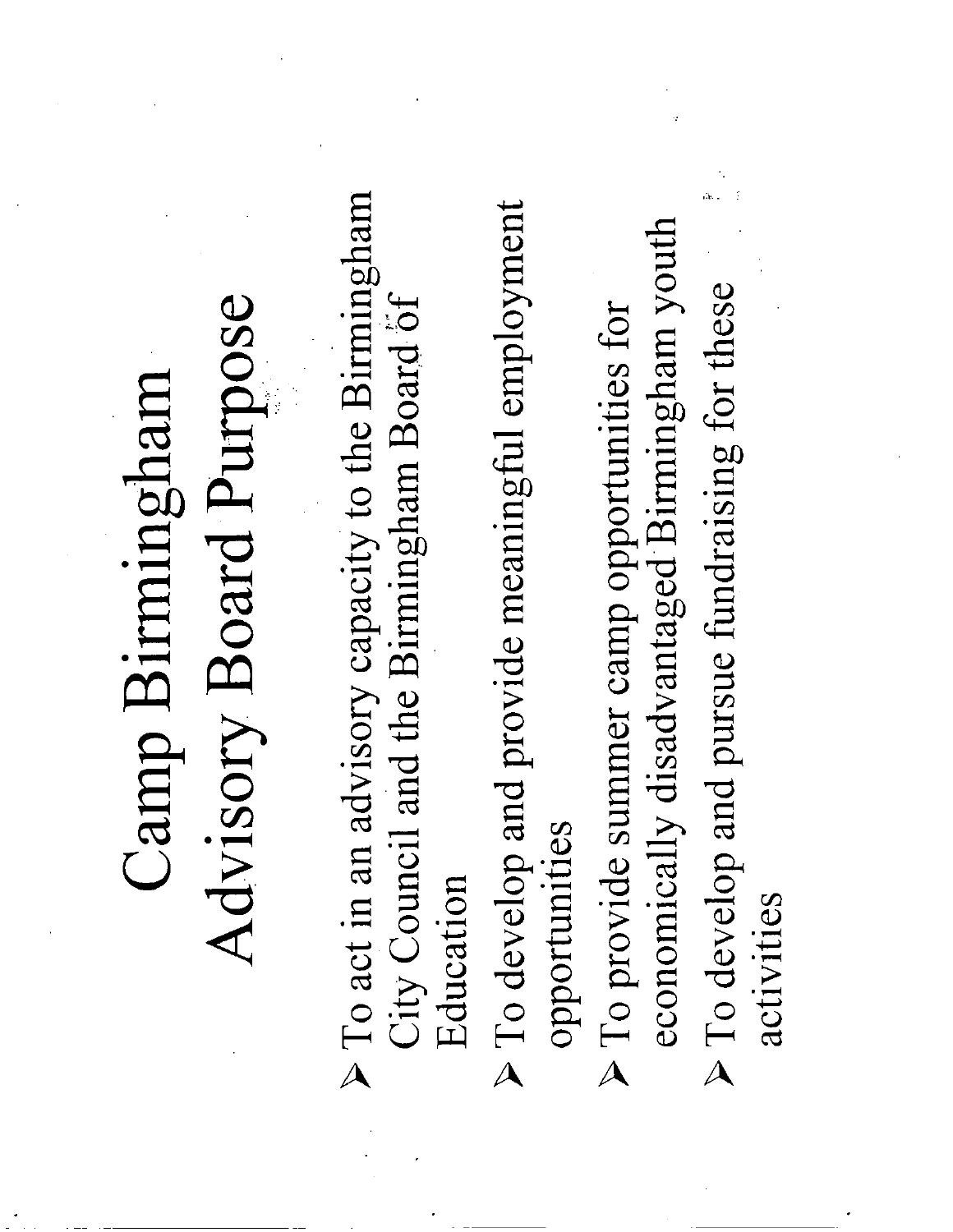# Camp Birmingham Advisory Board Purpose

- To act in an advisory capacity to the Birmingham City Council and the Birmingham Board of Education
- To develop and provide meaningful employment opportunities
- To provide summer camp opportunities for economically disadvantaged Birmingham youth
- To develop and pursue fundraising for these activities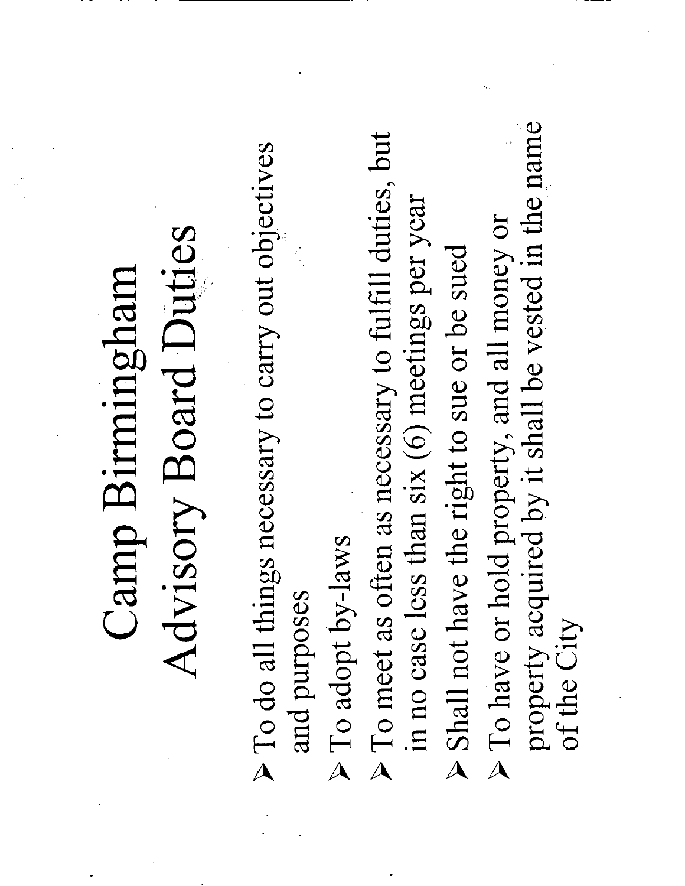# Camp Birmingham Advisory Board Duties

- To do all things necessary to carry out objectives and purposes
- To adopt by-laws
- To meet as often as necessary to fulfill duties, but in no case less than six (6) meetings per year
- Shall not have the right to sue or be sued
- To have or hold property, and all money or property acquired by it shall be vested in the name of the City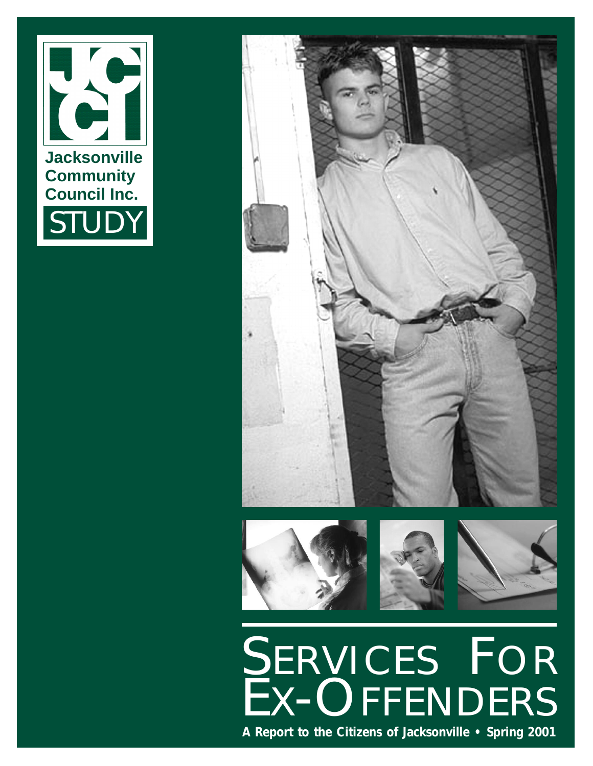Jacksonville Community Council Inc.

STUDY

# SERVICES FOR EX-OFFENDERS

**A Report to the Citizens of Jacksonville • Spring 2001**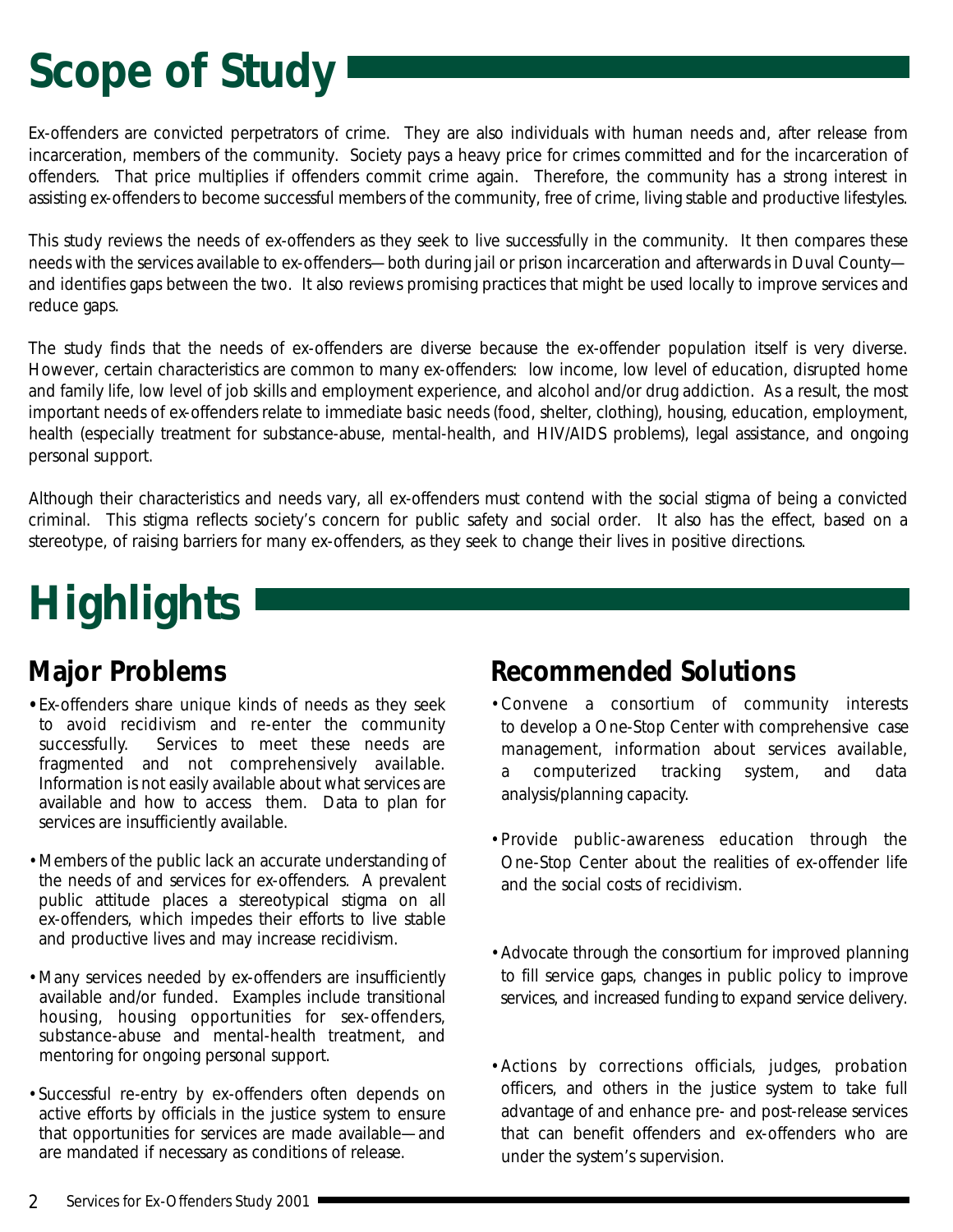# Scope of Study

Ex-offenders are convicted perpetrators of crime. They are also individuals with human needs and, after release from incarceration, members of the community. Society pays a heavy price for crimes committed and for the incarceration of offenders. That price multiplies if offenders commit crime again. Therefore, the community has a strong interest in assisting ex-offenders to become successful members of the community, free of crime, living stable and productive lifestyles.

This study reviews the needs of ex-offenders as they seek to live successfully in the community. It then compares these needs with the services available to ex-offenders—both during jail or prison incarceration and afterwards in Duval County—and identifies gaps between the two. It also reviews promising practices that might be used locally to improve services and reduce gaps.

The study finds that the needs of ex-offenders are diverse because the ex-offender population itself is very diverse. However, certain characteristics are common to many ex-offenders: low income, low level of education, disrupted home and family life, low level of job skills and employment experience, and alcohol and/or drug addiction. As a result, the most important needs of ex-offenders relate to immediate basic needs (food, shelter, clothing), housing, education, employment, health (especially treatment for substance-abuse, mental-health, and HIV/AIDS problems), legal assistance, and ongoing personal support.

Although their characteristics and needs vary, all ex-offenders must contend with the social stigma of being a convicted criminal. This stigma reflects society's concern for public safety and social order. It also has the effect, based on a stereotype, of raising barriers for many ex-offenders, as they seek to change their lives in positive directions.

# Highlights

## Major Problems

- Ex-offenders share unique kinds of needs as they seek to avoid recidivism and re-enter the community successfully. Services to meet these needs are fragmented and not comprehensively available. Information is not easily available about what services are available and how to access them. Data to plan for services are insufficiently available.
- Members of the public lack an accurate understanding of the needs of and services for ex-offenders. A prevalent public attitude places a stereotypical stigma on all ex-offenders, which impedes their efforts to live stable and productive lives and may increase recidivism.
- Many services needed by ex-offenders are insufficiently available and/or funded. Examples include transitional housing, housing opportunities for sex-offenders, substance-abuse and mental-health treatment, and mentoring for ongoing personal support.
- Successful re-entry by ex-offenders often depends on active efforts by officials in the justice system to ensure that opportunities for services are made available—and are mandated if necessary as conditions of release.

## Recommended Solutions

- Convene a consortium of community interests to develop a One-Stop Center with comprehensive case management, information about services available, a computerized tracking system, and data analysis/planning capacity.
- Provide public-awareness education through the One-Stop Center about the realities of ex-offender life and the social costs of recidivism.
- Advocate through the consortium for improved planning to fill service gaps, changes in public policy to improve services, and increased funding to expand service delivery.
- Actions by corrections officials, judges, probation officers, and others in the justice system to take full advantage of and enhance pre- and post-release services that can benefit offenders and ex-offenders who are under the system's supervision.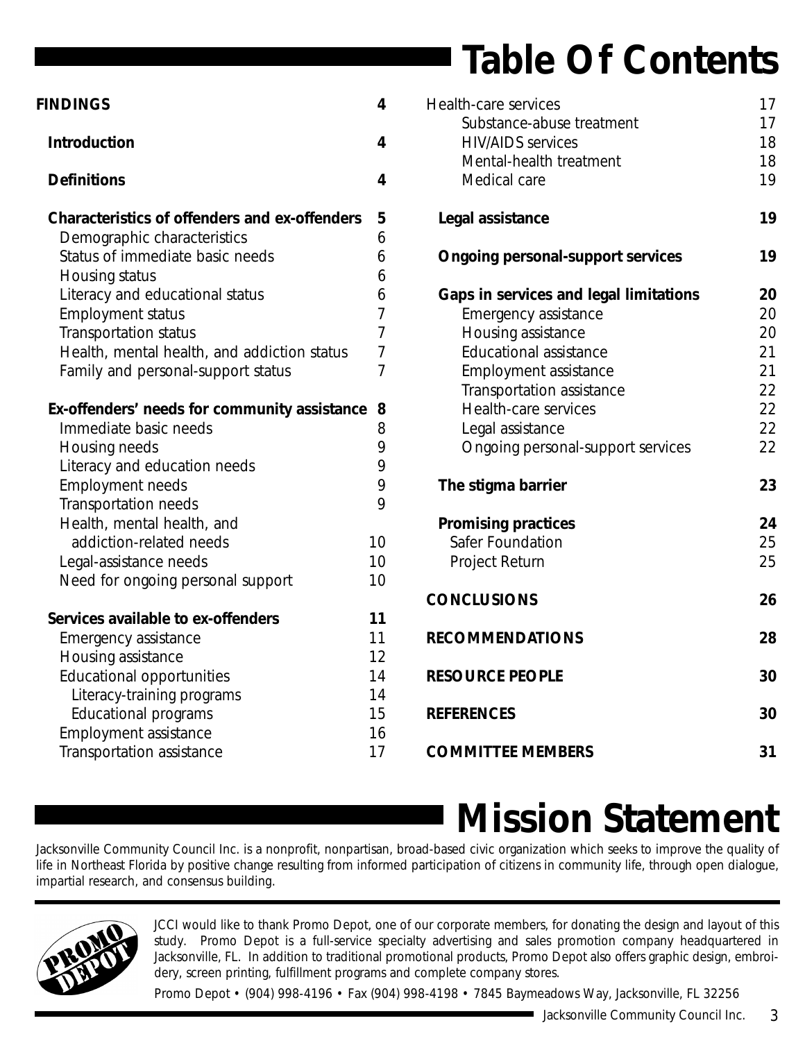# Table Of Contents

| | |
|---|---|
| **FINDINGS** | **4** |
| **Introduction** | **4** |
| **Definitions** | **4** |
| **Characteristics of offenders and ex-offenders** | **5** |
| Demographic characteristics | 6 |
| Status of immediate basic needs | 6 |
| Housing status | 6 |
| Literacy and educational status | 6 |
| Employment status | 7 |
| Transportation status | 7 |
| Health, mental health, and addiction status | 7 |
| Family and personal-support status | 7 |
| **Ex-offenders' needs for community assistance** | **8** |
| Immediate basic needs | 8 |
| Housing needs | 9 |
| Literacy and education needs | 9 |
| Employment needs | 9 |
| Transportation needs | 9 |
| Health, mental health, and addiction-related needs | 10 |
| Legal-assistance needs | 10 |
| Need for ongoing personal support | 10 |
| **Services available to ex-offenders** | **11** |
| Emergency assistance | 11 |
| Housing assistance | 12 |
| Educational opportunities | 14 |
| Literacy-training programs | 14 |
| Educational programs | 15 |
| Employment assistance | 16 |
| Transportation assistance | 17 |
| Health-care services | 17 |
| Substance-abuse treatment | 17 |
| HIV/AIDS services | 18 |
| Mental-health treatment | 18 |
| Medical care | 19 |
| **Legal assistance** | **19** |
| **Ongoing personal-support services** | **19** |
| **Gaps in services and legal limitations** | **20** |
| Emergency assistance | 20 |
| Housing assistance | 20 |
| Educational assistance | 21 |
| Employment assistance | 21 |
| Transportation assistance | 22 |
| Health-care services | 22 |
| Legal assistance | 22 |
| Ongoing personal-support services | 22 |
| **The stigma barrier** | **23** |
| **Promising practices** | **24** |
| Safer Foundation | 25 |
| Project Return | 25 |
| **CONCLUSIONS** | **26** |
| **RECOMMENDATIONS** | **28** |
| **RESOURCE PEOPLE** | **30** |
| **REFERENCES** | **30** |
| **COMMITTEE MEMBERS** | **31** |

# Mission Statement

Jacksonville Community Council Inc. is a nonprofit, nonpartisan, broad-based civic organization which seeks to improve the quality of life in Northeast Florida by positive change resulting from informed participation of citizens in community life, through open dialogue, impartial research, and consensus building.

PROMO DEPOT

JCCI would like to thank Promo Depot, one of our corporate members, for donating the design and layout of this study. Promo Depot is a full-service specialty advertising and sales promotion company headquartered in Jacksonville, FL. In addition to traditional promotional products, Promo Depot also offers graphic design, embroidery, screen printing, fulfillment programs and complete company stores.

Promo Depot • (904) 998-4196 • Fax (904) 998-4198 • 7845 Baymeadows Way, Jacksonville, FL 32256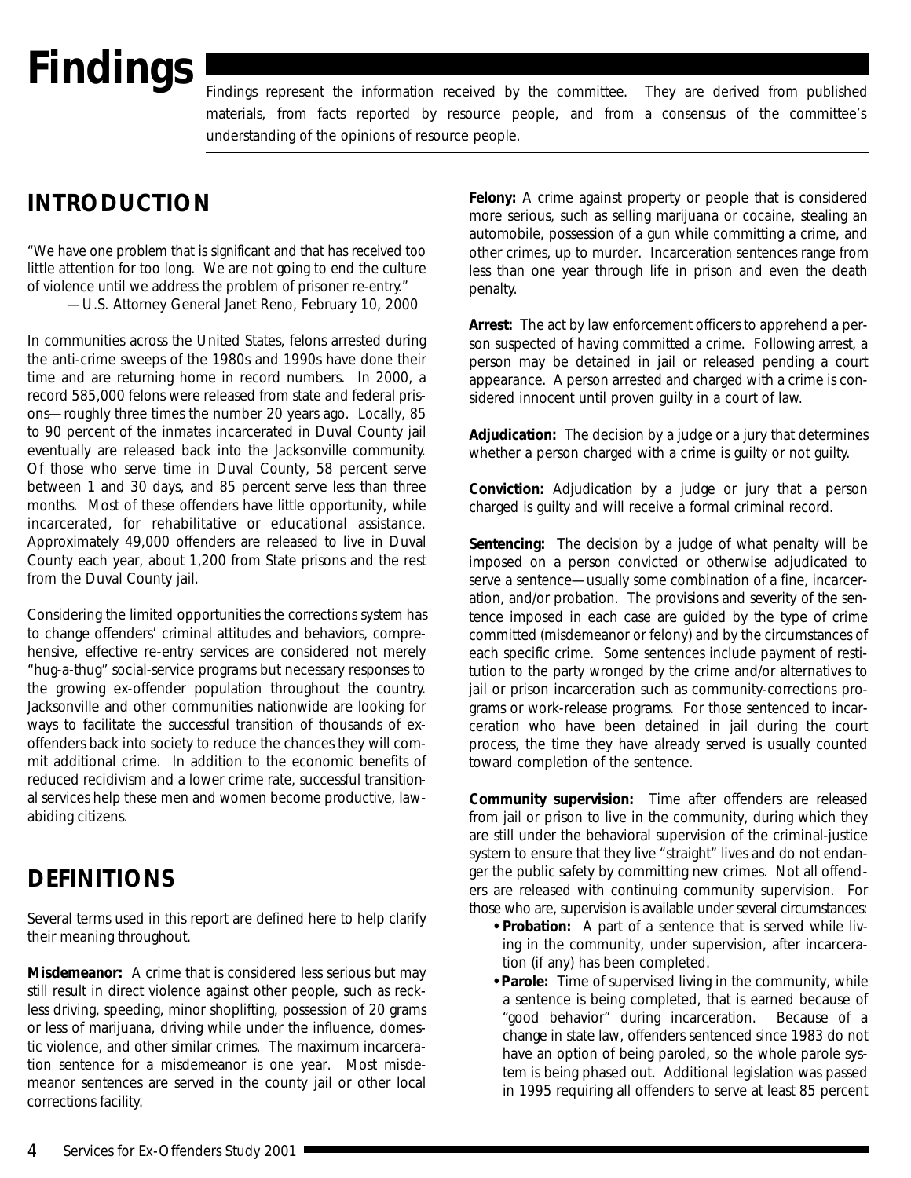# Findings

Findings represent the information received by the committee. They are derived from published materials, from facts reported by resource people, and from a consensus of the committee's understanding of the opinions of resource people.

## INTRODUCTION

"We have one problem that is significant and that has received too little attention for too long. We are not going to end the culture of violence until we address the problem of prisoner re-entry."
—U.S. Attorney General Janet Reno, February 10, 2000

In communities across the United States, felons arrested during the anti-crime sweeps of the 1980s and 1990s have done their time and are returning home in record numbers. In 2000, a record 585,000 felons were released from state and federal prisons—roughly three times the number 20 years ago. Locally, 85 to 90 percent of the inmates incarcerated in Duval County jail eventually are released back into the Jacksonville community. Of those who serve time in Duval County, 58 percent serve between 1 and 30 days, and 85 percent serve less than three months. Most of these offenders have little opportunity, while incarcerated, for rehabilitative or educational assistance. Approximately 49,000 offenders are released to live in Duval County each year, about 1,200 from State prisons and the rest from the Duval County jail.

Considering the limited opportunities the corrections system has to change offenders' criminal attitudes and behaviors, comprehensive, effective re-entry services are considered not merely "hug-a-thug" social-service programs but necessary responses to the growing ex-offender population throughout the country. Jacksonville and other communities nationwide are looking for ways to facilitate the successful transition of thousands of ex-offenders back into society to reduce the chances they will commit additional crime. In addition to the economic benefits of reduced recidivism and a lower crime rate, successful transitional services help these men and women become productive, law-abiding citizens.

## DEFINITIONS

Several terms used in this report are defined here to help clarify their meaning throughout.

**Misdemeanor:** A crime that is considered less serious but may still result in direct violence against other people, such as reckless driving, speeding, minor shoplifting, possession of 20 grams or less of marijuana, driving while under the influence, domestic violence, and other similar crimes. The maximum incarceration sentence for a misdemeanor is one year. Most misdemeanor sentences are served in the county jail or other local corrections facility.

**Felony:** A crime against property or people that is considered more serious, such as selling marijuana or cocaine, stealing an automobile, possession of a gun while committing a crime, and other crimes, up to murder. Incarceration sentences range from less than one year through life in prison and even the death penalty.

**Arrest:** The act by law enforcement officers to apprehend a person suspected of having committed a crime. Following arrest, a person may be detained in jail or released pending a court appearance. A person arrested and charged with a crime is considered innocent until proven guilty in a court of law.

**Adjudication:** The decision by a judge or a jury that determines whether a person charged with a crime is guilty or not guilty.

**Conviction:** Adjudication by a judge or jury that a person charged is guilty and will receive a formal criminal record.

**Sentencing:** The decision by a judge of what penalty will be imposed on a person convicted or otherwise adjudicated to serve a sentence—usually some combination of a fine, incarceration, and/or probation. The provisions and severity of the sentence imposed in each case are guided by the type of crime committed (misdemeanor or felony) and by the circumstances of each specific crime. Some sentences include payment of restitution to the party wronged by the crime and/or alternatives to jail or prison incarceration such as community-corrections programs or work-release programs. For those sentenced to incarceration who have been detained in jail during the court process, the time they have already served is usually counted toward completion of the sentence.

**Community supervision:** Time after offenders are released from jail or prison to live in the community, during which they are still under the behavioral supervision of the criminal-justice system to ensure that they live "straight" lives and do not endanger the public safety by committing new crimes. Not all offenders are released with continuing community supervision. For those who are, supervision is available under several circumstances:

- **Probation:** A part of a sentence that is served while living in the community, under supervision, after incarceration (if any) has been completed.
- **Parole:** Time of supervised living in the community, while a sentence is being completed, that is earned because of "good behavior" during incarceration. Because of a change in state law, offenders sentenced since 1983 do not have an option of being paroled, so the whole parole system is being phased out. Additional legislation was passed in 1995 requiring all offenders to serve at least 85 percent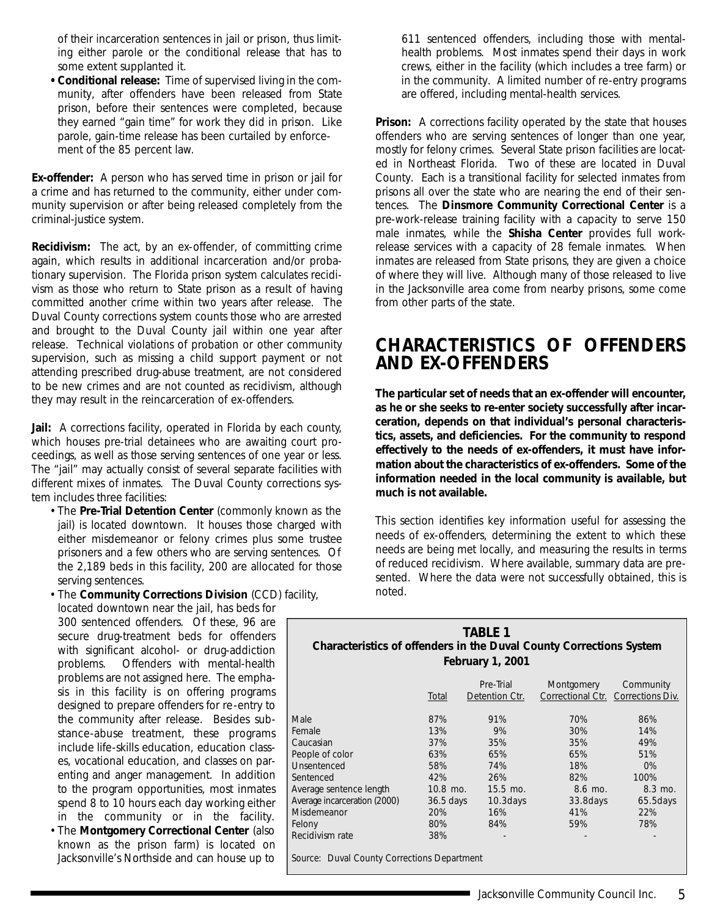of their incarceration sentences in jail or prison, thus limiting either parole or the conditional release that has to some extent supplanted it.

- **Conditional release:** Time of supervised living in the community, after offenders have been released from State prison, before their sentences were completed, because they earned "gain time" for work they did in prison. Like parole, gain-time release has been curtailed by enforcement of the 85 percent law.

**Ex-offender:** A person who has served time in prison or jail for a crime and has returned to the community, either under community supervision or after being released completely from the criminal-justice system.

**Recidivism:** The act, by an ex-offender, of committing crime again, which results in additional incarceration and/or probationary supervision. The Florida prison system calculates recidivism as those who return to State prison as a result of having committed another crime within two years after release. The Duval County corrections system counts those who are arrested and brought to the Duval County jail within one year after release. Technical violations of probation or other community supervision, such as missing a child support payment or not attending prescribed drug-abuse treatment, are not considered to be new crimes and are not counted as recidivism, although they may result in the reincarceration of ex-offenders.

**Jail:** A corrections facility, operated in Florida by each county, which houses pre-trial detainees who are awaiting court proceedings, as well as those serving sentences of one year or less. The "jail" may actually consist of several separate facilities with different mixes of inmates. The Duval County corrections system includes three facilities:

- The **Pre-Trial Detention Center** (commonly known as the jail) is located downtown. It houses those charged with either misdemeanor or felony crimes plus some trustee prisoners and a few others who are serving sentences. Of the 2,189 beds in this facility, 200 are allocated for those serving sentences.
- The **Community Corrections Division** (CCD) facility, located downtown near the jail, has beds for 300 sentenced offenders. Of these, 96 are secure drug-treatment beds for offenders with significant alcohol- or drug-addiction problems. Offenders with mental-health problems are not assigned here. The emphasis in this facility is on offering programs designed to prepare offenders for re-entry to the community after release. Besides substance-abuse treatment, these programs include life-skills education, education classes, vocational education, and classes on parenting and anger management. In addition to the program opportunities, most inmates spend 8 to 10 hours each day working either in the community or in the facility.
- The **Montgomery Correctional Center** (also known as the prison farm) is located on Jacksonville's Northside and can house up to 611 sentenced offenders, including those with mental-health problems. Most inmates spend their days in work crews, either in the facility (which includes a tree farm) or in the community. A limited number of re-entry programs are offered, including mental-health services.

**Prison:** A corrections facility operated by the state that houses offenders who are serving sentences of longer than one year, mostly for felony crimes. Several State prison facilities are located in Northeast Florida. Two of these are located in Duval County. Each is a transitional facility for selected inmates from prisons all over the state who are nearing the end of their sentences. The **Dinsmore Community Correctional Center** is a pre-work-release training facility with a capacity to serve 150 male inmates, while the **Shisha Center** provides full work-release services with a capacity of 28 female inmates. When inmates are released from State prisons, they are given a choice of where they will live. Although many of those released to live in the Jacksonville area come from nearby prisons, some come from other parts of the state.

## CHARACTERISTICS OF OFFENDERS AND EX-OFFENDERS

**The particular set of needs that an ex-offender will encounter, as he or she seeks to re-enter society successfully after incarceration, depends on that individual's personal characteristics, assets, and deficiencies. For the community to respond effectively to the needs of ex-offenders, it must have information about the characteristics of ex-offenders. Some of the information needed in the local community is available, but much is not available.**

This section identifies key information useful for assessing the needs of ex-offenders, determining the extent to which these needs are being met locally, and measuring the results in terms of reduced recidivism. Where available, summary data are presented. Where the data were not successfully obtained, this is noted.

**TABLE 1**
**Characteristics of offenders in the Duval County Corrections System**
**February 1, 2001**

| | Total | Pre-Trial Detention Ctr. | Montgomery Correctional Ctr. | Community Corrections Div. |
|---|---|---|---|---|
| Male | 87% | 91% | 70% | 86% |
| Female | 13% | 9% | 30% | 14% |
| Caucasian | 37% | 35% | 35% | 49% |
| People of color | 63% | 65% | 65% | 51% |
| Unsentenced | 58% | 74% | 18% | 0% |
| Sentenced | 42% | 26% | 82% | 100% |
| Average sentence length | 10.8 mo. | 15.5 mo. | 8.6 mo. | 8.3 mo. |
| Average incarceration (2000) | 36.5 days | 10.3days | 33.8days | 65.5days |
| Misdemeanor | 20% | 16% | 41% | 22% |
| Felony | 80% | 84% | 59% | 78% |
| Recidivism rate | 38% | - | - | - |

Source: Duval County Corrections Department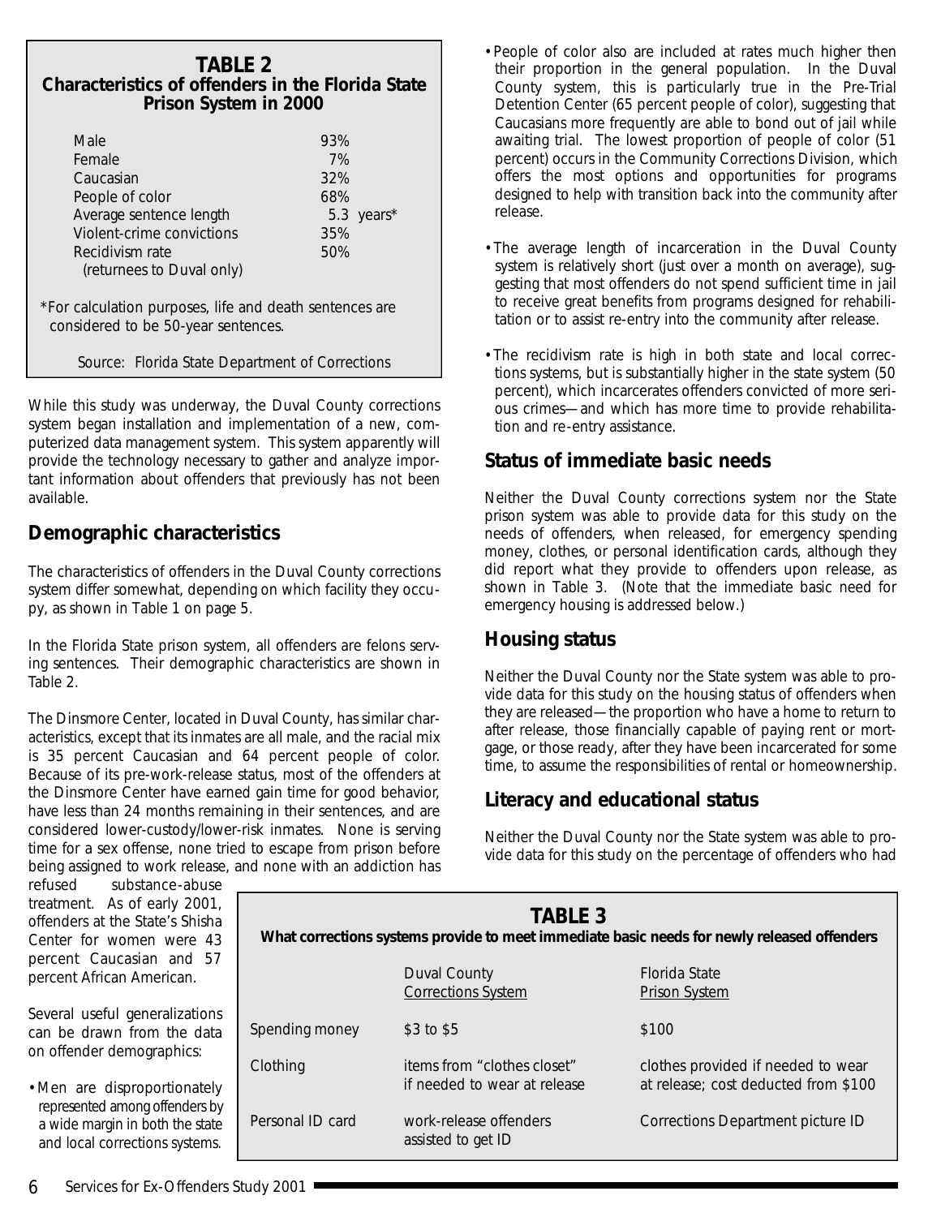## TABLE 2
**Characteristics of offenders in the Florida State Prison System in 2000**

| | |
|---|---|
| Male | 93% |
| Female | 7% |
| Caucasian | 32% |
| People of color | 68% |
| Average sentence length | 5.3 years* |
| Violent-crime convictions | 35% |
| Recidivism rate (returnees to Duval only) | 50% |

*For calculation purposes, life and death sentences are considered to be 50-year sentences.

Source: Florida State Department of Corrections

While this study was underway, the Duval County corrections system began installation and implementation of a new, computerized data management system. This system apparently will provide the technology necessary to gather and analyze important information about offenders that previously has not been available.

### Demographic characteristics

The characteristics of offenders in the Duval County corrections system differ somewhat, depending on which facility they occupy, as shown in Table 1 on page 5.

In the Florida State prison system, all offenders are felons serving sentences. Their demographic characteristics are shown in Table 2.

The Dinsmore Center, located in Duval County, has similar characteristics, except that its inmates are all male, and the racial mix is 35 percent Caucasian and 64 percent people of color. Because of its pre-work-release status, most of the offenders at the Dinsmore Center have earned gain time for good behavior, have less than 24 months remaining in their sentences, and are considered lower-custody/lower-risk inmates. None is serving time for a sex offense, none tried to escape from prison before being assigned to work release, and none with an addiction has refused substance-abuse treatment. As of early 2001, offenders at the State's Shisha Center for women were 43 percent Caucasian and 57 percent African American.

Several useful generalizations can be drawn from the data on offender demographics:

- Men are disproportionately represented among offenders by a wide margin in both the state and local corrections systems.
- People of color also are included at rates much higher then their proportion in the general population. In the Duval County system, this is particularly true in the Pre-Trial Detention Center (65 percent people of color), suggesting that Caucasians more frequently are able to bond out of jail while awaiting trial. The lowest proportion of people of color (51 percent) occurs in the Community Corrections Division, which offers the most options and opportunities for programs designed to help with transition back into the community after release.
- The average length of incarceration in the Duval County system is relatively short (just over a month on average), suggesting that most offenders do not spend sufficient time in jail to receive great benefits from programs designed for rehabilitation or to assist re-entry into the community after release.
- The recidivism rate is high in both state and local corrections systems, but is substantially higher in the state system (50 percent), which incarcerates offenders convicted of more serious crimes—and which has more time to provide rehabilitation and re-entry assistance.

### Status of immediate basic needs

Neither the Duval County corrections system nor the State prison system was able to provide data for this study on the needs of offenders, when released, for emergency spending money, clothes, or personal identification cards, although they did report what they provide to offenders upon release, as shown in Table 3. (Note that the immediate basic need for emergency housing is addressed below.)

### Housing status

Neither the Duval County nor the State system was able to provide data for this study on the housing status of offenders when they are released—the proportion who have a home to return to after release, those financially capable of paying rent or mortgage, or those ready, after they have been incarcerated for some time, to assume the responsibilities of rental or homeownership.

### Literacy and educational status

Neither the Duval County nor the State system was able to provide data for this study on the percentage of offenders who had

## TABLE 3
**What corrections systems provide to meet immediate basic needs for newly released offenders**

| | Duval County Corrections System | Florida State Prison System |
|---|---|---|
| Spending money | $3 to $5 | $100 |
| Clothing | items from "clothes closet" if needed to wear at release | clothes provided if needed to wear at release; cost deducted from $100 |
| Personal ID card | work-release offenders assisted to get ID | Corrections Department picture ID |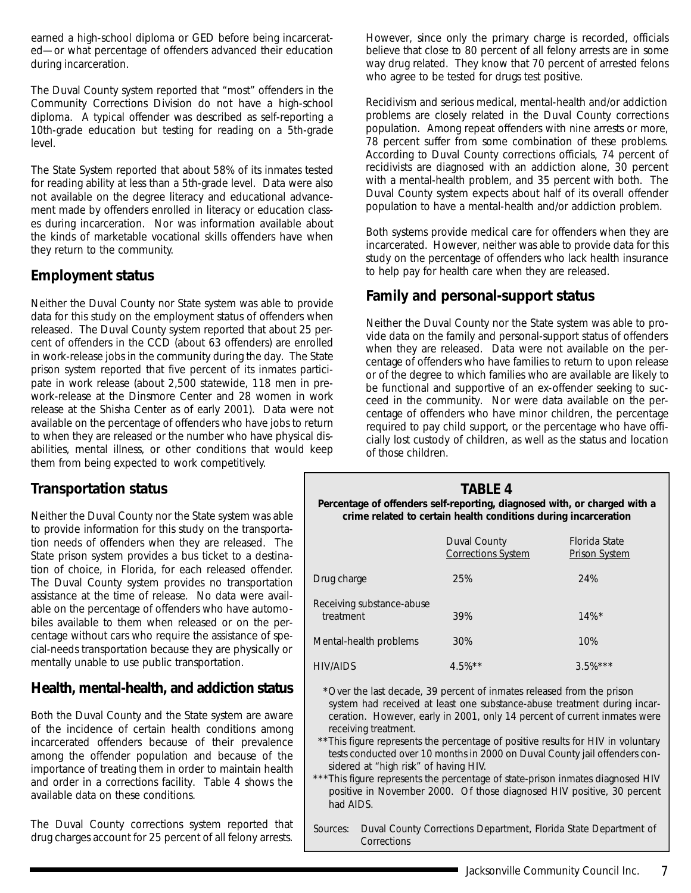earned a high-school diploma or GED before being incarcerated—or what percentage of offenders advanced their education during incarceration.

The Duval County system reported that "most" offenders in the Community Corrections Division do not have a high-school diploma. A typical offender was described as self-reporting a 10th-grade education but testing for reading on a 5th-grade level.

The State System reported that about 58% of its inmates tested for reading ability at less than a 5th-grade level. Data were also not available on the degree literacy and educational advancement made by offenders enrolled in literacy or education classes during incarceration. Nor was information available about the kinds of marketable vocational skills offenders have when they return to the community.

## Employment status

Neither the Duval County nor State system was able to provide data for this study on the employment status of offenders when released. The Duval County system reported that about 25 percent of offenders in the CCD (about 63 offenders) are enrolled in work-release jobs in the community during the day. The State prison system reported that five percent of its inmates participate in work release (about 2,500 statewide, 118 men in pre-work-release at the Dinsmore Center and 28 women in work release at the Shisha Center as of early 2001). Data were not available on the percentage of offenders who have jobs to return to when they are released or the number who have physical disabilities, mental illness, or other conditions that would keep them from being expected to work competitively.

## Transportation status

Neither the Duval County nor the State system was able to provide information for this study on the transportation needs of offenders when they are released. The State prison system provides a bus ticket to a destination of choice, in Florida, for each released offender. The Duval County system provides no transportation assistance at the time of release. No data were available on the percentage of offenders who have automobiles available to them when released or on the percentage without cars who require the assistance of special-needs transportation because they are physically or mentally unable to use public transportation.

## Health, mental-health, and addiction status

Both the Duval County and the State system are aware of the incidence of certain health conditions among incarcerated offenders because of their prevalence among the offender population and because of the importance of treating them in order to maintain health and order in a corrections facility. Table 4 shows the available data on these conditions.

The Duval County corrections system reported that drug charges account for 25 percent of all felony arrests. However, since only the primary charge is recorded, officials believe that close to 80 percent of all felony arrests are in some way drug related. They know that 70 percent of arrested felons who agree to be tested for drugs test positive.

Recidivism and serious medical, mental-health and/or addiction problems are closely related in the Duval County corrections population. Among repeat offenders with nine arrests or more, 78 percent suffer from some combination of these problems. According to Duval County corrections officials, 74 percent of recidivists are diagnosed with an addiction alone, 30 percent with a mental-health problem, and 35 percent with both. The Duval County system expects about half of its overall offender population to have a mental-health and/or addiction problem.

Both systems provide medical care for offenders when they are incarcerated. However, neither was able to provide data for this study on the percentage of offenders who lack health insurance to help pay for health care when they are released.

## Family and personal-support status

Neither the Duval County nor the State system was able to provide data on the family and personal-support status of offenders when they are released. Data were not available on the percentage of offenders who have families to return to upon release or of the degree to which families who are available are likely to be functional and supportive of an ex-offender seeking to succeed in the community. Nor were data available on the percentage of offenders who have minor children, the percentage required to pay child support, or the percentage who have officially lost custody of children, as well as the status and location of those children.

**TABLE 4**

**Percentage of offenders self-reporting, diagnosed with, or charged with a crime related to certain health conditions during incarceration**

| | Duval County Corrections System | Florida State Prison System |
|---|---|---|
| Drug charge | 25% | 24% |
| Receiving substance-abuse treatment | 39% | 14%* |
| Mental-health problems | 30% | 10% |
| HIV/AIDS | 4.5%** | 3.5%*** |

*Over the last decade, 39 percent of inmates released from the prison system had received at least one substance-abuse treatment during incarceration. However, early in 2001, only 14 percent of current inmates were receiving treatment.

**This figure represents the percentage of positive results for HIV in voluntary tests conducted over 10 months in 2000 on Duval County jail offenders considered at "high risk" of having HIV.

***This figure represents the percentage of state-prison inmates diagnosed HIV positive in November 2000. Of those diagnosed HIV positive, 30 percent had AIDS.

Sources: Duval County Corrections Department, Florida State Department of Corrections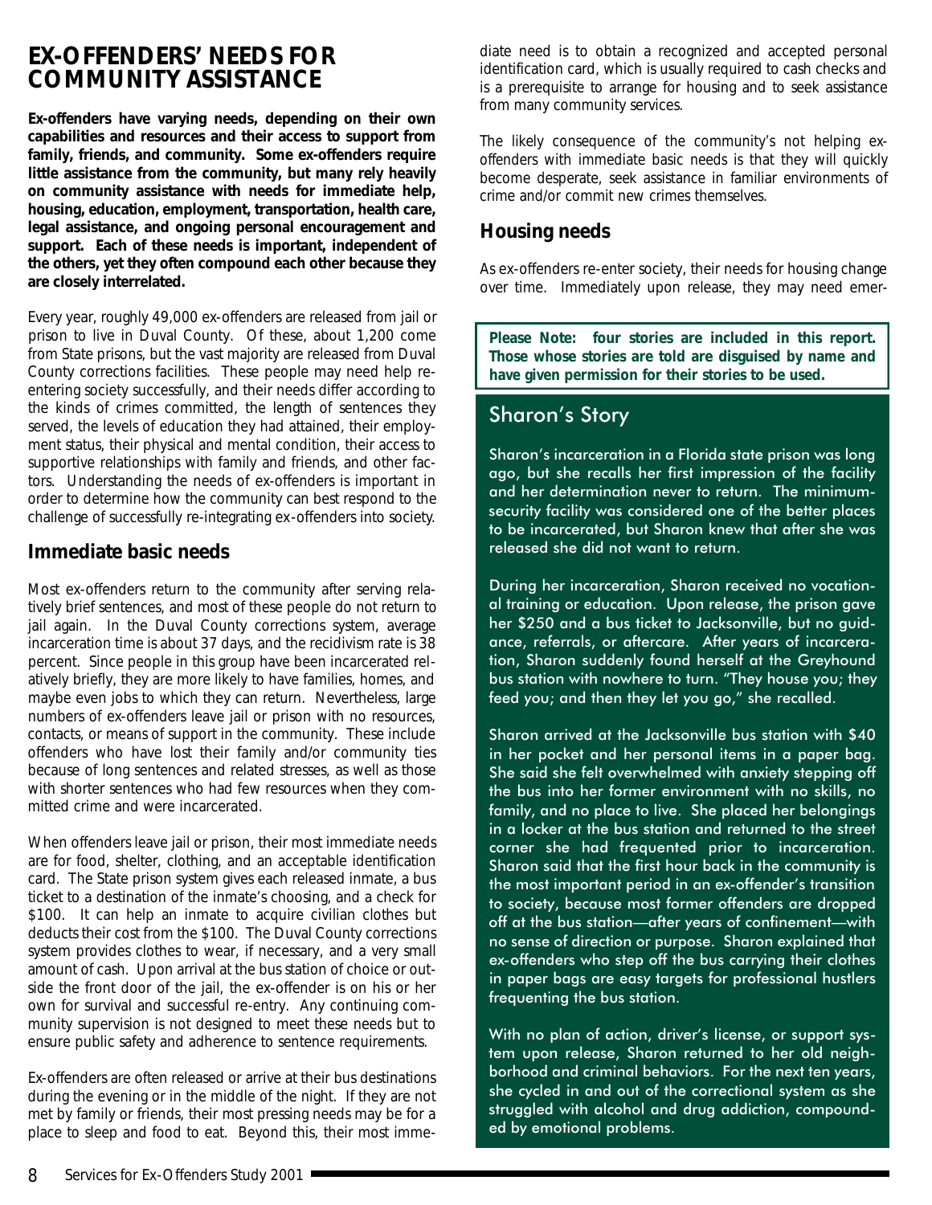## EX-OFFENDERS' NEEDS FOR COMMUNITY ASSISTANCE

**Ex-offenders have varying needs, depending on their own capabilities and resources and their access to support from family, friends, and community. Some ex-offenders require little assistance from the community, but many rely heavily on community assistance with needs for immediate help, housing, education, employment, transportation, health care, legal assistance, and ongoing personal encouragement and support. Each of these needs is important, independent of the others, yet they often compound each other because they are closely interrelated.**

Every year, roughly 49,000 ex-offenders are released from jail or prison to live in Duval County. Of these, about 1,200 come from State prisons, but the vast majority are released from Duval County corrections facilities. These people may need help re-entering society successfully, and their needs differ according to the kinds of crimes committed, the length of sentences they served, the levels of education they had attained, their employment status, their physical and mental condition, their access to supportive relationships with family and friends, and other factors. Understanding the needs of ex-offenders is important in order to determine how the community can best respond to the challenge of successfully re-integrating ex-offenders into society.

### Immediate basic needs

Most ex-offenders return to the community after serving relatively brief sentences, and most of these people do not return to jail again. In the Duval County corrections system, average incarceration time is about 37 days, and the recidivism rate is 38 percent. Since people in this group have been incarcerated relatively briefly, they are more likely to have families, homes, and maybe even jobs to which they can return. Nevertheless, large numbers of ex-offenders leave jail or prison with no resources, contacts, or means of support in the community. These include offenders who have lost their family and/or community ties because of long sentences and related stresses, as well as those with shorter sentences who had few resources when they committed crime and were incarcerated.

When offenders leave jail or prison, their most immediate needs are for food, shelter, clothing, and an acceptable identification card. The State prison system gives each released inmate, a bus ticket to a destination of the inmate's choosing, and a check for $100. It can help an inmate to acquire civilian clothes but deducts their cost from the $100. The Duval County corrections system provides clothes to wear, if necessary, and a very small amount of cash. Upon arrival at the bus station of choice or outside the front door of the jail, the ex-offender is on his or her own for survival and successful re-entry. Any continuing community supervision is not designed to meet these needs but to ensure public safety and adherence to sentence requirements.

Ex-offenders are often released or arrive at their bus destinations during the evening or in the middle of the night. If they are not met by family or friends, their most pressing needs may be for a place to sleep and food to eat. Beyond this, their most immediate need is to obtain a recognized and accepted personal identification card, which is usually required to cash checks and is a prerequisite to arrange for housing and to seek assistance from many community services.

The likely consequence of the community's not helping ex-offenders with immediate basic needs is that they will quickly become desperate, seek assistance in familiar environments of crime and/or commit new crimes themselves.

### Housing needs

As ex-offenders re-enter society, their needs for housing change over time. Immediately upon release, they may need emer-

**Please Note: four stories are included in this report. Those whose stories are told are disguised by name and have given permission for their stories to be used.**

### Sharon's Story

Sharon's incarceration in a Florida state prison was long ago, but she recalls her first impression of the facility and her determination never to return. The minimum-security facility was considered one of the better places to be incarcerated, but Sharon knew that after she was released she did not want to return.

During her incarceration, Sharon received no vocational training or education. Upon release, the prison gave her $250 and a bus ticket to Jacksonville, but no guidance, referrals, or aftercare. After years of incarceration, Sharon suddenly found herself at the Greyhound bus station with nowhere to turn. "They house you; they feed you; and then they let you go," she recalled.

Sharon arrived at the Jacksonville bus station with $40 in her pocket and her personal items in a paper bag. She said she felt overwhelmed with anxiety stepping off the bus into her former environment with no skills, no family, and no place to live. She placed her belongings in a locker at the bus station and returned to the street corner she had frequented prior to incarceration. Sharon said that the first hour back in the community is the most important period in an ex-offender's transition to society, because most former offenders are dropped off at the bus station—after years of confinement—with no sense of direction or purpose. Sharon explained that ex-offenders who step off the bus carrying their clothes in paper bags are easy targets for professional hustlers frequenting the bus station.

With no plan of action, driver's license, or support system upon release, Sharon returned to her old neighborhood and criminal behaviors. For the next ten years, she cycled in and out of the correctional system as she struggled with alcohol and drug addiction, compounded by emotional problems.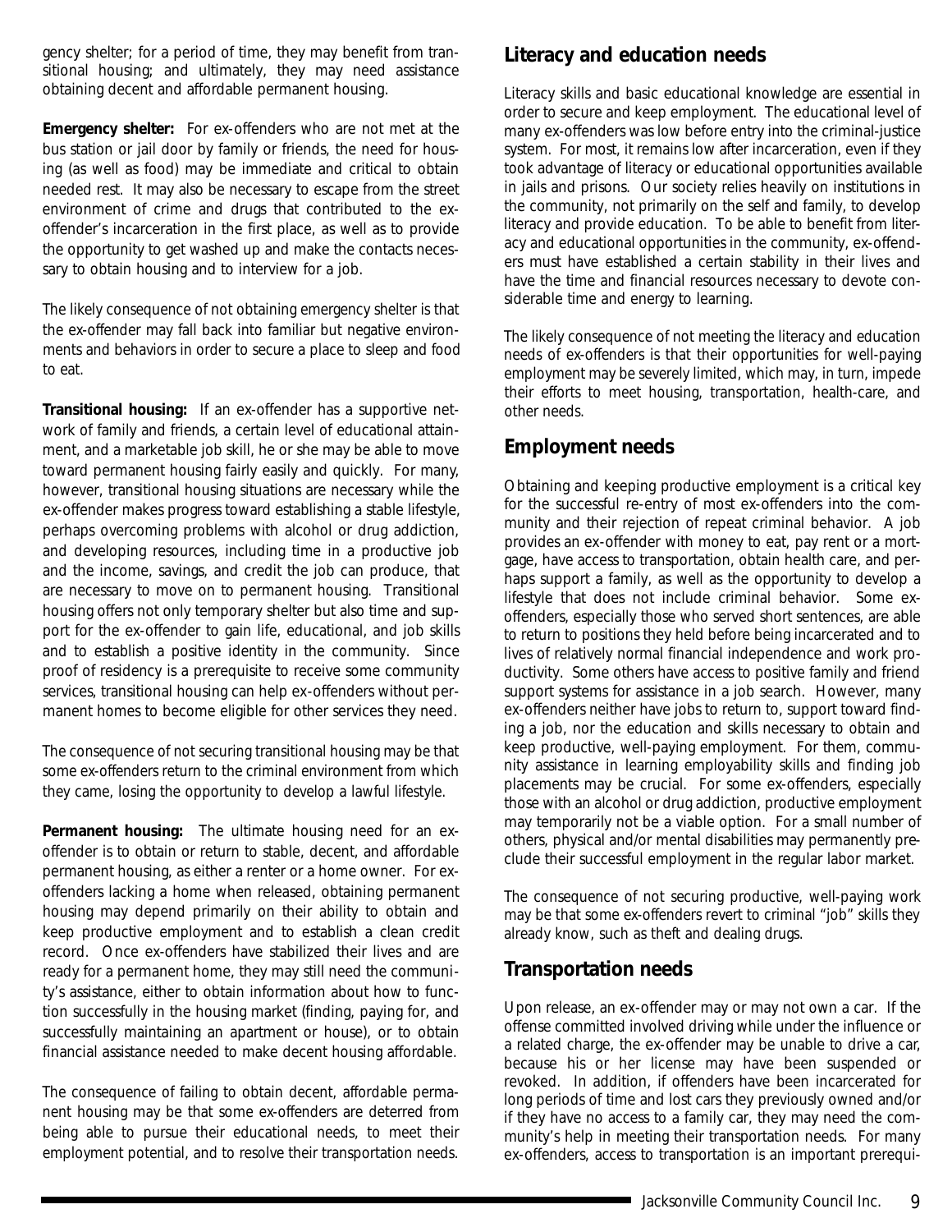gency shelter; for a period of time, they may benefit from transitional housing; and ultimately, they may need assistance obtaining decent and affordable permanent housing.

**Emergency shelter:** For ex-offenders who are not met at the bus station or jail door by family or friends, the need for housing (as well as food) may be immediate and critical to obtain needed rest. It may also be necessary to escape from the street environment of crime and drugs that contributed to the ex-offender's incarceration in the first place, as well as to provide the opportunity to get washed up and make the contacts necessary to obtain housing and to interview for a job.

The likely consequence of not obtaining emergency shelter is that the ex-offender may fall back into familiar but negative environments and behaviors in order to secure a place to sleep and food to eat.

**Transitional housing:** If an ex-offender has a supportive network of family and friends, a certain level of educational attainment, and a marketable job skill, he or she may be able to move toward permanent housing fairly easily and quickly. For many, however, transitional housing situations are necessary while the ex-offender makes progress toward establishing a stable lifestyle, perhaps overcoming problems with alcohol or drug addiction, and developing resources, including time in a productive job and the income, savings, and credit the job can produce, that are necessary to move on to permanent housing. Transitional housing offers not only temporary shelter but also time and support for the ex-offender to gain life, educational, and job skills and to establish a positive identity in the community. Since proof of residency is a prerequisite to receive some community services, transitional housing can help ex-offenders without permanent homes to become eligible for other services they need.

The consequence of not securing transitional housing may be that some ex-offenders return to the criminal environment from which they came, losing the opportunity to develop a lawful lifestyle.

**Permanent housing:** The ultimate housing need for an ex-offender is to obtain or return to stable, decent, and affordable permanent housing, as either a renter or a home owner. For ex-offenders lacking a home when released, obtaining permanent housing may depend primarily on their ability to obtain and keep productive employment and to establish a clean credit record. Once ex-offenders have stabilized their lives and are ready for a permanent home, they may still need the community's assistance, either to obtain information about how to function successfully in the housing market (finding, paying for, and successfully maintaining an apartment or house), or to obtain financial assistance needed to make decent housing affordable.

The consequence of failing to obtain decent, affordable permanent housing may be that some ex-offenders are deterred from being able to pursue their educational needs, to meet their employment potential, and to resolve their transportation needs.

## Literacy and education needs

Literacy skills and basic educational knowledge are essential in order to secure and keep employment. The educational level of many ex-offenders was low before entry into the criminal-justice system. For most, it remains low after incarceration, even if they took advantage of literacy or educational opportunities available in jails and prisons. Our society relies heavily on institutions in the community, not primarily on the self and family, to develop literacy and provide education. To be able to benefit from literacy and educational opportunities in the community, ex-offenders must have established a certain stability in their lives and have the time and financial resources necessary to devote considerable time and energy to learning.

The likely consequence of not meeting the literacy and education needs of ex-offenders is that their opportunities for well-paying employment may be severely limited, which may, in turn, impede their efforts to meet housing, transportation, health-care, and other needs.

## Employment needs

Obtaining and keeping productive employment is a critical key for the successful re-entry of most ex-offenders into the community and their rejection of repeat criminal behavior. A job provides an ex-offender with money to eat, pay rent or a mortgage, have access to transportation, obtain health care, and perhaps support a family, as well as the opportunity to develop a lifestyle that does not include criminal behavior. Some ex-offenders, especially those who served short sentences, are able to return to positions they held before being incarcerated and to lives of relatively normal financial independence and work productivity. Some others have access to positive family and friend support systems for assistance in a job search. However, many ex-offenders neither have jobs to return to, support toward finding a job, nor the education and skills necessary to obtain and keep productive, well-paying employment. For them, community assistance in learning employability skills and finding job placements may be crucial. For some ex-offenders, especially those with an alcohol or drug addiction, productive employment may temporarily not be a viable option. For a small number of others, physical and/or mental disabilities may permanently preclude their successful employment in the regular labor market.

The consequence of not securing productive, well-paying work may be that some ex-offenders revert to criminal "job" skills they already know, such as theft and dealing drugs.

## Transportation needs

Upon release, an ex-offender may or may not own a car. If the offense committed involved driving while under the influence or a related charge, the ex-offender may be unable to drive a car, because his or her license may have been suspended or revoked. In addition, if offenders have been incarcerated for long periods of time and lost cars they previously owned and/or if they have no access to a family car, they may need the community's help in meeting their transportation needs. For many ex-offenders, access to transportation is an important prerequi-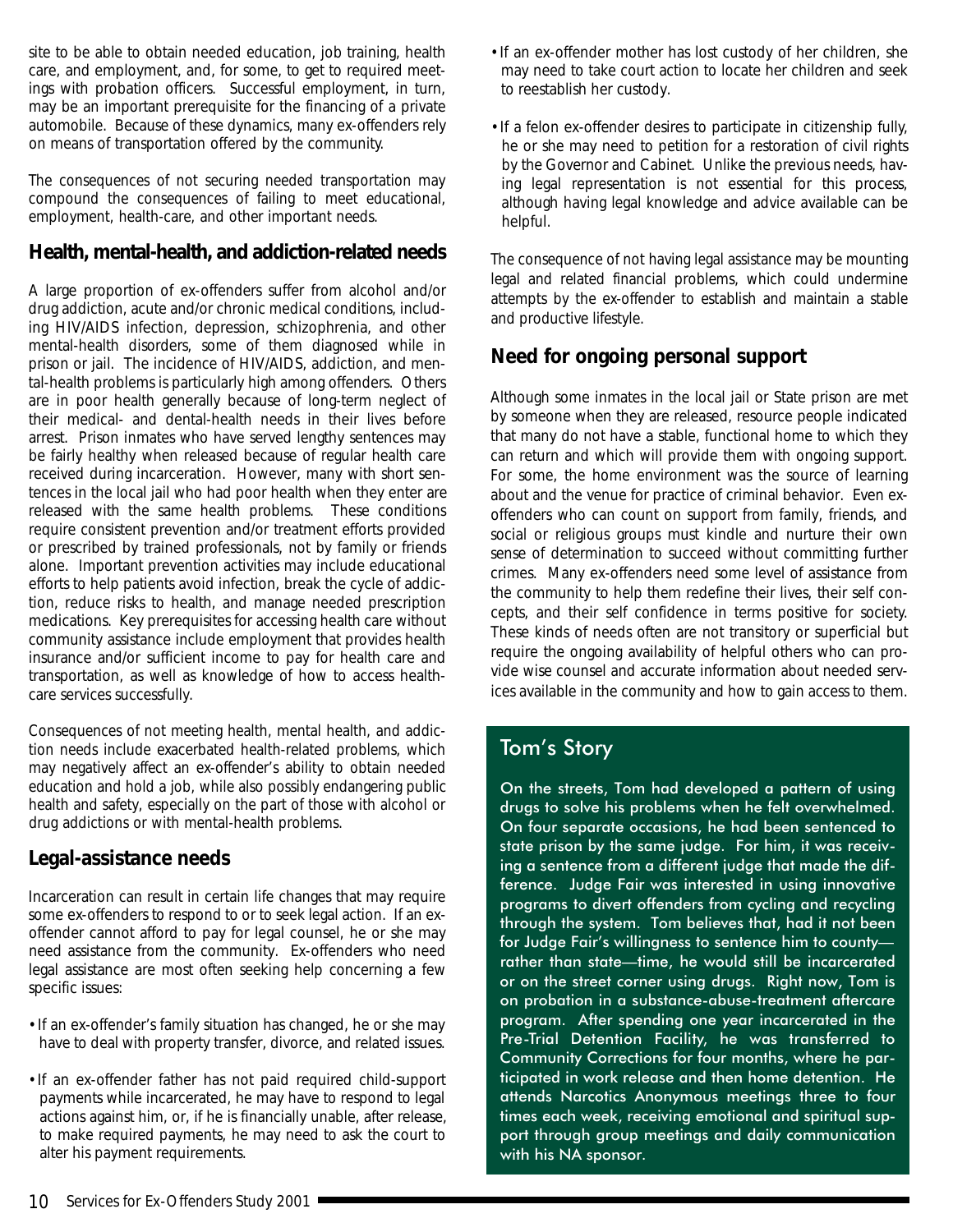site to be able to obtain needed education, job training, health care, and employment, and, for some, to get to required meetings with probation officers. Successful employment, in turn, may be an important prerequisite for the financing of a private automobile. Because of these dynamics, many ex-offenders rely on means of transportation offered by the community.

The consequences of not securing needed transportation may compound the consequences of failing to meet educational, employment, health-care, and other important needs.

## Health, mental-health, and addiction-related needs

A large proportion of ex-offenders suffer from alcohol and/or drug addiction, acute and/or chronic medical conditions, including HIV/AIDS infection, depression, schizophrenia, and other mental-health disorders, some of them diagnosed while in prison or jail. The incidence of HIV/AIDS, addiction, and mental-health problems is particularly high among offenders. Others are in poor health generally because of long-term neglect of their medical- and dental-health needs in their lives before arrest. Prison inmates who have served lengthy sentences may be fairly healthy when released because of regular health care received during incarceration. However, many with short sentences in the local jail who had poor health when they enter are released with the same health problems. These conditions require consistent prevention and/or treatment efforts provided or prescribed by trained professionals, not by family or friends alone. Important prevention activities may include educational efforts to help patients avoid infection, break the cycle of addiction, reduce risks to health, and manage needed prescription medications. Key prerequisites for accessing health care without community assistance include employment that provides health insurance and/or sufficient income to pay for health care and transportation, as well as knowledge of how to access health-care services successfully.

Consequences of not meeting health, mental health, and addiction needs include exacerbated health-related problems, which may negatively affect an ex-offender's ability to obtain needed education and hold a job, while also possibly endangering public health and safety, especially on the part of those with alcohol or drug addictions or with mental-health problems.

## Legal-assistance needs

Incarceration can result in certain life changes that may require some ex-offenders to respond to or to seek legal action. If an ex-offender cannot afford to pay for legal counsel, he or she may need assistance from the community. Ex-offenders who need legal assistance are most often seeking help concerning a few specific issues:

- If an ex-offender's family situation has changed, he or she may have to deal with property transfer, divorce, and related issues.
- If an ex-offender father has not paid required child-support payments while incarcerated, he may have to respond to legal actions against him, or, if he is financially unable, after release, to make required payments, he may need to ask the court to alter his payment requirements.
- If an ex-offender mother has lost custody of her children, she may need to take court action to locate her children and seek to reestablish her custody.
- If a felon ex-offender desires to participate in citizenship fully, he or she may need to petition for a restoration of civil rights by the Governor and Cabinet. Unlike the previous needs, having legal representation is not essential for this process, although having legal knowledge and advice available can be helpful.

The consequence of not having legal assistance may be mounting legal and related financial problems, which could undermine attempts by the ex-offender to establish and maintain a stable and productive lifestyle.

## Need for ongoing personal support

Although some inmates in the local jail or State prison are met by someone when they are released, resource people indicated that many do not have a stable, functional home to which they can return and which will provide them with ongoing support. For some, the home environment was the source of learning about and the venue for practice of criminal behavior. Even ex-offenders who can count on support from family, friends, and social or religious groups must kindle and nurture their own sense of determination to succeed without committing further crimes. Many ex-offenders need some level of assistance from the community to help them redefine their lives, their self concepts, and their self confidence in terms positive for society. These kinds of needs often are not transitory or superficial but require the ongoing availability of helpful others who can provide wise counsel and accurate information about needed services available in the community and how to gain access to them.

### Tom's Story

On the streets, Tom had developed a pattern of using drugs to solve his problems when he felt overwhelmed. On four separate occasions, he had been sentenced to state prison by the same judge. For him, it was receiving a sentence from a different judge that made the difference. Judge Fair was interested in using innovative programs to divert offenders from cycling and recycling through the system. Tom believes that, had it not been for Judge Fair's willingness to sentence him to county—rather than state—time, he would still be incarcerated or on the street corner using drugs. Right now, Tom is on probation in a substance-abuse-treatment aftercare program. After spending one year incarcerated in the Pre-Trial Detention Facility, he was transferred to Community Corrections for four months, where he participated in work release and then home detention. He attends Narcotics Anonymous meetings three to four times each week, receiving emotional and spiritual support through group meetings and daily communication with his NA sponsor.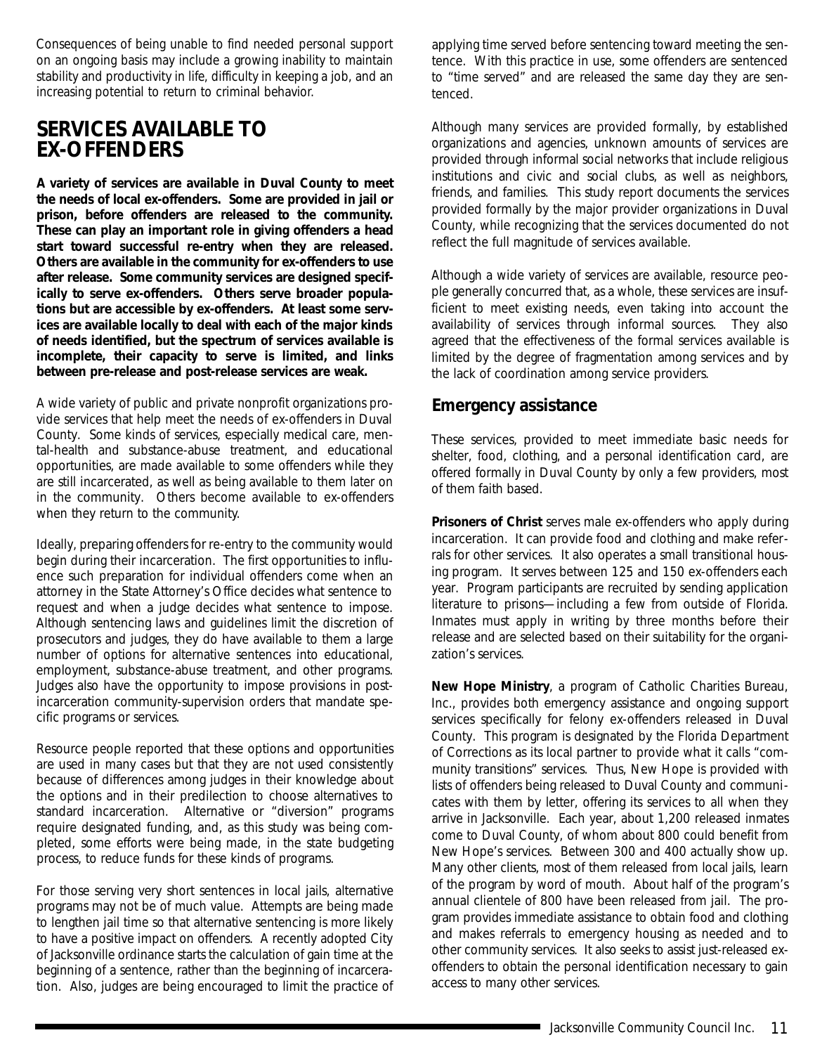Consequences of being unable to find needed personal support on an ongoing basis may include a growing inability to maintain stability and productivity in life, difficulty in keeping a job, and an increasing potential to return to criminal behavior.

## SERVICES AVAILABLE TO EX-OFFENDERS

**A variety of services are available in Duval County to meet the needs of local ex-offenders. Some are provided in jail or prison, before offenders are released to the community. These can play an important role in giving offenders a head start toward successful re-entry when they are released. Others are available in the community for ex-offenders to use after release. Some community services are designed specifically to serve ex-offenders. Others serve broader populations but are accessible by ex-offenders. At least some services are available locally to deal with each of the major kinds of needs identified, but the spectrum of services available is incomplete, their capacity to serve is limited, and links between pre-release and post-release services are weak.**

A wide variety of public and private nonprofit organizations provide services that help meet the needs of ex-offenders in Duval County. Some kinds of services, especially medical care, mental-health and substance-abuse treatment, and educational opportunities, are made available to some offenders while they are still incarcerated, as well as being available to them later on in the community. Others become available to ex-offenders when they return to the community.

Ideally, preparing offenders for re-entry to the community would begin during their incarceration. The first opportunities to influence such preparation for individual offenders come when an attorney in the State Attorney's Office decides what sentence to request and when a judge decides what sentence to impose. Although sentencing laws and guidelines limit the discretion of prosecutors and judges, they do have available to them a large number of options for alternative sentences into educational, employment, substance-abuse treatment, and other programs. Judges also have the opportunity to impose provisions in post-incarceration community-supervision orders that mandate specific programs or services.

Resource people reported that these options and opportunities are used in many cases but that they are not used consistently because of differences among judges in their knowledge about the options and in their predilection to choose alternatives to standard incarceration. Alternative or "diversion" programs require designated funding, and, as this study was being completed, some efforts were being made, in the state budgeting process, to reduce funds for these kinds of programs.

For those serving very short sentences in local jails, alternative programs may not be of much value. Attempts are being made to lengthen jail time so that alternative sentencing is more likely to have a positive impact on offenders. A recently adopted City of Jacksonville ordinance starts the calculation of gain time at the beginning of a sentence, rather than the beginning of incarceration. Also, judges are being encouraged to limit the practice of applying time served before sentencing toward meeting the sentence. With this practice in use, some offenders are sentenced to "time served" and are released the same day they are sentenced.

Although many services are provided formally, by established organizations and agencies, unknown amounts of services are provided through informal social networks that include religious institutions and civic and social clubs, as well as neighbors, friends, and families. This study report documents the services provided formally by the major provider organizations in Duval County, while recognizing that the services documented do not reflect the full magnitude of services available.

Although a wide variety of services are available, resource people generally concurred that, as a whole, these services are insufficient to meet existing needs, even taking into account the availability of services through informal sources. They also agreed that the effectiveness of the formal services available is limited by the degree of fragmentation among services and by the lack of coordination among service providers.

### Emergency assistance

These services, provided to meet immediate basic needs for shelter, food, clothing, and a personal identification card, are offered formally in Duval County by only a few providers, most of them faith based.

**Prisoners of Christ** serves male ex-offenders who apply during incarceration. It can provide food and clothing and make referrals for other services. It also operates a small transitional housing program. It serves between 125 and 150 ex-offenders each year. Program participants are recruited by sending application literature to prisons—including a few from outside of Florida. Inmates must apply in writing by three months before their release and are selected based on their suitability for the organization's services.

**New Hope Ministry**, a program of Catholic Charities Bureau, Inc., provides both emergency assistance and ongoing support services specifically for felony ex-offenders released in Duval County. This program is designated by the Florida Department of Corrections as its local partner to provide what it calls "community transitions" services. Thus, New Hope is provided with lists of offenders being released to Duval County and communicates with them by letter, offering its services to all when they arrive in Jacksonville. Each year, about 1,200 released inmates come to Duval County, of whom about 800 could benefit from New Hope's services. Between 300 and 400 actually show up. Many other clients, most of them released from local jails, learn of the program by word of mouth. About half of the program's annual clientele of 800 have been released from jail. The program provides immediate assistance to obtain food and clothing and makes referrals to emergency housing as needed and to other community services. It also seeks to assist just-released ex-offenders to obtain the personal identification necessary to gain access to many other services.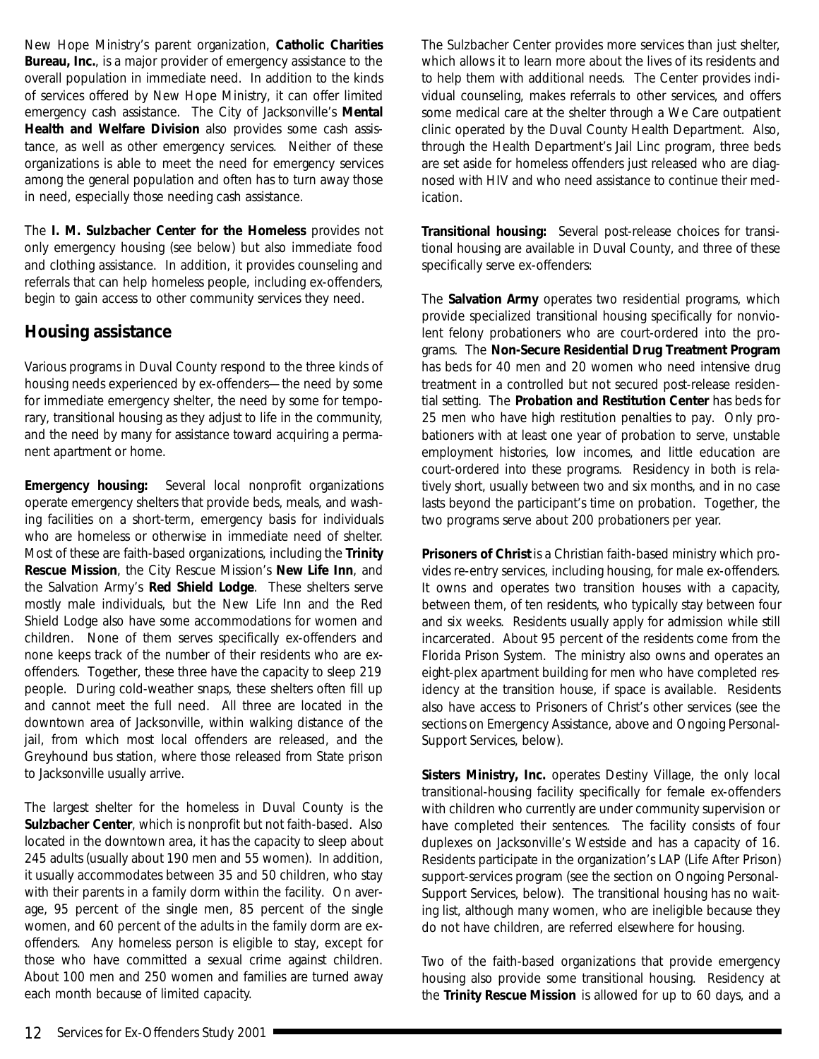New Hope Ministry's parent organization, **Catholic Charities Bureau, Inc.**, is a major provider of emergency assistance to the overall population in immediate need. In addition to the kinds of services offered by New Hope Ministry, it can offer limited emergency cash assistance. The City of Jacksonville's **Mental Health and Welfare Division** also provides some cash assistance, as well as other emergency services. Neither of these organizations is able to meet the need for emergency services among the general population and often has to turn away those in need, especially those needing cash assistance.

The **I. M. Sulzbacher Center for the Homeless** provides not only emergency housing (see below) but also immediate food and clothing assistance. In addition, it provides counseling and referrals that can help homeless people, including ex-offenders, begin to gain access to other community services they need.

## Housing assistance

Various programs in Duval County respond to the three kinds of housing needs experienced by ex-offenders—the need by some for immediate emergency shelter, the need by some for temporary, transitional housing as they adjust to life in the community, and the need by many for assistance toward acquiring a permanent apartment or home.

**Emergency housing:** Several local nonprofit organizations operate emergency shelters that provide beds, meals, and washing facilities on a short-term, emergency basis for individuals who are homeless or otherwise in immediate need of shelter. Most of these are faith-based organizations, including the **Trinity Rescue Mission**, the City Rescue Mission's **New Life Inn**, and the Salvation Army's **Red Shield Lodge**. These shelters serve mostly male individuals, but the New Life Inn and the Red Shield Lodge also have some accommodations for women and children. None of them serves specifically ex-offenders and none keeps track of the number of their residents who are ex-offenders. Together, these three have the capacity to sleep 219 people. During cold-weather snaps, these shelters often fill up and cannot meet the full need. All three are located in the downtown area of Jacksonville, within walking distance of the jail, from which most local offenders are released, and the Greyhound bus station, where those released from State prison to Jacksonville usually arrive.

The largest shelter for the homeless in Duval County is the **Sulzbacher Center**, which is nonprofit but not faith-based. Also located in the downtown area, it has the capacity to sleep about 245 adults (usually about 190 men and 55 women). In addition, it usually accommodates between 35 and 50 children, who stay with their parents in a family dorm within the facility. On average, 95 percent of the single men, 85 percent of the single women, and 60 percent of the adults in the family dorm are ex-offenders. Any homeless person is eligible to stay, except for those who have committed a sexual crime against children. About 100 men and 250 women and families are turned away each month because of limited capacity.

The Sulzbacher Center provides more services than just shelter, which allows it to learn more about the lives of its residents and to help them with additional needs. The Center provides individual counseling, makes referrals to other services, and offers some medical care at the shelter through a We Care outpatient clinic operated by the Duval County Health Department. Also, through the Health Department's Jail Linc program, three beds are set aside for homeless offenders just released who are diagnosed with HIV and who need assistance to continue their medication.

**Transitional housing:** Several post-release choices for transitional housing are available in Duval County, and three of these specifically serve ex-offenders:

The **Salvation Army** operates two residential programs, which provide specialized transitional housing specifically for nonviolent felony probationers who are court-ordered into the programs. The **Non-Secure Residential Drug Treatment Program** has beds for 40 men and 20 women who need intensive drug treatment in a controlled but not secured post-release residential setting. The **Probation and Restitution Center** has beds for 25 men who have high restitution penalties to pay. Only probationers with at least one year of probation to serve, unstable employment histories, low incomes, and little education are court-ordered into these programs. Residency in both is relatively short, usually between two and six months, and in no case lasts beyond the participant's time on probation. Together, the two programs serve about 200 probationers per year.

**Prisoners of Christ** is a Christian faith-based ministry which provides re-entry services, including housing, for male ex-offenders. It owns and operates two transition houses with a capacity, between them, of ten residents, who typically stay between four and six weeks. Residents usually apply for admission while still incarcerated. About 95 percent of the residents come from the Florida Prison System. The ministry also owns and operates an eight-plex apartment building for men who have completed residency at the transition house, if space is available. Residents also have access to Prisoners of Christ's other services (see the sections on Emergency Assistance, above and Ongoing Personal-Support Services, below).

**Sisters Ministry, Inc.** operates Destiny Village, the only local transitional-housing facility specifically for female ex-offenders with children who currently are under community supervision or have completed their sentences. The facility consists of four duplexes on Jacksonville's Westside and has a capacity of 16. Residents participate in the organization's LAP (Life After Prison) support-services program (see the section on Ongoing Personal-Support Services, below). The transitional housing has no waiting list, although many women, who are ineligible because they do not have children, are referred elsewhere for housing.

Two of the faith-based organizations that provide emergency housing also provide some transitional housing. Residency at the **Trinity Rescue Mission** is allowed for up to 60 days, and a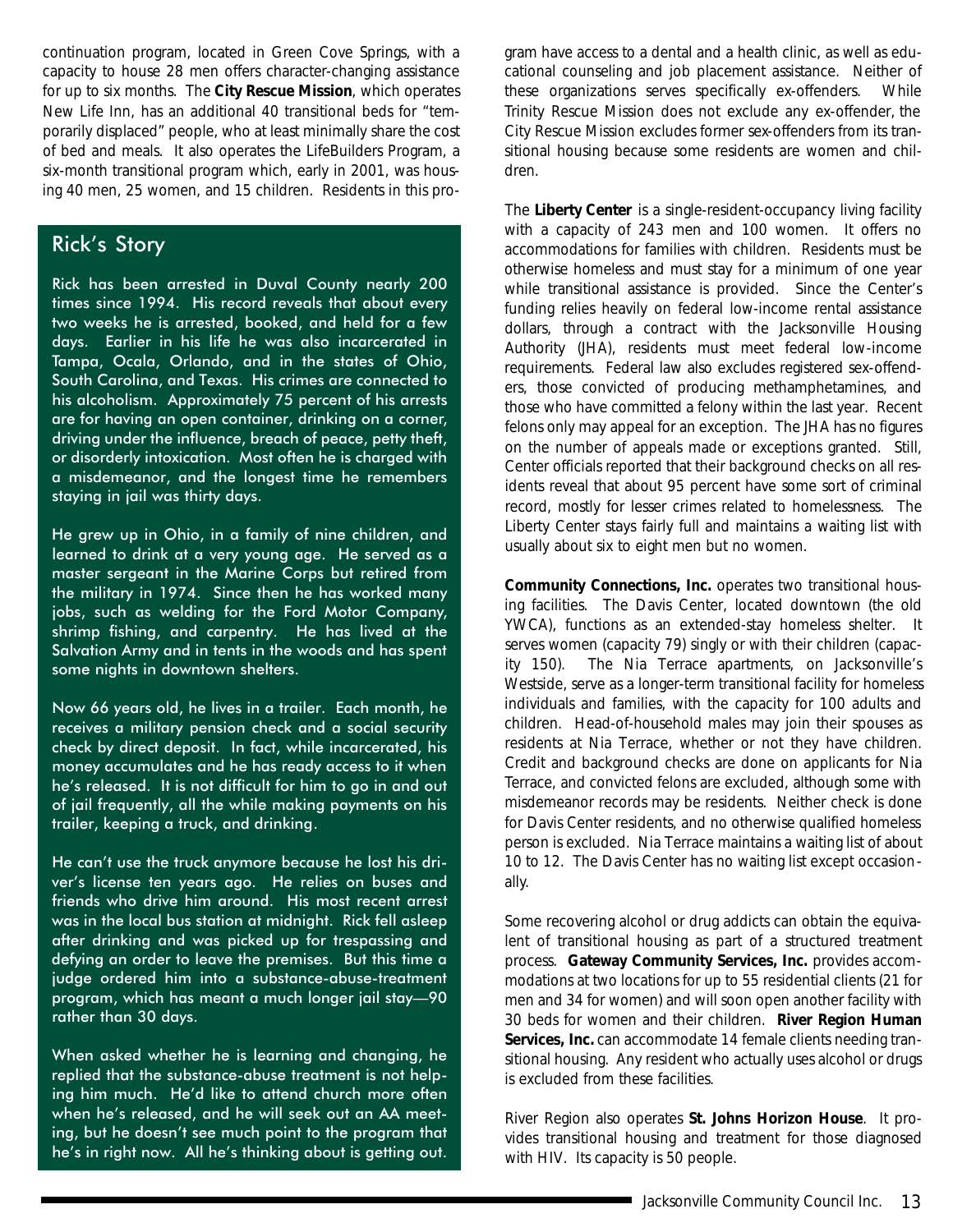continuation program, located in Green Cove Springs, with a capacity to house 28 men offers character-changing assistance for up to six months. The **City Rescue Mission**, which operates New Life Inn, has an additional 40 transitional beds for "temporarily displaced" people, who at least minimally share the cost of bed and meals. It also operates the LifeBuilders Program, a six-month transitional program which, early in 2001, was housing 40 men, 25 women, and 15 children. Residents in this program have access to a dental and a health clinic, as well as educational counseling and job placement assistance. Neither of these organizations serves specifically ex-offenders. While Trinity Rescue Mission does not exclude any ex-offender, the City Rescue Mission excludes former sex-offenders from its transitional housing because some residents are women and children.

## Rick's Story

Rick has been arrested in Duval County nearly 200 times since 1994. His record reveals that about every two weeks he is arrested, booked, and held for a few days. Earlier in his life he was also incarcerated in Tampa, Ocala, Orlando, and in the states of Ohio, South Carolina, and Texas. His crimes are connected to his alcoholism. Approximately 75 percent of his arrests are for having an open container, drinking on a corner, driving under the influence, breach of peace, petty theft, or disorderly intoxication. Most often he is charged with a misdemeanor, and the longest time he remembers staying in jail was thirty days.

He grew up in Ohio, in a family of nine children, and learned to drink at a very young age. He served as a master sergeant in the Marine Corps but retired from the military in 1974. Since then he has worked many jobs, such as welding for the Ford Motor Company, shrimp fishing, and carpentry. He has lived at the Salvation Army and in tents in the woods and has spent some nights in downtown shelters.

Now 66 years old, he lives in a trailer. Each month, he receives a military pension check and a social security check by direct deposit. In fact, while incarcerated, his money accumulates and he has ready access to it when he's released. It is not difficult for him to go in and out of jail frequently, all the while making payments on his trailer, keeping a truck, and drinking.

He can't use the truck anymore because he lost his driver's license ten years ago. He relies on buses and friends who drive him around. His most recent arrest was in the local bus station at midnight. Rick fell asleep after drinking and was picked up for trespassing and defying an order to leave the premises. But this time a judge ordered him into a substance-abuse-treatment program, which has meant a much longer jail stay—90 rather than 30 days.

When asked whether he is learning and changing, he replied that the substance-abuse treatment is not helping him much. He'd like to attend church more often when he's released, and he will seek out an AA meeting, but he doesn't see much point to the program that he's in right now. All he's thinking about is getting out.

---

The **Liberty Center** is a single-resident-occupancy living facility with a capacity of 243 men and 100 women. It offers no accommodations for families with children. Residents must be otherwise homeless and must stay for a minimum of one year while transitional assistance is provided. Since the Center's funding relies heavily on federal low-income rental assistance dollars, through a contract with the Jacksonville Housing Authority (JHA), residents must meet federal low-income requirements. Federal law also excludes registered sex-offenders, those convicted of producing methamphetamines, and those who have committed a felony within the last year. Recent felons only may appeal for an exception. The JHA has no figures on the number of appeals made or exceptions granted. Still, Center officials reported that their background checks on all residents reveal that about 95 percent have some sort of criminal record, mostly for lesser crimes related to homelessness. The Liberty Center stays fairly full and maintains a waiting list with usually about six to eight men but no women.

**Community Connections, Inc.** operates two transitional housing facilities. The Davis Center, located downtown (the old YWCA), functions as an extended-stay homeless shelter. It serves women (capacity 79) singly or with their children (capacity 150). The Nia Terrace apartments, on Jacksonville's Westside, serve as a longer-term transitional facility for homeless individuals and families, with the capacity for 100 adults and children. Head-of-household males may join their spouses as residents at Nia Terrace, whether or not they have children. Credit and background checks are done on applicants for Nia Terrace, and convicted felons are excluded, although some with misdemeanor records may be residents. Neither check is done for Davis Center residents, and no otherwise qualified homeless person is excluded. Nia Terrace maintains a waiting list of about 10 to 12. The Davis Center has no waiting list except occasionally.

Some recovering alcohol or drug addicts can obtain the equivalent of transitional housing as part of a structured treatment process. **Gateway Community Services, Inc.** provides accommodations at two locations for up to 55 residential clients (21 for men and 34 for women) and will soon open another facility with 30 beds for women and their children. **River Region Human Services, Inc.** can accommodate 14 female clients needing transitional housing. Any resident who actually uses alcohol or drugs is excluded from these facilities.

River Region also operates **St. Johns Horizon House**. It provides transitional housing and treatment for those diagnosed with HIV. Its capacity is 50 people.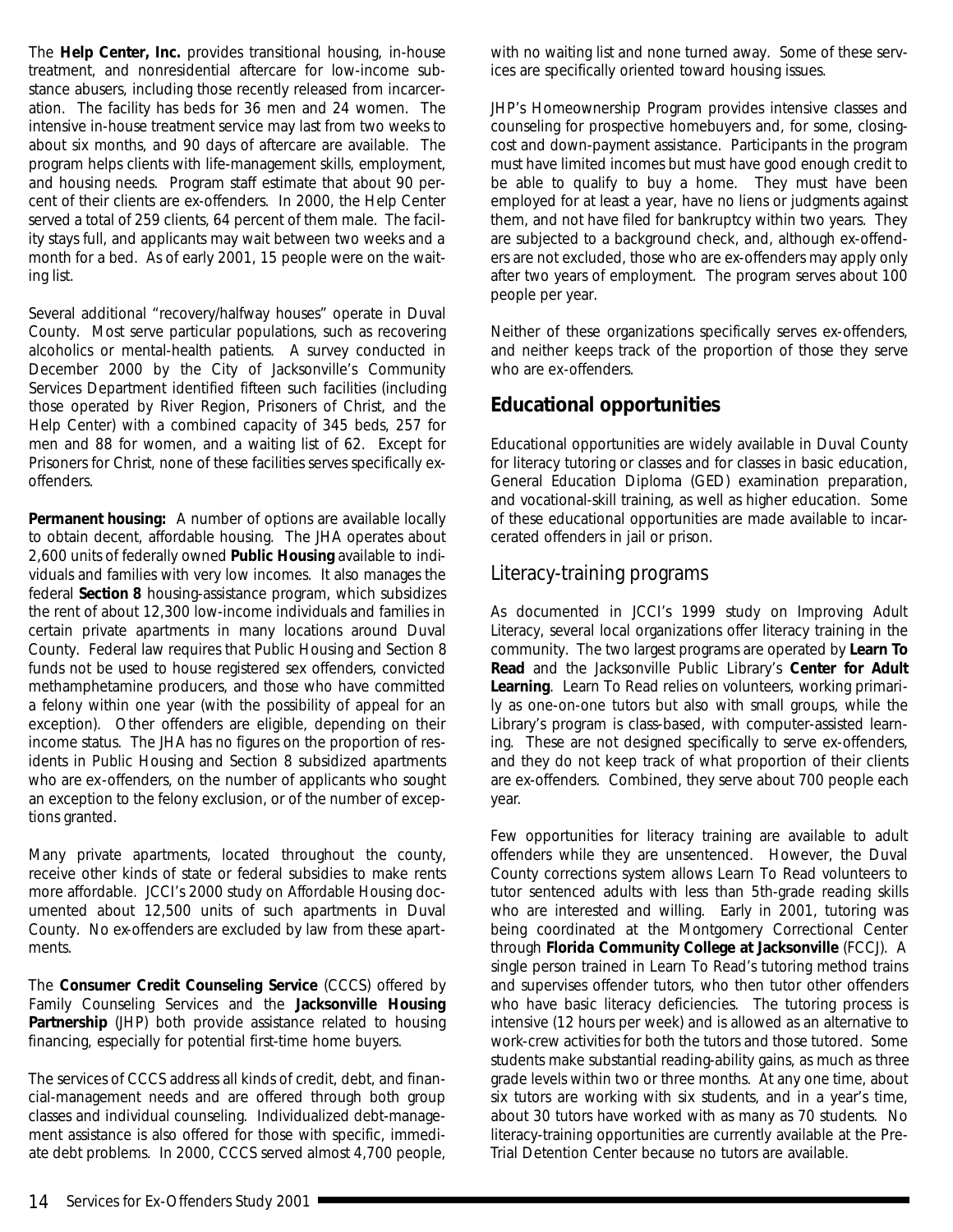The **Help Center, Inc.** provides transitional housing, in-house treatment, and nonresidential aftercare for low-income substance abusers, including those recently released from incarceration. The facility has beds for 36 men and 24 women. The intensive in-house treatment service may last from two weeks to about six months, and 90 days of aftercare are available. The program helps clients with life-management skills, employment, and housing needs. Program staff estimate that about 90 percent of their clients are ex-offenders. In 2000, the Help Center served a total of 259 clients, 64 percent of them male. The facility stays full, and applicants may wait between two weeks and a month for a bed. As of early 2001, 15 people were on the waiting list.

Several additional "recovery/halfway houses" operate in Duval County. Most serve particular populations, such as recovering alcoholics or mental-health patients. A survey conducted in December 2000 by the City of Jacksonville's Community Services Department identified fifteen such facilities (including those operated by River Region, Prisoners of Christ, and the Help Center) with a combined capacity of 345 beds, 257 for men and 88 for women, and a waiting list of 62. Except for Prisoners for Christ, none of these facilities serves specifically ex-offenders.

**Permanent housing:** A number of options are available locally to obtain decent, affordable housing. The JHA operates about 2,600 units of federally owned **Public Housing** available to individuals and families with very low incomes. It also manages the federal **Section 8** housing-assistance program, which subsidizes the rent of about 12,300 low-income individuals and families in certain private apartments in many locations around Duval County. Federal law requires that Public Housing and Section 8 funds not be used to house registered sex offenders, convicted methamphetamine producers, and those who have committed a felony within one year (with the possibility of appeal for an exception). Other offenders are eligible, depending on their income status. The JHA has no figures on the proportion of residents in Public Housing and Section 8 subsidized apartments who are ex-offenders, on the number of applicants who sought an exception to the felony exclusion, or of the number of exceptions granted.

Many private apartments, located throughout the county, receive other kinds of state or federal subsidies to make rents more affordable. JCCI's 2000 study on *Affordable Housing* documented about 12,500 units of such apartments in Duval County. No ex-offenders are excluded by law from these apartments.

The **Consumer Credit Counseling Service** (CCCS) offered by Family Counseling Services and the **Jacksonville Housing Partnership** (JHP) both provide assistance related to housing financing, especially for potential first-time home buyers.

The services of CCCS address all kinds of credit, debt, and financial-management needs and are offered through both group classes and individual counseling. Individualized debt-management assistance is also offered for those with specific, immediate debt problems. In 2000, CCCS served almost 4,700 people, with no waiting list and none turned away. Some of these services are specifically oriented toward housing issues.

JHP's Homeownership Program provides intensive classes and counseling for prospective homebuyers and, for some, closing-cost and down-payment assistance. Participants in the program must have limited incomes but must have good enough credit to be able to qualify to buy a home. They must have been employed for at least a year, have no liens or judgments against them, and not have filed for bankruptcy within two years. They are subjected to a background check, and, although ex-offenders are not excluded, those who are ex-offenders may apply only after two years of employment. The program serves about 100 people per year.

Neither of these organizations specifically serves ex-offenders, and neither keeps track of the proportion of those they serve who are ex-offenders.

## Educational opportunities

Educational opportunities are widely available in Duval County for literacy tutoring or classes and for classes in basic education, General Education Diploma (GED) examination preparation, and vocational-skill training, as well as higher education. Some of these educational opportunities are made available to incarcerated offenders in jail or prison.

### Literacy-training programs

As documented in JCCI's 1999 study on *Improving Adult Literacy*, several local organizations offer literacy training in the community. The two largest programs are operated by **Learn To Read** and the Jacksonville Public Library's **Center for Adult Learning**. Learn To Read relies on volunteers, working primarily as one-on-one tutors but also with small groups, while the Library's program is class-based, with computer-assisted learning. These are not designed specifically to serve ex-offenders, and they do not keep track of what proportion of their clients are ex-offenders. Combined, they serve about 700 people each year.

Few opportunities for literacy training are available to adult offenders while they are unsentenced. However, the Duval County corrections system allows Learn To Read volunteers to tutor sentenced adults with less than 5th-grade reading skills who are interested and willing. Early in 2001, tutoring was being coordinated at the Montgomery Correctional Center through **Florida Community College at Jacksonville** (FCCJ). A single person trained in Learn To Read's tutoring method trains and supervises offender tutors, who then tutor other offenders who have basic literacy deficiencies. The tutoring process is intensive (12 hours per week) and is allowed as an alternative to work-crew activities for both the tutors and those tutored. Some students make substantial reading-ability gains, as much as three grade levels within two or three months. At any one time, about six tutors are working with six students, and in a year's time, about 30 tutors have worked with as many as 70 students. No literacy-training opportunities are currently available at the Pre-Trial Detention Center because no tutors are available.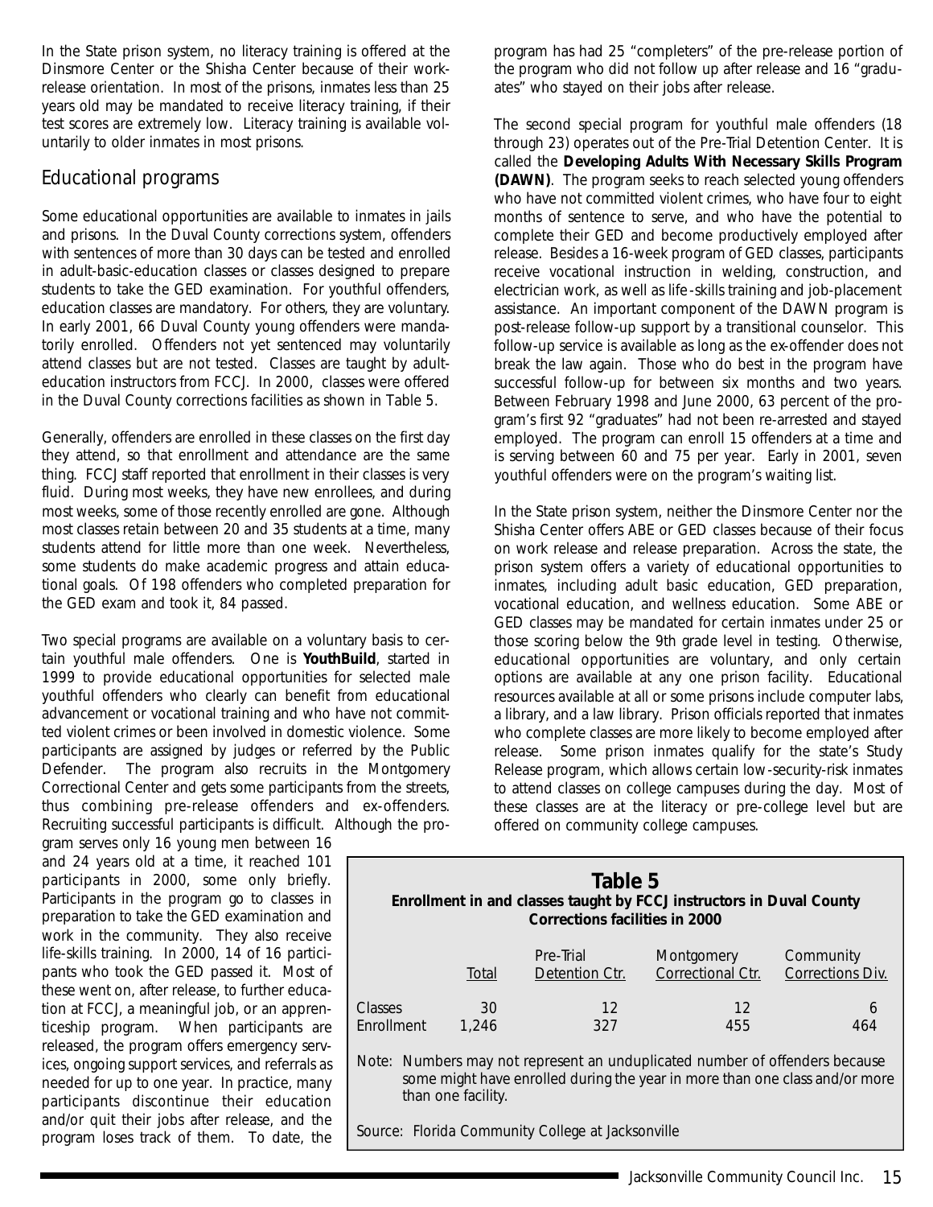In the State prison system, no literacy training is offered at the Dinsmore Center or the Shisha Center because of their work-release orientation. In most of the prisons, inmates less than 25 years old may be mandated to receive literacy training, if their test scores are extremely low. Literacy training is available voluntarily to older inmates in most prisons.

## Educational programs

Some educational opportunities are available to inmates in jails and prisons. In the Duval County corrections system, offenders with sentences of more than 30 days can be tested and enrolled in adult-basic-education classes or classes designed to prepare students to take the GED examination. For youthful offenders, education classes are mandatory. For others, they are voluntary. In early 2001, 66 Duval County young offenders were mandatorily enrolled. Offenders not yet sentenced may voluntarily attend classes but are not tested. Classes are taught by adult-education instructors from FCCJ. In 2000, classes were offered in the Duval County corrections facilities as shown in Table 5.

Generally, offenders are enrolled in these classes on the first day they attend, so that enrollment and attendance are the same thing. FCCJ staff reported that enrollment in their classes is very fluid. During most weeks, they have new enrollees, and during most weeks, some of those recently enrolled are gone. Although most classes retain between 20 and 35 students at a time, many students attend for little more than one week. Nevertheless, some students do make academic progress and attain educational goals. Of 198 offenders who completed preparation for the GED exam and took it, 84 passed.

Two special programs are available on a voluntary basis to certain youthful male offenders. One is **YouthBuild**, started in 1999 to provide educational opportunities for selected male youthful offenders who clearly can benefit from educational advancement or vocational training and who have not committed violent crimes or been involved in domestic violence. Some participants are assigned by judges or referred by the Public Defender. The program also recruits in the Montgomery Correctional Center and gets some participants from the streets, thus combining pre-release offenders and ex-offenders. Recruiting successful participants is difficult. Although the program serves only 16 young men between 16 and 24 years old at a time, it reached 101 participants in 2000, some only briefly. Participants in the program go to classes in preparation to take the GED examination and work in the community. They also receive life-skills training. In 2000, 14 of 16 participants who took the GED passed it. Most of these went on, after release, to further education at FCCJ, a meaningful job, or an apprenticeship program. When participants are released, the program offers emergency services, ongoing support services, and referrals as needed for up to one year. In practice, many participants discontinue their education and/or quit their jobs after release, and the program loses track of them. To date, the program has had 25 "completers" of the pre-release portion of the program who did not follow up after release and 16 "graduates" who stayed on their jobs after release.

The second special program for youthful male offenders (18 through 23) operates out of the Pre-Trial Detention Center. It is called the **Developing Adults With Necessary Skills Program (DAWN)**. The program seeks to reach selected young offenders who have not committed violent crimes, who have four to eight months of sentence to serve, and who have the potential to complete their GED and become productively employed after release. Besides a 16-week program of GED classes, participants receive vocational instruction in welding, construction, and electrician work, as well as life-skills training and job-placement assistance. An important component of the DAWN program is post-release follow-up support by a transitional counselor. This follow-up service is available as long as the ex-offender does not break the law again. Those who do best in the program have successful follow-up for between six months and two years. Between February 1998 and June 2000, 63 percent of the program's first 92 "graduates" had not been re-arrested and stayed employed. The program can enroll 15 offenders at a time and is serving between 60 and 75 per year. Early in 2001, seven youthful offenders were on the program's waiting list.

In the State prison system, neither the Dinsmore Center nor the Shisha Center offers ABE or GED classes because of their focus on work release and release preparation. Across the state, the prison system offers a variety of educational opportunities to inmates, including adult basic education, GED preparation, vocational education, and wellness education. Some ABE or GED classes may be mandated for certain inmates under 25 or those scoring below the 9th grade level in testing. Otherwise, educational opportunities are voluntary, and only certain options are available at any one prison facility. Educational resources available at all or some prisons include computer labs, a library, and a law library. Prison officials reported that inmates who complete classes are more likely to become employed after release. Some prison inmates qualify for the state's Study Release program, which allows certain low-security-risk inmates to attend classes on college campuses during the day. Most of these classes are at the literacy or pre-college level but are offered on community college campuses.

**Table 5**
**Enrollment in and classes taught by FCCJ instructors in Duval County Corrections facilities in 2000**

| | Total | Pre-Trial Detention Ctr. | Montgomery Correctional Ctr. | Community Corrections Div. |
|---|---|---|---|---|
| Classes | 30 | 12 | 12 | 6 |
| Enrollment | 1,246 | 327 | 455 | 464 |

Note: Numbers may not represent an unduplicated number of offenders because some might have enrolled during the year in more than one class and/or more than one facility.

Source: Florida Community College at Jacksonville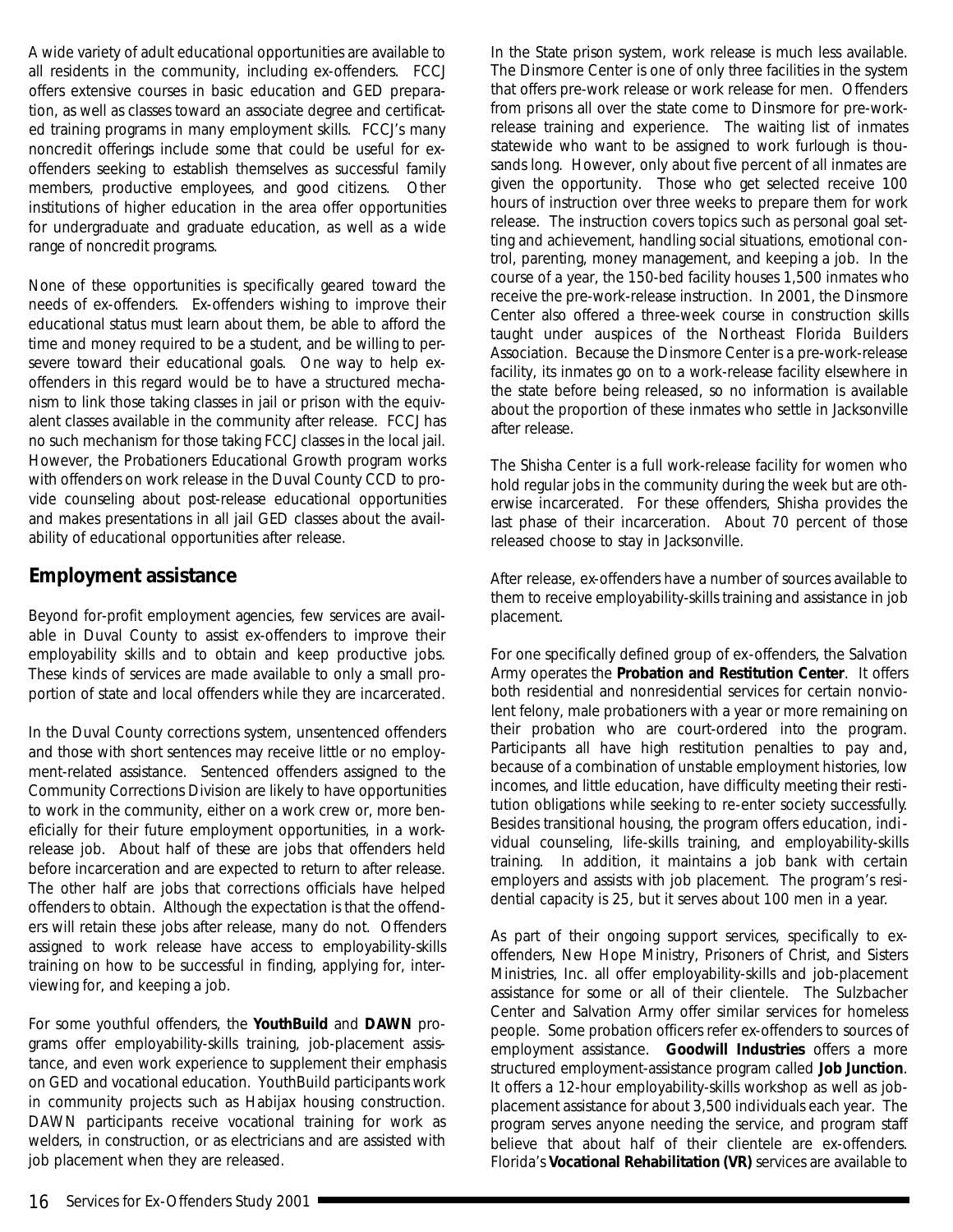A wide variety of adult educational opportunities are available to all residents in the community, including ex-offenders. FCCJ offers extensive courses in basic education and GED preparation, as well as classes toward an associate degree and certificated training programs in many employment skills. FCCJ's many noncredit offerings include some that could be useful for ex-offenders seeking to establish themselves as successful family members, productive employees, and good citizens. Other institutions of higher education in the area offer opportunities for undergraduate and graduate education, as well as a wide range of noncredit programs.

None of these opportunities is specifically geared toward the needs of ex-offenders. Ex-offenders wishing to improve their educational status must learn about them, be able to afford the time and money required to be a student, and be willing to persevere toward their educational goals. One way to help ex-offenders in this regard would be to have a structured mechanism to link those taking classes in jail or prison with the equivalent classes available in the community after release. FCCJ has no such mechanism for those taking FCCJ classes in the local jail. However, the Probationers Educational Growth program works with offenders on work release in the Duval County CCD to provide counseling about post-release educational opportunities and makes presentations in all jail GED classes about the availability of educational opportunities after release.

## Employment assistance

Beyond for-profit employment agencies, few services are available in Duval County to assist ex-offenders to improve their employability skills and to obtain and keep productive jobs. These kinds of services are made available to only a small proportion of state and local offenders while they are incarcerated.

In the Duval County corrections system, unsentenced offenders and those with short sentences may receive little or no employment-related assistance. Sentenced offenders assigned to the Community Corrections Division are likely to have opportunities to work in the community, either on a work crew or, more beneficially for their future employment opportunities, in a work-release job. About half of these are jobs that offenders held before incarceration and are expected to return to after release. The other half are jobs that corrections officials have helped offenders to obtain. Although the expectation is that the offenders will retain these jobs after release, many do not. Offenders assigned to work release have access to employability-skills training on how to be successful in finding, applying for, interviewing for, and keeping a job.

For some youthful offenders, the **YouthBuild** and **DAWN** programs offer employability-skills training, job-placement assistance, and even work experience to supplement their emphasis on GED and vocational education. YouthBuild participants work in community projects such as Habijax housing construction. DAWN participants receive vocational training for work as welders, in construction, or as electricians and are assisted with job placement when they are released.

In the State prison system, work release is much less available. The Dinsmore Center is one of only three facilities in the system that offers pre-work release or work release for men. Offenders from prisons all over the state come to Dinsmore for pre-work-release training and experience. The waiting list of inmates statewide who want to be assigned to work furlough is thousands long. However, only about five percent of all inmates are given the opportunity. Those who get selected receive 100 hours of instruction over three weeks to prepare them for work release. The instruction covers topics such as personal goal setting and achievement, handling social situations, emotional control, parenting, money management, and keeping a job. In the course of a year, the 150-bed facility houses 1,500 inmates who receive the pre-work-release instruction. In 2001, the Dinsmore Center also offered a three-week course in construction skills taught under auspices of the Northeast Florida Builders Association. Because the Dinsmore Center is a pre-work-release facility, its inmates go on to a work-release facility elsewhere in the state before being released, so no information is available about the proportion of these inmates who settle in Jacksonville after release.

The Shisha Center is a full work-release facility for women who hold regular jobs in the community during the week but are otherwise incarcerated. For these offenders, Shisha provides the last phase of their incarceration. About 70 percent of those released choose to stay in Jacksonville.

After release, ex-offenders have a number of sources available to them to receive employability-skills training and assistance in job placement.

For one specifically defined group of ex-offenders, the Salvation Army operates the **Probation and Restitution Center**. It offers both residential and nonresidential services for certain nonviolent felony, male probationers with a year or more remaining on their probation who are court-ordered into the program. Participants all have high restitution penalties to pay and, because of a combination of unstable employment histories, low incomes, and little education, have difficulty meeting their restitution obligations while seeking to re-enter society successfully. Besides transitional housing, the program offers education, individual counseling, life-skills training, and employability-skills training. In addition, it maintains a job bank with certain employers and assists with job placement. The program's residential capacity is 25, but it serves about 100 men in a year.

As part of their ongoing support services, specifically to ex-offenders, New Hope Ministry, Prisoners of Christ, and Sisters Ministries, Inc. all offer employability-skills and job-placement assistance for some or all of their clientele. The Sulzbacher Center and Salvation Army offer similar services for homeless people. Some probation officers refer ex-offenders to sources of employment assistance. **Goodwill Industries** offers a more structured employment-assistance program called **Job Junction**. It offers a 12-hour employability-skills workshop as well as job-placement assistance for about 3,500 individuals each year. The program serves anyone needing the service, and program staff believe that about half of their clientele are ex-offenders. Florida's **Vocational Rehabilitation (VR)** services are available to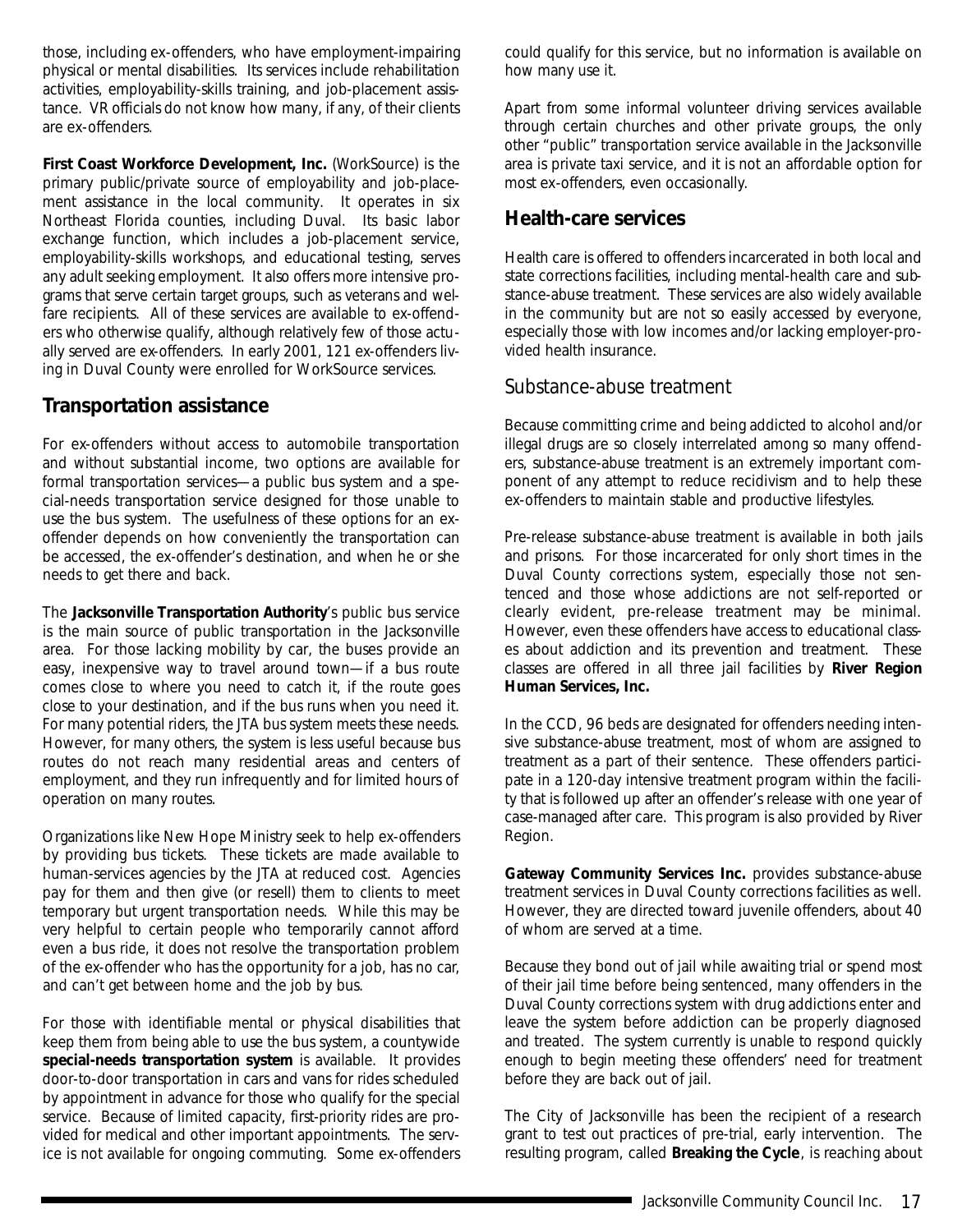those, including ex-offenders, who have employment-impairing physical or mental disabilities. Its services include rehabilitation activities, employability-skills training, and job-placement assistance. VR officials do not know how many, if any, of their clients are ex-offenders.

**First Coast Workforce Development, Inc.** (WorkSource) is the primary public/private source of employability and job-placement assistance in the local community. It operates in six Northeast Florida counties, including Duval. Its basic labor exchange function, which includes a job-placement service, employability-skills workshops, and educational testing, serves any adult seeking employment. It also offers more intensive programs that serve certain target groups, such as veterans and welfare recipients. All of these services are available to ex-offenders who otherwise qualify, although relatively few of those actually served are ex-offenders. In early 2001, 121 ex-offenders living in Duval County were enrolled for WorkSource services.

## Transportation assistance

For ex-offenders without access to automobile transportation and without substantial income, two options are available for formal transportation services—a public bus system and a special-needs transportation service designed for those unable to use the bus system. The usefulness of these options for an ex-offender depends on how conveniently the transportation can be accessed, the ex-offender's destination, and when he or she needs to get there and back.

The **Jacksonville Transportation Authority**'s public bus service is the main source of public transportation in the Jacksonville area. For those lacking mobility by car, the buses provide an easy, inexpensive way to travel around town—if a bus route comes close to where you need to catch it, if the route goes close to your destination, and if the bus runs when you need it. For many potential riders, the JTA bus system meets these needs. However, for many others, the system is less useful because bus routes do not reach many residential areas and centers of employment, and they run infrequently and for limited hours of operation on many routes.

Organizations like New Hope Ministry seek to help ex-offenders by providing bus tickets. These tickets are made available to human-services agencies by the JTA at reduced cost. Agencies pay for them and then give (or resell) them to clients to meet temporary but urgent transportation needs. While this may be very helpful to certain people who temporarily cannot afford even a bus ride, it does not resolve the transportation problem of the ex-offender who has the opportunity for a job, has no car, and can't get between home and the job by bus.

For those with identifiable mental or physical disabilities that keep them from being able to use the bus system, a countywide **special-needs transportation system** is available. It provides door-to-door transportation in cars and vans for rides scheduled by appointment in advance for those who qualify for the special service. Because of limited capacity, first-priority rides are provided for medical and other important appointments. The service is not available for ongoing commuting. Some ex-offenders could qualify for this service, but no information is available on how many use it.

Apart from some informal volunteer driving services available through certain churches and other private groups, the only other "public" transportation service available in the Jacksonville area is private taxi service, and it is not an affordable option for most ex-offenders, even occasionally.

## Health-care services

Health care is offered to offenders incarcerated in both local and state corrections facilities, including mental-health care and substance-abuse treatment. These services are also widely available in the community but are not so easily accessed by everyone, especially those with low incomes and/or lacking employer-provided health insurance.

### Substance-abuse treatment

Because committing crime and being addicted to alcohol and/or illegal drugs are so closely interrelated among so many offenders, substance-abuse treatment is an extremely important component of any attempt to reduce recidivism and to help these ex-offenders to maintain stable and productive lifestyles.

Pre-release substance-abuse treatment is available in both jails and prisons. For those incarcerated for only short times in the Duval County corrections system, especially those not sentenced and those whose addictions are not self-reported or clearly evident, pre-release treatment may be minimal. However, even these offenders have access to educational classes about addiction and its prevention and treatment. These classes are offered in all three jail facilities by **River Region Human Services, Inc.**

In the CCD, 96 beds are designated for offenders needing intensive substance-abuse treatment, most of whom are assigned to treatment as a part of their sentence. These offenders participate in a 120-day intensive treatment program within the facility that is followed up after an offender's release with one year of case-managed after care. This program is also provided by River Region.

**Gateway Community Services Inc.** provides substance-abuse treatment services in Duval County corrections facilities as well. However, they are directed toward juvenile offenders, about 40 of whom are served at a time.

Because they bond out of jail while awaiting trial or spend most of their jail time before being sentenced, many offenders in the Duval County corrections system with drug addictions enter and leave the system before addiction can be properly diagnosed and treated. The system currently is unable to respond quickly enough to begin meeting these offenders' need for treatment before they are back out of jail.

The City of Jacksonville has been the recipient of a research grant to test out practices of pre-trial, early intervention. The resulting program, called **Breaking the Cycle**, is reaching about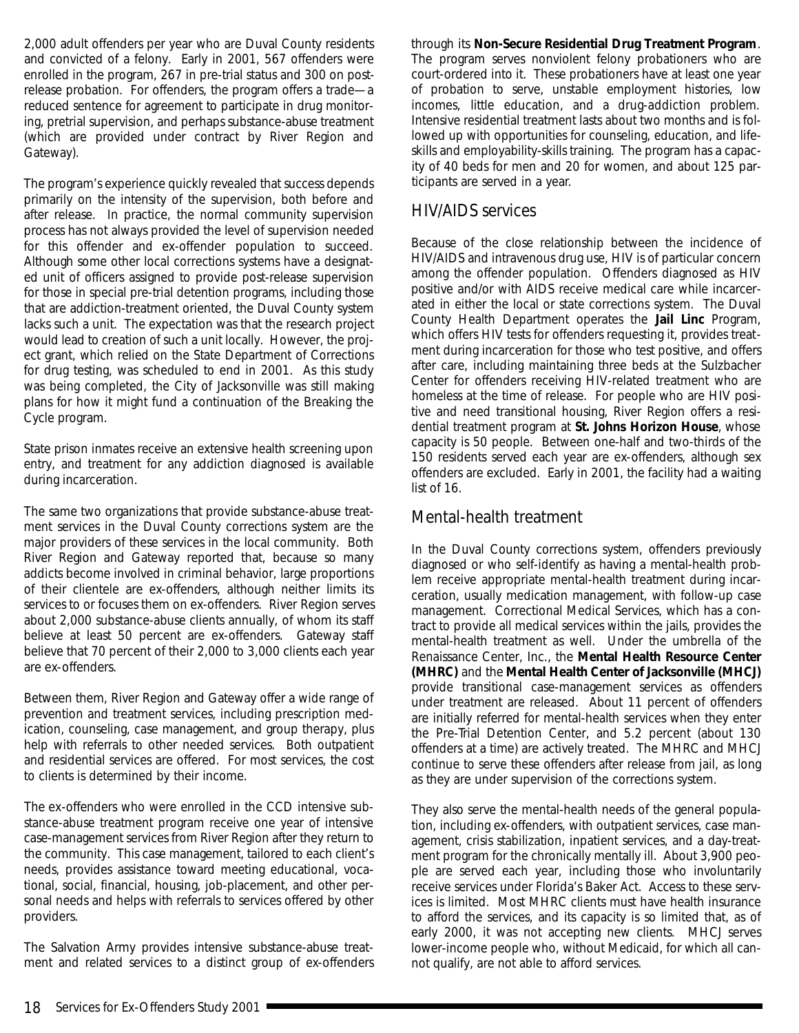2,000 adult offenders per year who are Duval County residents and convicted of a felony. Early in 2001, 567 offenders were enrolled in the program, 267 in pre-trial status and 300 on post-release probation. For offenders, the program offers a trade—a reduced sentence for agreement to participate in drug monitoring, pretrial supervision, and perhaps substance-abuse treatment (which are provided under contract by River Region and Gateway).

The program's experience quickly revealed that success depends primarily on the intensity of the supervision, both before and after release. In practice, the normal community supervision process has not always provided the level of supervision needed for this offender and ex-offender population to succeed. Although some other local corrections systems have a designated unit of officers assigned to provide post-release supervision for those in special pre-trial detention programs, including those that are addiction-treatment oriented, the Duval County system lacks such a unit. The expectation was that the research project would lead to creation of such a unit locally. However, the project grant, which relied on the State Department of Corrections for drug testing, was scheduled to end in 2001. As this study was being completed, the City of Jacksonville was still making plans for how it might fund a continuation of the Breaking the Cycle program.

State prison inmates receive an extensive health screening upon entry, and treatment for any addiction diagnosed is available during incarceration.

The same two organizations that provide substance-abuse treatment services in the Duval County corrections system are the major providers of these services in the local community. Both River Region and Gateway reported that, because so many addicts become involved in criminal behavior, large proportions of their clientele are ex-offenders, although neither limits its services to or focuses them on ex-offenders. River Region serves about 2,000 substance-abuse clients annually, of whom its staff believe at least 50 percent are ex-offenders. Gateway staff believe that 70 percent of their 2,000 to 3,000 clients each year are ex-offenders.

Between them, River Region and Gateway offer a wide range of prevention and treatment services, including prescription medication, counseling, case management, and group therapy, plus help with referrals to other needed services. Both outpatient and residential services are offered. For most services, the cost to clients is determined by their income.

The ex-offenders who were enrolled in the CCD intensive substance-abuse treatment program receive one year of intensive case-management services from River Region after they return to the community. This case management, tailored to each client's needs, provides assistance toward meeting educational, vocational, social, financial, housing, job-placement, and other personal needs and helps with referrals to services offered by other providers.

The Salvation Army provides intensive substance-abuse treatment and related services to a distinct group of ex-offenders through its **Non-Secure Residential Drug Treatment Program**. The program serves nonviolent felony probationers who are court-ordered into it. These probationers have at least one year of probation to serve, unstable employment histories, low incomes, little education, and a drug-addiction problem. Intensive residential treatment lasts about two months and is followed up with opportunities for counseling, education, and life-skills and employability-skills training. The program has a capacity of 40 beds for men and 20 for women, and about 125 participants are served in a year.

## HIV/AIDS services

Because of the close relationship between the incidence of HIV/AIDS and intravenous drug use, HIV is of particular concern among the offender population. Offenders diagnosed as HIV positive and/or with AIDS receive medical care while incarcerated in either the local or state corrections system. The Duval County Health Department operates the **Jail Linc** Program, which offers HIV tests for offenders requesting it, provides treatment during incarceration for those who test positive, and offers after care, including maintaining three beds at the Sulzbacher Center for offenders receiving HIV-related treatment who are homeless at the time of release. For people who are HIV positive and need transitional housing, River Region offers a residential treatment program at **St. Johns Horizon House**, whose capacity is 50 people. Between one-half and two-thirds of the 150 residents served each year are ex-offenders, although sex offenders are excluded. Early in 2001, the facility had a waiting list of 16.

## Mental-health treatment

In the Duval County corrections system, offenders previously diagnosed or who self-identify as having a mental-health problem receive appropriate mental-health treatment during incarceration, usually medication management, with follow-up case management. Correctional Medical Services, which has a contract to provide all medical services within the jails, provides the mental-health treatment as well. Under the umbrella of the Renaissance Center, Inc., the **Mental Health Resource Center (MHRC)** and the **Mental Health Center of Jacksonville (MHCJ)** provide transitional case-management services as offenders under treatment are released. About 11 percent of offenders are initially referred for mental-health services when they enter the Pre-Trial Detention Center, and 5.2 percent (about 130 offenders at a time) are actively treated. The MHRC and MHCJ continue to serve these offenders after release from jail, as long as they are under supervision of the corrections system.

They also serve the mental-health needs of the general population, including ex-offenders, with outpatient services, case management, crisis stabilization, inpatient services, and a day-treatment program for the chronically mentally ill. About 3,900 people are served each year, including those who involuntarily receive services under Florida's Baker Act. Access to these services is limited. Most MHRC clients must have health insurance to afford the services, and its capacity is so limited that, as of early 2000, it was not accepting new clients. MHCJ serves lower-income people who, without Medicaid, for which all cannot qualify, are not able to afford services.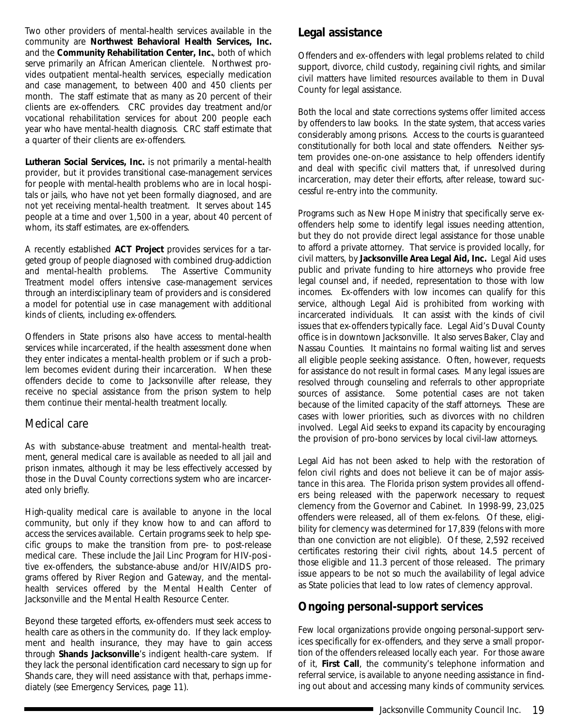Two other providers of mental-health services available in the community are **Northwest Behavioral Health Services, Inc.** and the **Community Rehabilitation Center, Inc.**, both of which serve primarily an African American clientele. Northwest provides outpatient mental-health services, especially medication and case management, to between 400 and 450 clients per month. The staff estimate that as many as 20 percent of their clients are ex-offenders. CRC provides day treatment and/or vocational rehabilitation services for about 200 people each year who have mental-health diagnosis. CRC staff estimate that a quarter of their clients are ex-offenders.

**Lutheran Social Services, Inc.** is not primarily a mental-health provider, but it provides transitional case-management services for people with mental-health problems who are in local hospitals or jails, who have not yet been formally diagnosed, and are not yet receiving mental-health treatment. It serves about 145 people at a time and over 1,500 in a year, about 40 percent of whom, its staff estimates, are ex-offenders.

A recently established **ACT Project** provides services for a targeted group of people diagnosed with combined drug-addiction and mental-health problems. The Assertive Community Treatment model offers intensive case-management services through an interdisciplinary team of providers and is considered a model for potential use in case management with additional kinds of clients, including ex-offenders.

Offenders in State prisons also have access to mental-health services while incarcerated, if the health assessment done when they enter indicates a mental-health problem or if such a problem becomes evident during their incarceration. When these offenders decide to come to Jacksonville after release, they receive no special assistance from the prison system to help them continue their mental-health treatment locally.

## Medical care

As with substance-abuse treatment and mental-health treatment, general medical care is available as needed to all jail and prison inmates, although it may be less effectively accessed by those in the Duval County corrections system who are incarcerated only briefly.

High-quality medical care is available to anyone in the local community, but only if they know how to and can afford to access the services available. Certain programs seek to help specific groups to make the transition from pre- to post-release medical care. These include the Jail Linc Program for HIV-positive ex-offenders, the substance-abuse and/or HIV/AIDS programs offered by River Region and Gateway, and the mental-health services offered by the Mental Health Center of Jacksonville and the Mental Health Resource Center.

Beyond these targeted efforts, ex-offenders must seek access to health care as others in the community do. If they lack employment and health insurance, they may have to gain access through **Shands Jacksonville**'s indigent health-care system. If they lack the personal identification card necessary to sign up for Shands care, they will need assistance with that, perhaps immediately (see Emergency Services, page 11).

## Legal assistance

Offenders and ex-offenders with legal problems related to child support, divorce, child custody, regaining civil rights, and similar civil matters have limited resources available to them in Duval County for legal assistance.

Both the local and state corrections systems offer limited access by offenders to law books. In the state system, that access varies considerably among prisons. Access to the courts is guaranteed constitutionally for both local and state offenders. Neither system provides one-on-one assistance to help offenders identify and deal with specific civil matters that, if unresolved during incarceration, may deter their efforts, after release, toward successful re-entry into the community.

Programs such as New Hope Ministry that specifically serve ex-offenders help some to identify legal issues needing attention, but they do not provide direct legal assistance for those unable to afford a private attorney. That service is provided locally, for civil matters, by **Jacksonville Area Legal Aid, Inc.** Legal Aid uses public and private funding to hire attorneys who provide free legal counsel and, if needed, representation to those with low incomes. Ex-offenders with low incomes can qualify for this service, although Legal Aid is prohibited from working with incarcerated individuals. It can assist with the kinds of civil issues that ex-offenders typically face. Legal Aid's Duval County office is in downtown Jacksonville. It also serves Baker, Clay and Nassau Counties. It maintains no formal waiting list and serves all eligible people seeking assistance. Often, however, requests for assistance do not result in formal cases. Many legal issues are resolved through counseling and referrals to other appropriate sources of assistance. Some potential cases are not taken because of the limited capacity of the staff attorneys. These are cases with lower priorities, such as divorces with no children involved. Legal Aid seeks to expand its capacity by encouraging the provision of pro-bono services by local civil-law attorneys.

Legal Aid has not been asked to help with the restoration of felon civil rights and does not believe it can be of major assistance in this area. The Florida prison system provides all offenders being released with the paperwork necessary to request clemency from the Governor and Cabinet. In 1998-99, 23,025 offenders were released, all of them ex-felons. Of these, eligibility for clemency was determined for 17,839 (felons with more than one conviction are not eligible). Of these, 2,592 received certificates restoring their civil rights, about 14.5 percent of those eligible and 11.3 percent of those released. The primary issue appears to be not so much the availability of legal advice as State policies that lead to low rates of clemency approval.

## Ongoing personal-support services

Few local organizations provide ongoing personal-support services specifically for ex-offenders, and they serve a small proportion of the offenders released locally each year. For those aware of it, **First Call**, the community's telephone information and referral service, is available to anyone needing assistance in finding out about and accessing many kinds of community services.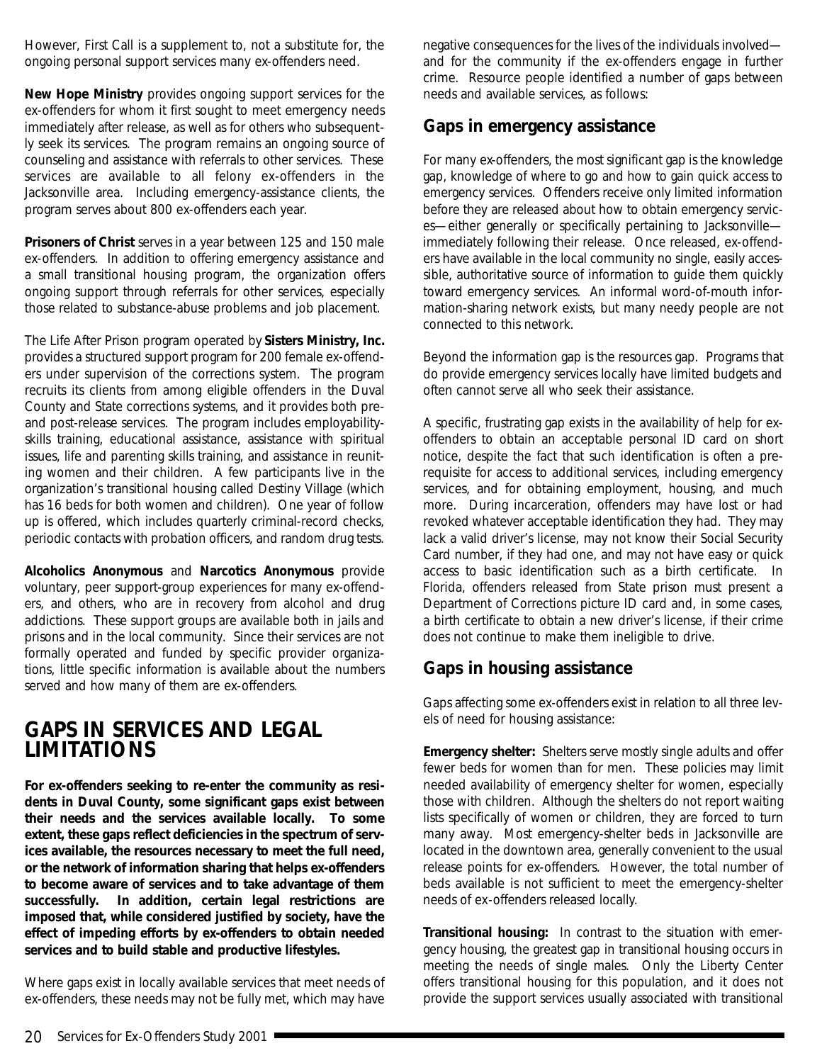However, First Call is a supplement to, not a substitute for, the ongoing personal support services many ex-offenders need.

**New Hope Ministry** provides ongoing support services for the ex-offenders for whom it first sought to meet emergency needs immediately after release, as well as for others who subsequently seek its services. The program remains an ongoing source of counseling and assistance with referrals to other services. These services are available to all felony ex-offenders in the Jacksonville area. Including emergency-assistance clients, the program serves about 800 ex-offenders each year.

**Prisoners of Christ** serves in a year between 125 and 150 male ex-offenders. In addition to offering emergency assistance and a small transitional housing program, the organization offers ongoing support through referrals for other services, especially those related to substance-abuse problems and job placement.

The Life After Prison program operated by **Sisters Ministry, Inc.** provides a structured support program for 200 female ex-offenders under supervision of the corrections system. The program recruits its clients from among eligible offenders in the Duval County and State corrections systems, and it provides both pre- and post-release services. The program includes employability-skills training, educational assistance, assistance with spiritual issues, life and parenting skills training, and assistance in reuniting women and their children. A few participants live in the organization's transitional housing called Destiny Village (which has 16 beds for both women and children). One year of follow up is offered, which includes quarterly criminal-record checks, periodic contacts with probation officers, and random drug tests.

**Alcoholics Anonymous** and **Narcotics Anonymous** provide voluntary, peer support-group experiences for many ex-offenders, and others, who are in recovery from alcohol and drug addictions. These support groups are available both in jails and prisons and in the local community. Since their services are not formally operated and funded by specific provider organizations, little specific information is available about the numbers served and how many of them are ex-offenders.

# GAPS IN SERVICES AND LEGAL LIMITATIONS

**For ex-offenders seeking to re-enter the community as residents in Duval County, some significant gaps exist between their needs and the services available locally. To some extent, these gaps reflect deficiencies in the spectrum of services available, the resources necessary to meet the full need, or the network of information sharing that helps ex-offenders to become aware of services and to take advantage of them successfully. In addition, certain legal restrictions are imposed that, while considered justified by society, have the effect of impeding efforts by ex-offenders to obtain needed services and to build stable and productive lifestyles.**

Where gaps exist in locally available services that meet needs of ex-offenders, these needs may not be fully met, which may have negative consequences for the lives of the individuals involved—and for the community if the ex-offenders engage in further crime. Resource people identified a number of gaps between needs and available services, as follows:

## Gaps in emergency assistance

For many ex-offenders, the most significant gap is the knowledge gap, knowledge of where to go and how to gain quick access to emergency services. Offenders receive only limited information before they are released about how to obtain emergency services—either generally or specifically pertaining to Jacksonville—immediately following their release. Once released, ex-offenders have available in the local community no single, easily accessible, authoritative source of information to guide them quickly toward emergency services. An informal word-of-mouth information-sharing network exists, but many needy people are not connected to this network.

Beyond the information gap is the resources gap. Programs that do provide emergency services locally have limited budgets and often cannot serve all who seek their assistance.

A specific, frustrating gap exists in the availability of help for ex-offenders to obtain an acceptable personal ID card on short notice, despite the fact that such identification is often a prerequisite for access to additional services, including emergency services, and for obtaining employment, housing, and much more. During incarceration, offenders may have lost or had revoked whatever acceptable identification they had. They may lack a valid driver's license, may not know their Social Security Card number, if they had one, and may not have easy or quick access to basic identification such as a birth certificate. In Florida, offenders released from State prison must present a Department of Corrections picture ID card and, in some cases, a birth certificate to obtain a new driver's license, if their crime does not continue to make them ineligible to drive.

## Gaps in housing assistance

Gaps affecting some ex-offenders exist in relation to all three levels of need for housing assistance:

**Emergency shelter:** Shelters serve mostly single adults and offer fewer beds for women than for men. These policies may limit needed availability of emergency shelter for women, especially those with children. Although the shelters do not report waiting lists specifically of women or children, they are forced to turn many away. Most emergency-shelter beds in Jacksonville are located in the downtown area, generally convenient to the usual release points for ex-offenders. However, the total number of beds available is not sufficient to meet the emergency-shelter needs of ex-offenders released locally.

**Transitional housing:** In contrast to the situation with emergency housing, the greatest gap in transitional housing occurs in meeting the needs of single males. Only the Liberty Center offers transitional housing for this population, and it does not provide the support services usually associated with transitional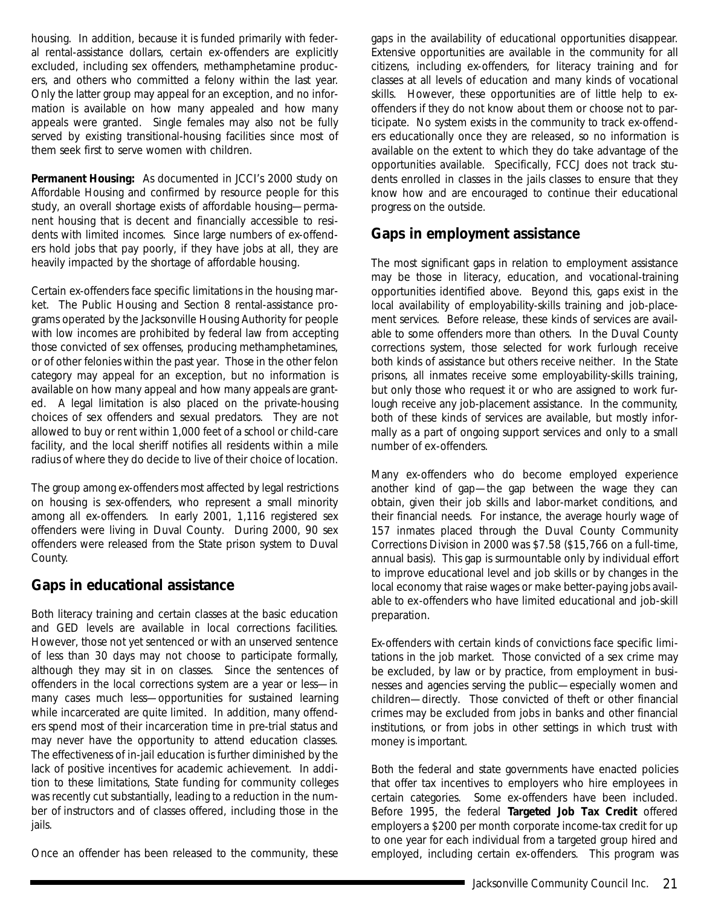housing. In addition, because it is funded primarily with federal rental-assistance dollars, certain ex-offenders are explicitly excluded, including sex offenders, methamphetamine producers, and others who committed a felony within the last year. Only the latter group may appeal for an exception, and no information is available on how many appealed and how many appeals were granted. Single females may also not be fully served by existing transitional-housing facilities since most of them seek first to serve women with children.

**Permanent Housing:** As documented in JCCI's 2000 study on Affordable Housing and confirmed by resource people for this study, an overall shortage exists of affordable housing—permanent housing that is decent and financially accessible to residents with limited incomes. Since large numbers of ex-offenders hold jobs that pay poorly, if they have jobs at all, they are heavily impacted by the shortage of affordable housing.

Certain ex-offenders face specific limitations in the housing market. The Public Housing and Section 8 rental-assistance programs operated by the Jacksonville Housing Authority for people with low incomes are prohibited by federal law from accepting those convicted of sex offenses, producing methamphetamines, or of other felonies within the past year. Those in the other felon category may appeal for an exception, but no information is available on how many appeal and how many appeals are granted. A legal limitation is also placed on the private-housing choices of sex offenders and sexual predators. They are not allowed to buy or rent within 1,000 feet of a school or child-care facility, and the local sheriff notifies all residents within a mile radius of where they do decide to live of their choice of location.

The group among ex-offenders most affected by legal restrictions on housing is sex-offenders, who represent a small minority among all ex-offenders. In early 2001, 1,116 registered sex offenders were living in Duval County. During 2000, 90 sex offenders were released from the State prison system to Duval County.

## Gaps in educational assistance

Both literacy training and certain classes at the basic education and GED levels are available in local corrections facilities. However, those not yet sentenced or with an unserved sentence of less than 30 days may not choose to participate formally, although they may sit in on classes. Since the sentences of offenders in the local corrections system are a year or less—in many cases much less—opportunities for sustained learning while incarcerated are quite limited. In addition, many offenders spend most of their incarceration time in pre-trial status and may never have the opportunity to attend education classes. The effectiveness of in-jail education is further diminished by the lack of positive incentives for academic achievement. In addition to these limitations, State funding for community colleges was recently cut substantially, leading to a reduction in the number of instructors and of classes offered, including those in the jails.

Once an offender has been released to the community, these gaps in the availability of educational opportunities disappear. Extensive opportunities are available in the community for all citizens, including ex-offenders, for literacy training and for classes at all levels of education and many kinds of vocational skills. However, these opportunities are of little help to ex-offenders if they do not know about them or choose not to participate. No system exists in the community to track ex-offenders educationally once they are released, so no information is available on the extent to which they do take advantage of the opportunities available. Specifically, FCCJ does not track students enrolled in classes in the jails classes to ensure that they know how and are encouraged to continue their educational progress on the outside.

## Gaps in employment assistance

The most significant gaps in relation to employment assistance may be those in literacy, education, and vocational-training opportunities identified above. Beyond this, gaps exist in the local availability of employability-skills training and job-placement services. Before release, these kinds of services are available to some offenders more than others. In the Duval County corrections system, those selected for work furlough receive both kinds of assistance but others receive neither. In the State prisons, all inmates receive some employability-skills training, but only those who request it or who are assigned to work furlough receive any job-placement assistance. In the community, both of these kinds of services are available, but mostly informally as a part of ongoing support services and only to a small number of ex-offenders.

Many ex-offenders who do become employed experience another kind of gap—the gap between the wage they can obtain, given their job skills and labor-market conditions, and their financial needs. For instance, the average hourly wage of 157 inmates placed through the Duval County Community Corrections Division in 2000 was $7.58 ($15,766 on a full-time, annual basis). This gap is surmountable only by individual effort to improve educational level and job skills or by changes in the local economy that raise wages or make better-paying jobs available to ex-offenders who have limited educational and job-skill preparation.

Ex-offenders with certain kinds of convictions face specific limitations in the job market. Those convicted of a sex crime may be excluded, by law or by practice, from employment in businesses and agencies serving the public—especially women and children—directly. Those convicted of theft or other financial crimes may be excluded from jobs in banks and other financial institutions, or from jobs in other settings in which trust with money is important.

Both the federal and state governments have enacted policies that offer tax incentives to employers who hire employees in certain categories. Some ex-offenders have been included. Before 1995, the federal **Targeted Job Tax Credit** offered employers a $200 per month corporate income-tax credit for up to one year for each individual from a targeted group hired and employed, including certain ex-offenders. This program was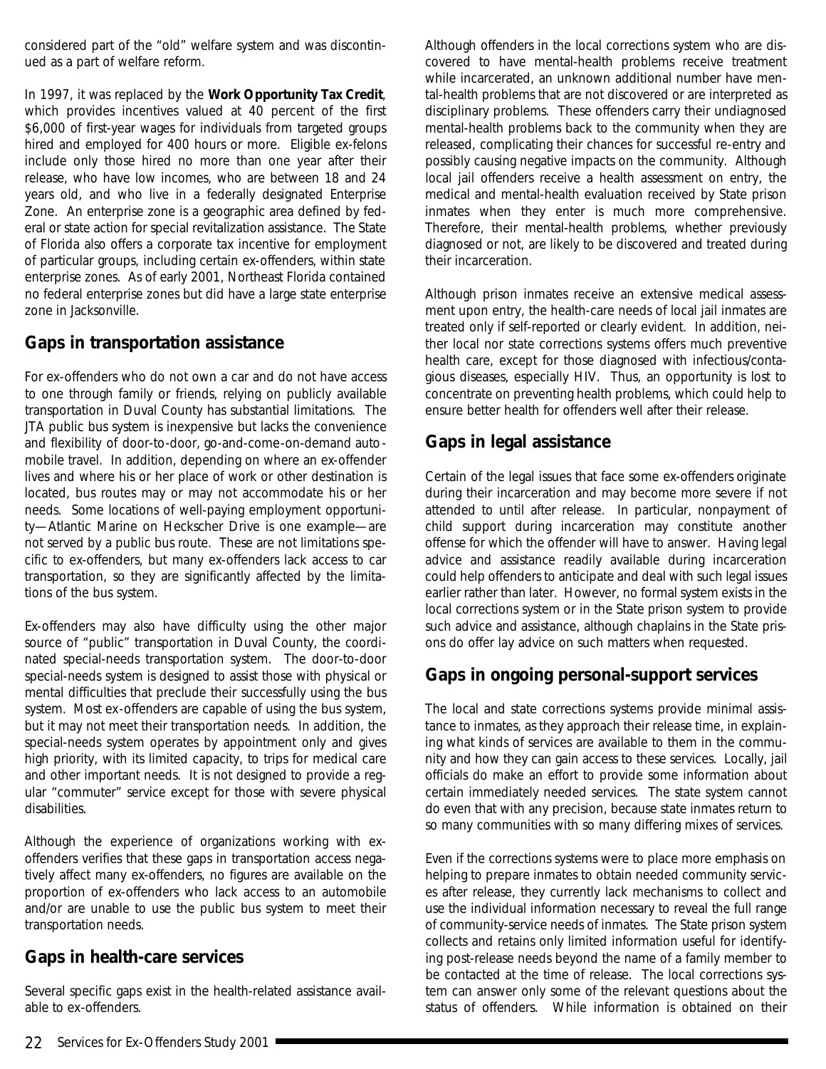considered part of the "old" welfare system and was discontinued as a part of welfare reform.

In 1997, it was replaced by the **Work Opportunity Tax Credit**, which provides incentives valued at 40 percent of the first $6,000 of first-year wages for individuals from targeted groups hired and employed for 400 hours or more. Eligible ex-felons include only those hired no more than one year after their release, who have low incomes, who are between 18 and 24 years old, and who live in a federally designated Enterprise Zone. An enterprise zone is a geographic area defined by federal or state action for special revitalization assistance. The State of Florida also offers a corporate tax incentive for employment of particular groups, including certain ex-offenders, within state enterprise zones. As of early 2001, Northeast Florida contained no federal enterprise zones but did have a large state enterprise zone in Jacksonville.

## Gaps in transportation assistance

For ex-offenders who do not own a car and do not have access to one through family or friends, relying on publicly available transportation in Duval County has substantial limitations. The JTA public bus system is inexpensive but lacks the convenience and flexibility of door-to-door, go-and-come-on-demand automobile travel. In addition, depending on where an ex-offender lives and where his or her place of work or other destination is located, bus routes may or may not accommodate his or her needs. Some locations of well-paying employment opportunity—Atlantic Marine on Heckscher Drive is one example—are not served by a public bus route. These are not limitations specific to ex-offenders, but many ex-offenders lack access to car transportation, so they are significantly affected by the limitations of the bus system.

Ex-offenders may also have difficulty using the other major source of "public" transportation in Duval County, the coordinated special-needs transportation system. The door-to-door special-needs system is designed to assist those with physical or mental difficulties that preclude their successfully using the bus system. Most ex-offenders are capable of using the bus system, but it may not meet their transportation needs. In addition, the special-needs system operates by appointment only and gives high priority, with its limited capacity, to trips for medical care and other important needs. It is not designed to provide a regular "commuter" service except for those with severe physical disabilities.

Although the experience of organizations working with ex-offenders verifies that these gaps in transportation access negatively affect many ex-offenders, no figures are available on the proportion of ex-offenders who lack access to an automobile and/or are unable to use the public bus system to meet their transportation needs.

## Gaps in health-care services

Several specific gaps exist in the health-related assistance available to ex-offenders.

Although offenders in the local corrections system who are discovered to have mental-health problems receive treatment while incarcerated, an unknown additional number have mental-health problems that are not discovered or are interpreted as disciplinary problems. These offenders carry their undiagnosed mental-health problems back to the community when they are released, complicating their chances for successful re-entry and possibly causing negative impacts on the community. Although local jail offenders receive a health assessment on entry, the medical and mental-health evaluation received by State prison inmates when they enter is much more comprehensive. Therefore, their mental-health problems, whether previously diagnosed or not, are likely to be discovered and treated during their incarceration.

Although prison inmates receive an extensive medical assessment upon entry, the health-care needs of local jail inmates are treated only if self-reported or clearly evident. In addition, neither local nor state corrections systems offers much preventive health care, except for those diagnosed with infectious/contagious diseases, especially HIV. Thus, an opportunity is lost to concentrate on preventing health problems, which could help to ensure better health for offenders well after their release.

## Gaps in legal assistance

Certain of the legal issues that face some ex-offenders originate during their incarceration and may become more severe if not attended to until after release. In particular, nonpayment of child support during incarceration may constitute another offense for which the offender will have to answer. Having legal advice and assistance readily available during incarceration could help offenders to anticipate and deal with such legal issues earlier rather than later. However, no formal system exists in the local corrections system or in the State prison system to provide such advice and assistance, although chaplains in the State prisons do offer lay advice on such matters when requested.

## Gaps in ongoing personal-support services

The local and state corrections systems provide minimal assistance to inmates, as they approach their release time, in explaining what kinds of services are available to them in the community and how they can gain access to these services. Locally, jail officials do make an effort to provide some information about certain immediately needed services. The state system cannot do even that with any precision, because state inmates return to so many communities with so many differing mixes of services.

Even if the corrections systems were to place more emphasis on helping to prepare inmates to obtain needed community services after release, they currently lack mechanisms to collect and use the individual information necessary to reveal the full range of community-service needs of inmates. The State prison system collects and retains only limited information useful for identifying post-release needs beyond the name of a family member to be contacted at the time of release. The local corrections system can answer only some of the relevant questions about the status of offenders. While information is obtained on their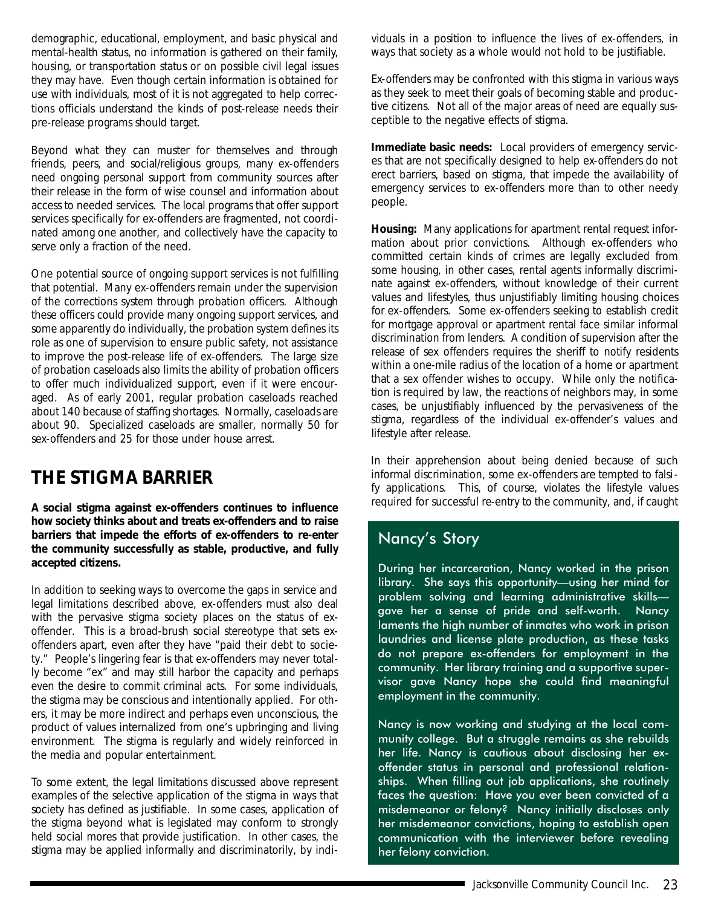demographic, educational, employment, and basic physical and mental-health status, no information is gathered on their family, housing, or transportation status or on possible civil legal issues they may have. Even though certain information is obtained for use with individuals, most of it is not aggregated to help corrections officials understand the kinds of post-release needs their pre-release programs should target.

Beyond what they can muster for themselves and through friends, peers, and social/religious groups, many ex-offenders need ongoing personal support from community sources after their release in the form of wise counsel and information about access to needed services. The local programs that offer support services specifically for ex-offenders are fragmented, not coordinated among one another, and collectively have the capacity to serve only a fraction of the need.

One potential source of ongoing support services is not fulfilling that potential. Many ex-offenders remain under the supervision of the corrections system through probation officers. Although these officers could provide many ongoing support services, and some apparently do individually, the probation system defines its role as one of supervision to ensure public safety, not assistance to improve the post-release life of ex-offenders. The large size of probation caseloads also limits the ability of probation officers to offer much individualized support, even if it were encouraged. As of early 2001, regular probation caseloads reached about 140 because of staffing shortages. Normally, caseloads are about 90. Specialized caseloads are smaller, normally 50 for sex-offenders and 25 for those under house arrest.

## THE STIGMA BARRIER

**A social stigma against ex-offenders continues to influence how society thinks about and treats ex-offenders and to raise barriers that impede the efforts of ex-offenders to re-enter the community successfully as stable, productive, and fully accepted citizens.**

In addition to seeking ways to overcome the gaps in service and legal limitations described above, ex-offenders must also deal with the pervasive stigma society places on the status of ex-offender. This is a broad-brush social stereotype that sets ex-offenders apart, even after they have "paid their debt to society." People's lingering fear is that ex-offenders may never totally become "ex" and may still harbor the capacity and perhaps even the desire to commit criminal acts. For some individuals, the stigma may be conscious and intentionally applied. For others, it may be more indirect and perhaps even unconscious, the product of values internalized from one's upbringing and living environment. The stigma is regularly and widely reinforced in the media and popular entertainment.

To some extent, the legal limitations discussed above represent examples of the selective application of the stigma in ways that society has defined as justifiable. In some cases, application of the stigma beyond what is legislated may conform to strongly held social mores that provide justification. In other cases, the stigma may be applied informally and discriminatorily, by individuals in a position to influence the lives of ex-offenders, in ways that society as a whole would not hold to be justifiable.

Ex-offenders may be confronted with this stigma in various ways as they seek to meet their goals of becoming stable and productive citizens. Not all of the major areas of need are equally susceptible to the negative effects of stigma.

**Immediate basic needs:** Local providers of emergency services that are not specifically designed to help ex-offenders do not erect barriers, based on stigma, that impede the availability of emergency services to ex-offenders more than to other needy people.

**Housing:** Many applications for apartment rental request information about prior convictions. Although ex-offenders who committed certain kinds of crimes are legally excluded from some housing, in other cases, rental agents informally discriminate against ex-offenders, without knowledge of their current values and lifestyles, thus unjustifiably limiting housing choices for ex-offenders. Some ex-offenders seeking to establish credit for mortgage approval or apartment rental face similar informal discrimination from lenders. A condition of supervision after the release of sex offenders requires the sheriff to notify residents within a one-mile radius of the location of a home or apartment that a sex offender wishes to occupy. While only the notification is required by law, the reactions of neighbors may, in some cases, be unjustifiably influenced by the pervasiveness of the stigma, regardless of the individual ex-offender's values and lifestyle after release.

In their apprehension about being denied because of such informal discrimination, some ex-offenders are tempted to falsify applications. This, of course, violates the lifestyle values required for successful re-entry to the community, and, if caught

### Nancy's Story

During her incarceration, Nancy worked in the prison library. She says this opportunity—using her mind for problem solving and learning administrative skills—gave her a sense of pride and self-worth. Nancy laments the high number of inmates who work in prison laundries and license plate production, as these tasks do not prepare ex-offenders for employment in the community. Her library training and a supportive supervisor gave Nancy hope she could find meaningful employment in the community.

Nancy is now working and studying at the local community college. But a struggle remains as she rebuilds her life. Nancy is cautious about disclosing her ex-offender status in personal and professional relationships. When filling out job applications, she routinely faces the question: Have you ever been convicted of a misdemeanor or felony? Nancy initially discloses only her misdemeanor convictions, hoping to establish open communication with the interviewer before revealing her felony conviction.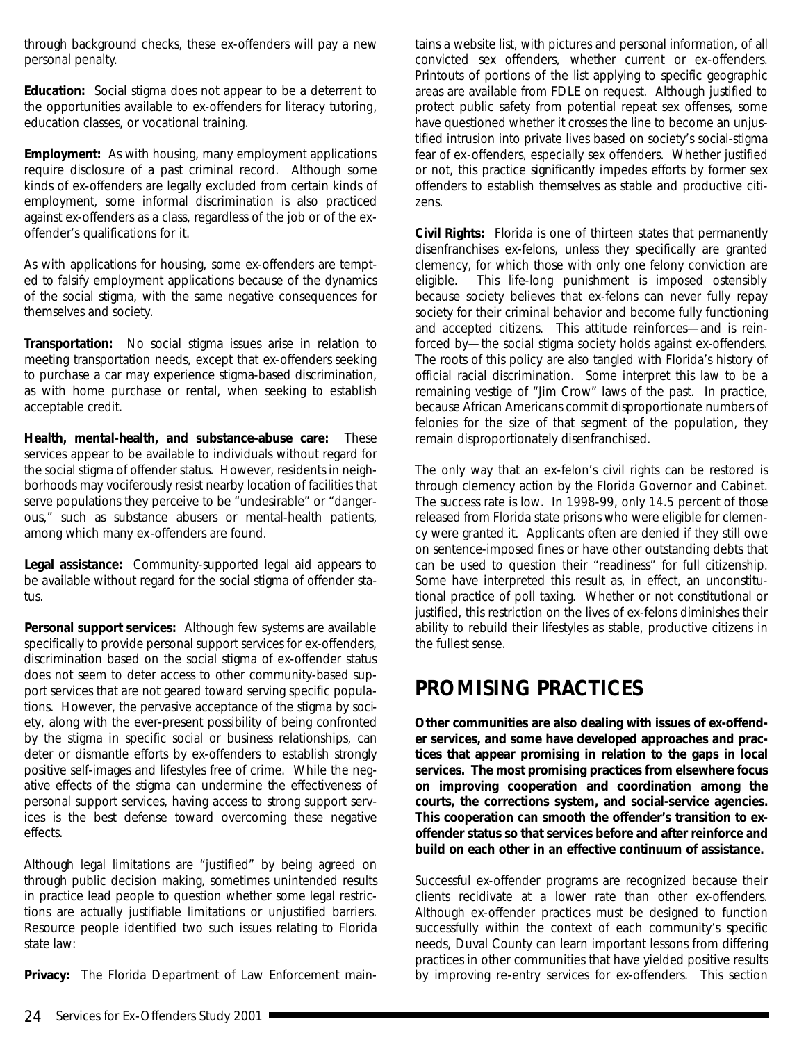through background checks, these ex-offenders will pay a new personal penalty.

**Education:** Social stigma does not appear to be a deterrent to the opportunities available to ex-offenders for literacy tutoring, education classes, or vocational training.

**Employment:** As with housing, many employment applications require disclosure of a past criminal record. Although some kinds of ex-offenders are legally excluded from certain kinds of employment, some informal discrimination is also practiced against ex-offenders as a class, regardless of the job or of the ex-offender's qualifications for it.

As with applications for housing, some ex-offenders are tempted to falsify employment applications because of the dynamics of the social stigma, with the same negative consequences for themselves and society.

**Transportation:** No social stigma issues arise in relation to meeting transportation needs, except that ex-offenders seeking to purchase a car may experience stigma-based discrimination, as with home purchase or rental, when seeking to establish acceptable credit.

**Health, mental-health, and substance-abuse care:** These services appear to be available to individuals without regard for the social stigma of offender status. However, residents in neighborhoods may vociferously resist nearby location of facilities that serve populations they perceive to be "undesirable" or "dangerous," such as substance abusers or mental-health patients, among which many ex-offenders are found.

**Legal assistance:** Community-supported legal aid appears to be available without regard for the social stigma of offender status.

**Personal support services:** Although few systems are available specifically to provide personal support services for ex-offenders, discrimination based on the social stigma of ex-offender status does not seem to deter access to other community-based support services that are not geared toward serving specific populations. However, the pervasive acceptance of the stigma by society, along with the ever-present possibility of being confronted by the stigma in specific social or business relationships, can deter or dismantle efforts by ex-offenders to establish strongly positive self-images and lifestyles free of crime. While the negative effects of the stigma can undermine the effectiveness of personal support services, having access to strong support services is the best defense toward overcoming these negative effects.

Although legal limitations are "justified" by being agreed on through public decision making, sometimes unintended results in practice lead people to question whether some legal restrictions are actually justifiable limitations or unjustified barriers. Resource people identified two such issues relating to Florida state law:

**Privacy:** The Florida Department of Law Enforcement maintains a website list, with pictures and personal information, of all convicted sex offenders, whether current or ex-offenders. Printouts of portions of the list applying to specific geographic areas are available from FDLE on request. Although justified to protect public safety from potential repeat sex offenses, some have questioned whether it crosses the line to become an unjustified intrusion into private lives based on society's social-stigma fear of ex-offenders, especially sex offenders. Whether justified or not, this practice significantly impedes efforts by former sex offenders to establish themselves as stable and productive citizens.

**Civil Rights:** Florida is one of thirteen states that permanently disenfranchises ex-felons, unless they specifically are granted clemency, for which those with only one felony conviction are eligible. This life-long punishment is imposed ostensibly because society believes that ex-felons can never fully repay society for their criminal behavior and become fully functioning and accepted citizens. This attitude reinforces—and is reinforced by—the social stigma society holds against ex-offenders. The roots of this policy are also tangled with Florida's history of official racial discrimination. Some interpret this law to be a remaining vestige of "Jim Crow" laws of the past. In practice, because African Americans commit disproportionate numbers of felonies for the size of that segment of the population, they remain disproportionately disenfranchised.

The only way that an ex-felon's civil rights can be restored is through clemency action by the Florida Governor and Cabinet. The success rate is low. In 1998-99, only 14.5 percent of those released from Florida state prisons who were eligible for clemency were granted it. Applicants often are denied if they still owe on sentence-imposed fines or have other outstanding debts that can be used to question their "readiness" for full citizenship. Some have interpreted this result as, in effect, an unconstitutional practice of poll taxing. Whether or not constitutional or justified, this restriction on the lives of ex-felons diminishes their ability to rebuild their lifestyles as stable, productive citizens in the fullest sense.

# PROMISING PRACTICES

**Other communities are also dealing with issues of ex-offender services, and some have developed approaches and practices that appear promising in relation to the gaps in local services. The most promising practices from elsewhere focus on improving cooperation and coordination among the courts, the corrections system, and social-service agencies. This cooperation can smooth the offender's transition to ex-offender status so that services before and after reinforce and build on each other in an effective continuum of assistance.**

Successful ex-offender programs are recognized because their clients recidivate at a lower rate than other ex-offenders. Although ex-offender practices must be designed to function successfully within the context of each community's specific needs, Duval County can learn important lessons from differing practices in other communities that have yielded positive results by improving re-entry services for ex-offenders. This section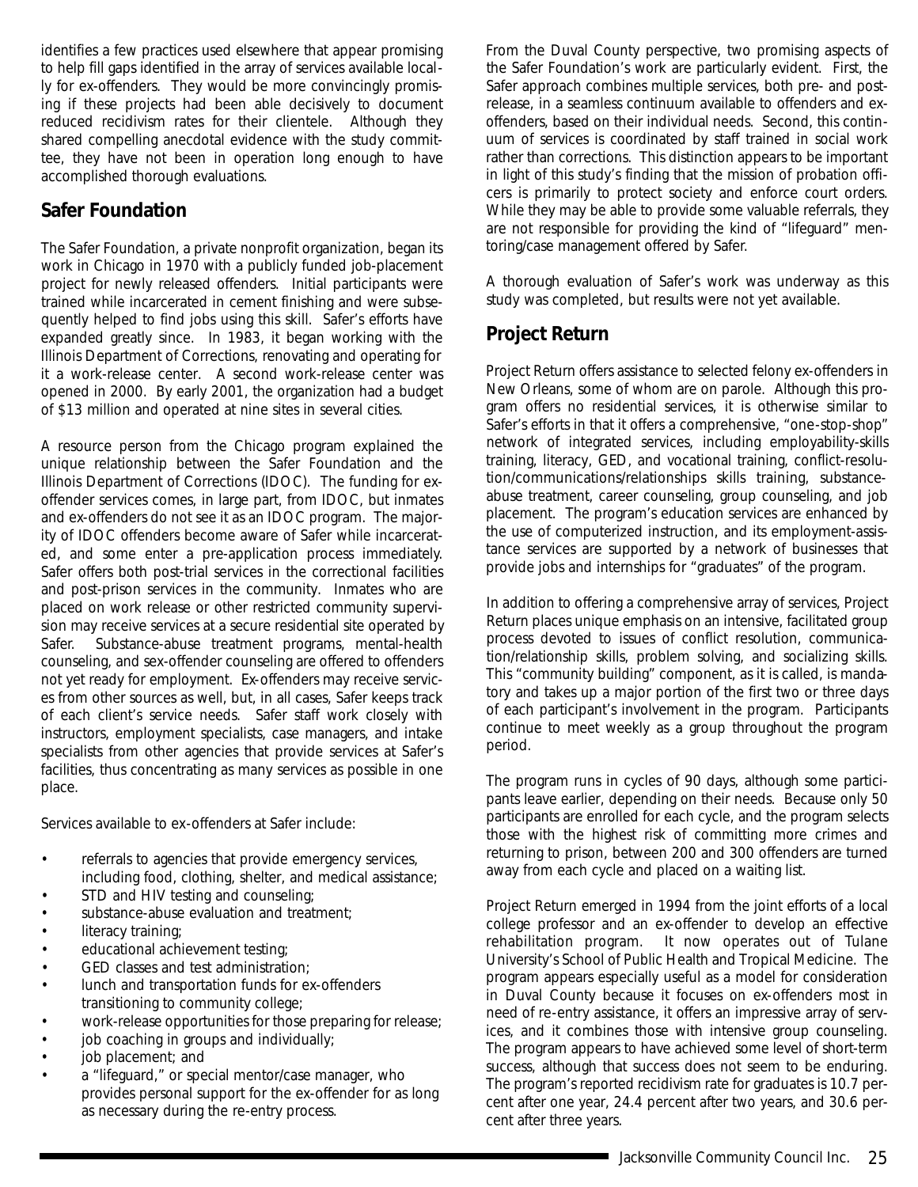identifies a few practices used elsewhere that appear promising to help fill gaps identified in the array of services available locally for ex-offenders. They would be more convincingly promising if these projects had been able decisively to document reduced recidivism rates for their clientele. Although they shared compelling anecdotal evidence with the study committee, they have not been in operation long enough to have accomplished thorough evaluations.

## Safer Foundation

The Safer Foundation, a private nonprofit organization, began its work in Chicago in 1970 with a publicly funded job-placement project for newly released offenders. Initial participants were trained while incarcerated in cement finishing and were subsequently helped to find jobs using this skill. Safer's efforts have expanded greatly since. In 1983, it began working with the Illinois Department of Corrections, renovating and operating for it a work-release center. A second work-release center was opened in 2000. By early 2001, the organization had a budget of $13 million and operated at nine sites in several cities.

A resource person from the Chicago program explained the unique relationship between the Safer Foundation and the Illinois Department of Corrections (IDOC). The funding for ex-offender services comes, in large part, from IDOC, but inmates and ex-offenders do not see it as an IDOC program. The majority of IDOC offenders become aware of Safer while incarcerated, and some enter a pre-application process immediately. Safer offers both post-trial services in the correctional facilities and post-prison services in the community. Inmates who are placed on work release or other restricted community supervision may receive services at a secure residential site operated by Safer. Substance-abuse treatment programs, mental-health counseling, and sex-offender counseling are offered to offenders not yet ready for employment. Ex-offenders may receive services from other sources as well, but, in all cases, Safer keeps track of each client's service needs. Safer staff work closely with instructors, employment specialists, case managers, and intake specialists from other agencies that provide services at Safer's facilities, thus concentrating as many services as possible in one place.

Services available to ex-offenders at Safer include:

- referrals to agencies that provide emergency services, including food, clothing, shelter, and medical assistance;
- STD and HIV testing and counseling;
- substance-abuse evaluation and treatment;
- literacy training;
- educational achievement testing;
- GED classes and test administration;
- lunch and transportation funds for ex-offenders transitioning to community college;
- work-release opportunities for those preparing for release;
- job coaching in groups and individually;
- job placement; and
- a "lifeguard," or special mentor/case manager, who provides personal support for the ex-offender for as long as necessary during the re-entry process.

From the Duval County perspective, two promising aspects of the Safer Foundation's work are particularly evident. First, the Safer approach combines multiple services, both pre- and post-release, in a seamless continuum available to offenders and ex-offenders, based on their individual needs. Second, this continuum of services is coordinated by staff trained in social work rather than corrections. This distinction appears to be important in light of this study's finding that the mission of probation officers is primarily to protect society and enforce court orders. While they may be able to provide some valuable referrals, they are not responsible for providing the kind of "lifeguard" mentoring/case management offered by Safer.

A thorough evaluation of Safer's work was underway as this study was completed, but results were not yet available.

## Project Return

Project Return offers assistance to selected felony ex-offenders in New Orleans, some of whom are on parole. Although this program offers no residential services, it is otherwise similar to Safer's efforts in that it offers a comprehensive, "one-stop-shop" network of integrated services, including employability-skills training, literacy, GED, and vocational training, conflict-resolution/communications/relationships skills training, substance-abuse treatment, career counseling, group counseling, and job placement. The program's education services are enhanced by the use of computerized instruction, and its employment-assistance services are supported by a network of businesses that provide jobs and internships for "graduates" of the program.

In addition to offering a comprehensive array of services, Project Return places unique emphasis on an intensive, facilitated group process devoted to issues of conflict resolution, communication/relationship skills, problem solving, and socializing skills. This "community building" component, as it is called, is mandatory and takes up a major portion of the first two or three days of each participant's involvement in the program. Participants continue to meet weekly as a group throughout the program period.

The program runs in cycles of 90 days, although some participants leave earlier, depending on their needs. Because only 50 participants are enrolled for each cycle, and the program selects those with the highest risk of committing more crimes and returning to prison, between 200 and 300 offenders are turned away from each cycle and placed on a waiting list.

Project Return emerged in 1994 from the joint efforts of a local college professor and an ex-offender to develop an effective rehabilitation program. It now operates out of Tulane University's School of Public Health and Tropical Medicine. The program appears especially useful as a model for consideration in Duval County because it focuses on ex-offenders most in need of re-entry assistance, it offers an impressive array of services, and it combines those with intensive group counseling. The program appears to have achieved some level of short-term success, although that success does not seem to be enduring. The program's reported recidivism rate for graduates is 10.7 percent after one year, 24.4 percent after two years, and 30.6 percent after three years.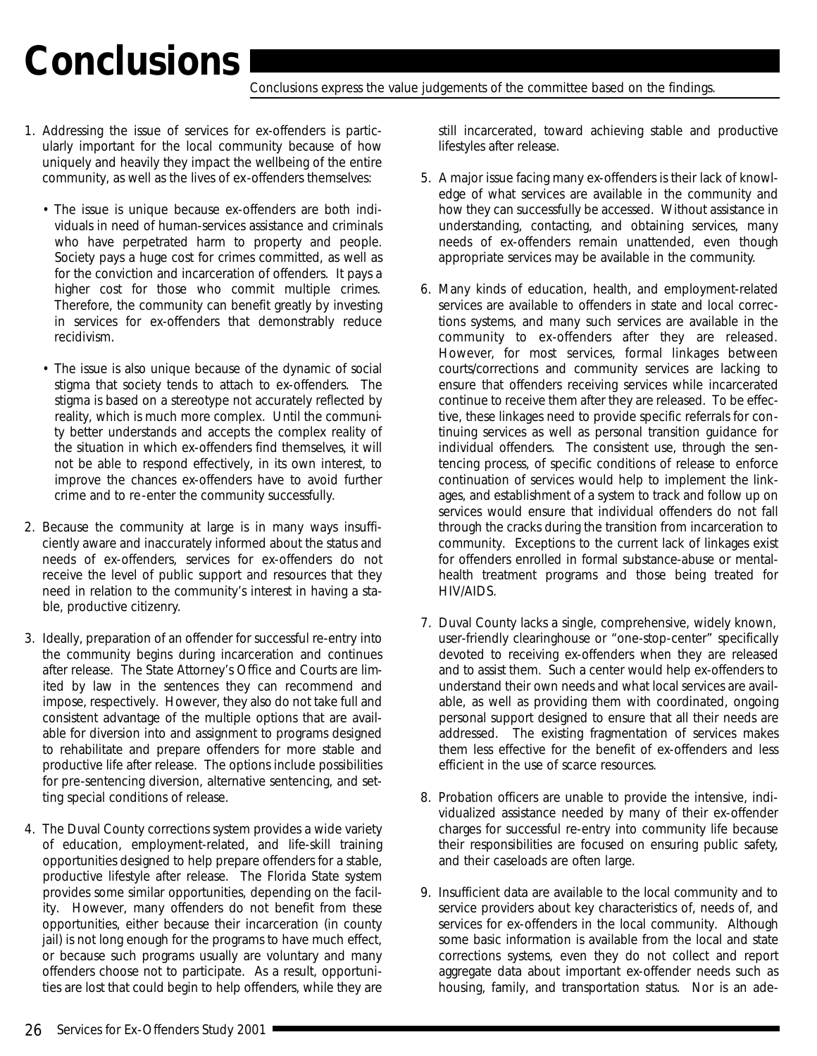# Conclusions

Conclusions express the value judgements of the committee based on the findings.

1. Addressing the issue of services for ex-offenders is particularly important for the local community because of how uniquely and heavily they impact the wellbeing of the entire community, as well as the lives of ex-offenders themselves:

   • The issue is unique because ex-offenders are both individuals in need of human-services assistance and criminals who have perpetrated harm to property and people. Society pays a huge cost for crimes committed, as well as for the conviction and incarceration of offenders. It pays a higher cost for those who commit multiple crimes. Therefore, the community can benefit greatly by investing in services for ex-offenders that demonstrably reduce recidivism.

   • The issue is also unique because of the dynamic of social stigma that society tends to attach to ex-offenders. The stigma is based on a stereotype not accurately reflected by reality, which is much more complex. Until the community better understands and accepts the complex reality of the situation in which ex-offenders find themselves, it will not be able to respond effectively, in its own interest, to improve the chances ex-offenders have to avoid further crime and to re-enter the community successfully.

2. Because the community at large is in many ways insufficiently aware and inaccurately informed about the status and needs of ex-offenders, services for ex-offenders do not receive the level of public support and resources that they need in relation to the community's interest in having a stable, productive citizenry.

3. Ideally, preparation of an offender for successful re-entry into the community begins during incarceration and continues after release. The State Attorney's Office and Courts are limited by law in the sentences they can recommend and impose, respectively. However, they also do not take full and consistent advantage of the multiple options that are available for diversion into and assignment to programs designed to rehabilitate and prepare offenders for more stable and productive life after release. The options include possibilities for pre-sentencing diversion, alternative sentencing, and setting special conditions of release.

4. The Duval County corrections system provides a wide variety of education, employment-related, and life-skill training opportunities designed to help prepare offenders for a stable, productive lifestyle after release. The Florida State system provides some similar opportunities, depending on the facility. However, many offenders do not benefit from these opportunities, either because their incarceration (in county jail) is not long enough for the programs to have much effect, or because such programs usually are voluntary and many offenders choose not to participate. As a result, opportunities are lost that could begin to help offenders, while they are still incarcerated, toward achieving stable and productive lifestyles after release.

5. A major issue facing many ex-offenders is their lack of knowledge of what services are available in the community and how they can successfully be accessed. Without assistance in understanding, contacting, and obtaining services, many needs of ex-offenders remain unattended, even though appropriate services may be available in the community.

6. Many kinds of education, health, and employment-related services are available to offenders in state and local corrections systems, and many such services are available in the community to ex-offenders after they are released. However, for most services, formal linkages between courts/corrections and community services are lacking to ensure that offenders receiving services while incarcerated continue to receive them after they are released. To be effective, these linkages need to provide specific referrals for continuing services as well as personal transition guidance for individual offenders. The consistent use, through the sentencing process, of specific conditions of release to enforce continuation of services would help to implement the linkages, and establishment of a system to track and follow up on services would ensure that individual offenders do not fall through the cracks during the transition from incarceration to community. Exceptions to the current lack of linkages exist for offenders enrolled in formal substance-abuse or mental-health treatment programs and those being treated for HIV/AIDS.

7. Duval County lacks a single, comprehensive, widely known, user-friendly clearinghouse or "one-stop-center" specifically devoted to receiving ex-offenders when they are released and to assist them. Such a center would help ex-offenders to understand their own needs and what local services are available, as well as providing them with coordinated, ongoing personal support designed to ensure that all their needs are addressed. The existing fragmentation of services makes them less effective for the benefit of ex-offenders and less efficient in the use of scarce resources.

8. Probation officers are unable to provide the intensive, individualized assistance needed by many of their ex-offender charges for successful re-entry into community life because their responsibilities are focused on ensuring public safety, and their caseloads are often large.

9. Insufficient data are available to the local community and to service providers about key characteristics of, needs of, and services for ex-offenders in the local community. Although some basic information is available from the local and state corrections systems, even they do not collect and report aggregate data about important ex-offender needs such as housing, family, and transportation status. Nor is an ade-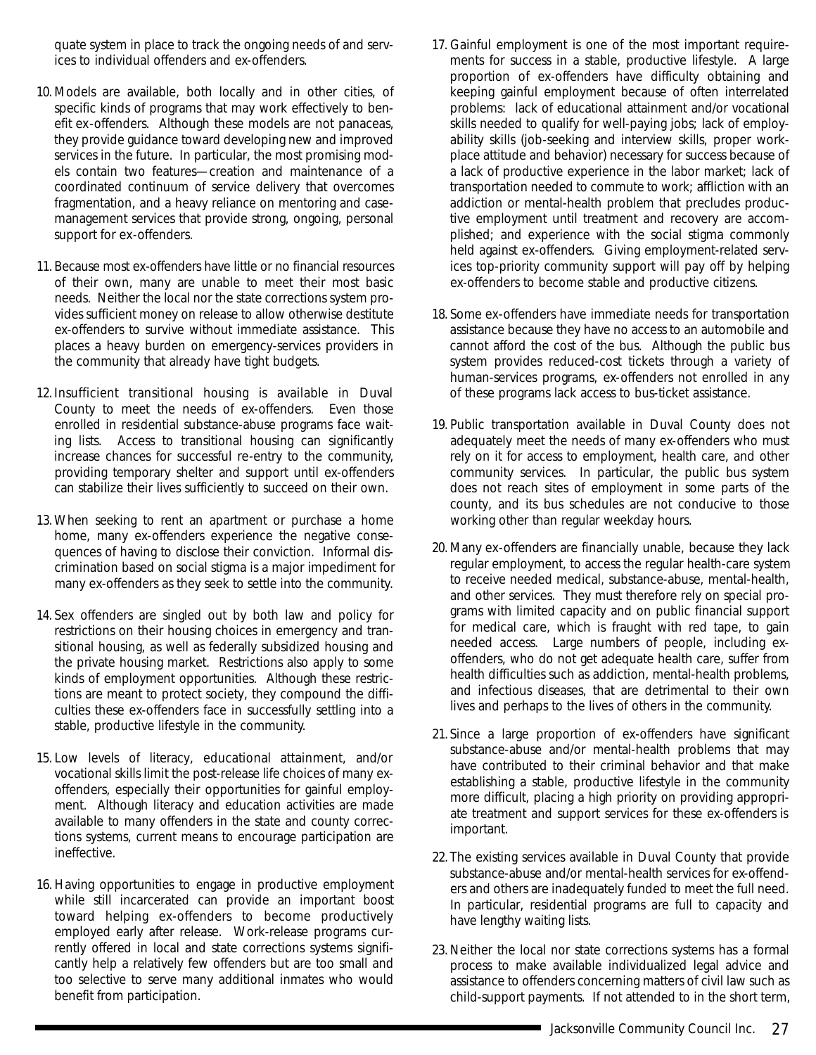quate system in place to track the ongoing needs of and services to individual offenders and ex-offenders.

10. Models are available, both locally and in other cities, of specific kinds of programs that may work effectively to benefit ex-offenders. Although these models are not panaceas, they provide guidance toward developing new and improved services in the future. In particular, the most promising models contain two features—creation and maintenance of a coordinated continuum of service delivery that overcomes fragmentation, and a heavy reliance on mentoring and case-management services that provide strong, ongoing, personal support for ex-offenders.

11. Because most ex-offenders have little or no financial resources of their own, many are unable to meet their most basic needs. Neither the local nor the state corrections system provides sufficient money on release to allow otherwise destitute ex-offenders to survive without immediate assistance. This places a heavy burden on emergency-services providers in the community that already have tight budgets.

12. Insufficient transitional housing is available in Duval County to meet the needs of ex-offenders. Even those enrolled in residential substance-abuse programs face waiting lists. Access to transitional housing can significantly increase chances for successful re-entry to the community, providing temporary shelter and support until ex-offenders can stabilize their lives sufficiently to succeed on their own.

13. When seeking to rent an apartment or purchase a home home, many ex-offenders experience the negative consequences of having to disclose their conviction. Informal discrimination based on social stigma is a major impediment for many ex-offenders as they seek to settle into the community.

14. Sex offenders are singled out by both law and policy for restrictions on their housing choices in emergency and transitional housing, as well as federally subsidized housing and the private housing market. Restrictions also apply to some kinds of employment opportunities. Although these restrictions are meant to protect society, they compound the difficulties these ex-offenders face in successfully settling into a stable, productive lifestyle in the community.

15. Low levels of literacy, educational attainment, and/or vocational skills limit the post-release life choices of many ex-offenders, especially their opportunities for gainful employment. Although literacy and education activities are made available to many offenders in the state and county corrections systems, current means to encourage participation are ineffective.

16. Having opportunities to engage in productive employment while still incarcerated can provide an important boost toward helping ex-offenders to become productively employed early after release. Work-release programs currently offered in local and state corrections systems significantly help a relatively few offenders but are too small and too selective to serve many additional inmates who would benefit from participation.

17. Gainful employment is one of the most important requirements for success in a stable, productive lifestyle. A large proportion of ex-offenders have difficulty obtaining and keeping gainful employment because of often interrelated problems: lack of educational attainment and/or vocational skills needed to qualify for well-paying jobs; lack of employability skills (job-seeking and interview skills, proper workplace attitude and behavior) necessary for success because of a lack of productive experience in the labor market; lack of transportation needed to commute to work; affliction with an addiction or mental-health problem that precludes productive employment until treatment and recovery are accomplished; and experience with the social stigma commonly held against ex-offenders. Giving employment-related services top-priority community support will pay off by helping ex-offenders to become stable and productive citizens.

18. Some ex-offenders have immediate needs for transportation assistance because they have no access to an automobile and cannot afford the cost of the bus. Although the public bus system provides reduced-cost tickets through a variety of human-services programs, ex-offenders not enrolled in any of these programs lack access to bus-ticket assistance.

19. Public transportation available in Duval County does not adequately meet the needs of many ex-offenders who must rely on it for access to employment, health care, and other community services. In particular, the public bus system does not reach sites of employment in some parts of the county, and its bus schedules are not conducive to those working other than regular weekday hours.

20. Many ex-offenders are financially unable, because they lack regular employment, to access the regular health-care system to receive needed medical, substance-abuse, mental-health, and other services. They must therefore rely on special programs with limited capacity and on public financial support for medical care, which is fraught with red tape, to gain needed access. Large numbers of people, including ex-offenders, who do not get adequate health care, suffer from health difficulties such as addiction, mental-health problems, and infectious diseases, that are detrimental to their own lives and perhaps to the lives of others in the community.

21. Since a large proportion of ex-offenders have significant substance-abuse and/or mental-health problems that may have contributed to their criminal behavior and that make establishing a stable, productive lifestyle in the community more difficult, placing a high priority on providing appropriate treatment and support services for these ex-offenders is important.

22. The existing services available in Duval County that provide substance-abuse and/or mental-health services for ex-offenders and others are inadequately funded to meet the full need. In particular, residential programs are full to capacity and have lengthy waiting lists.

23. Neither the local nor state corrections systems has a formal process to make available individualized legal advice and assistance to offenders concerning matters of civil law such as child-support payments. If not attended to in the short term,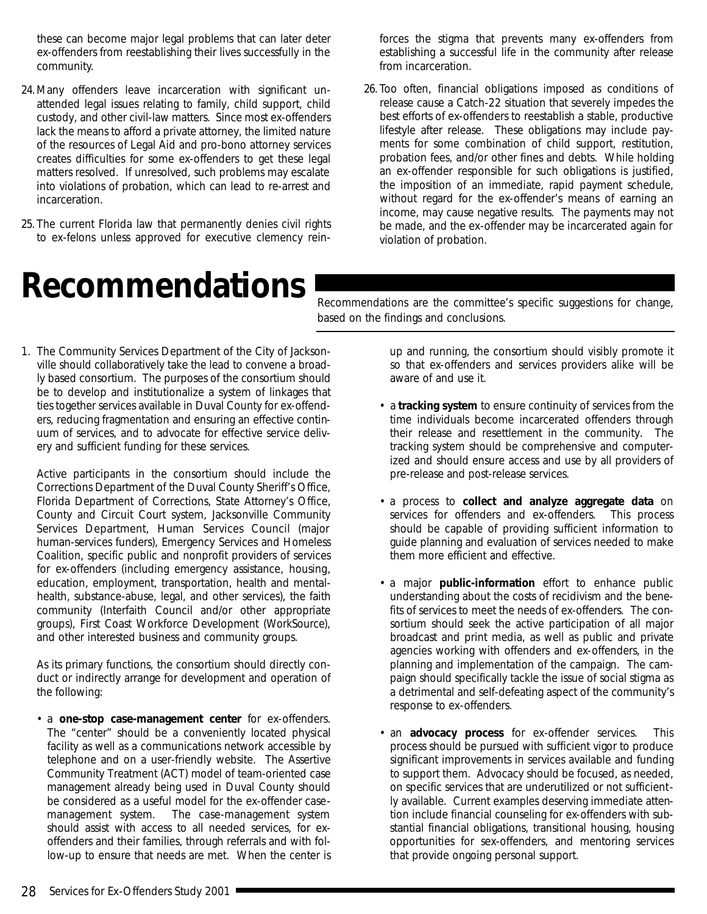these can become major legal problems that can later deter ex-offenders from reestablishing their lives successfully in the community.

24. Many offenders leave incarceration with significant unattended legal issues relating to family, child support, child custody, and other civil-law matters. Since most ex-offenders lack the means to afford a private attorney, the limited nature of the resources of Legal Aid and pro-bono attorney services creates difficulties for some ex-offenders to get these legal matters resolved. If unresolved, such problems may escalate into violations of probation, which can lead to re-arrest and incarceration.

25. The current Florida law that permanently denies civil rights to ex-felons unless approved for executive clemency reinforces the stigma that prevents many ex-offenders from establishing a successful life in the community after release from incarceration.

26. Too often, financial obligations imposed as conditions of release cause a Catch-22 situation that severely impedes the best efforts of ex-offenders to reestablish a stable, productive lifestyle after release. These obligations may include payments for some combination of child support, restitution, probation fees, and/or other fines and debts. While holding an ex-offender responsible for such obligations is justified, the imposition of an immediate, rapid payment schedule, without regard for the ex-offender's means of earning an income, may cause negative results. The payments may not be made, and the ex-offender may be incarcerated again for violation of probation.

# Recommendations

Recommendations are the committee's specific suggestions for change, based on the findings and conclusions.

1. The Community Services Department of the City of Jacksonville should collaboratively take the lead to convene a broadly based consortium. The purposes of the consortium should be to develop and institutionalize a system of linkages that ties together services available in Duval County for ex-offenders, reducing fragmentation and ensuring an effective continuum of services, and to advocate for effective service delivery and sufficient funding for these services.

   Active participants in the consortium should include the Corrections Department of the Duval County Sheriff's Office, Florida Department of Corrections, State Attorney's Office, County and Circuit Court system, Jacksonville Community Services Department, Human Services Council (major human-services funders), Emergency Services and Homeless Coalition, specific public and nonprofit providers of services for ex-offenders (including emergency assistance, housing, education, employment, transportation, health and mental-health, substance-abuse, legal, and other services), the faith community (Interfaith Council and/or other appropriate groups), First Coast Workforce Development (WorkSource), and other interested business and community groups.

   As its primary functions, the consortium should directly conduct or indirectly arrange for development and operation of the following:

   - a **one-stop case-management center** for ex-offenders. The "center" should be a conveniently located physical facility as well as a communications network accessible by telephone and on a user-friendly website. The Assertive Community Treatment (ACT) model of team-oriented case management already being used in Duval County should be considered as a useful model for the ex-offender case-management system. The case-management system should assist with access to all needed services, for ex-offenders and their families, through referrals and with follow-up to ensure that needs are met. When the center is up and running, the consortium should visibly promote it so that ex-offenders and services providers alike will be aware of and use it.

   - a **tracking system** to ensure continuity of services from the time individuals become incarcerated offenders through their release and resettlement in the community. The tracking system should be comprehensive and computerized and should ensure access and use by all providers of pre-release and post-release services.

   - a process to **collect and analyze aggregate data** on services for offenders and ex-offenders. This process should be capable of providing sufficient information to guide planning and evaluation of services needed to make them more efficient and effective.

   - a major **public-information** effort to enhance public understanding about the costs of recidivism and the benefits of services to meet the needs of ex-offenders. The consortium should seek the active participation of all major broadcast and print media, as well as public and private agencies working with offenders and ex-offenders, in the planning and implementation of the campaign. The campaign should specifically tackle the issue of social stigma as a detrimental and self-defeating aspect of the community's response to ex-offenders.

   - an **advocacy process** for ex-offender services. This process should be pursued with sufficient vigor to produce significant improvements in services available and funding to support them. Advocacy should be focused, as needed, on specific services that are underutilized or not sufficiently available. Current examples deserving immediate attention include financial counseling for ex-offenders with substantial financial obligations, transitional housing, housing opportunities for sex-offenders, and mentoring services that provide ongoing personal support.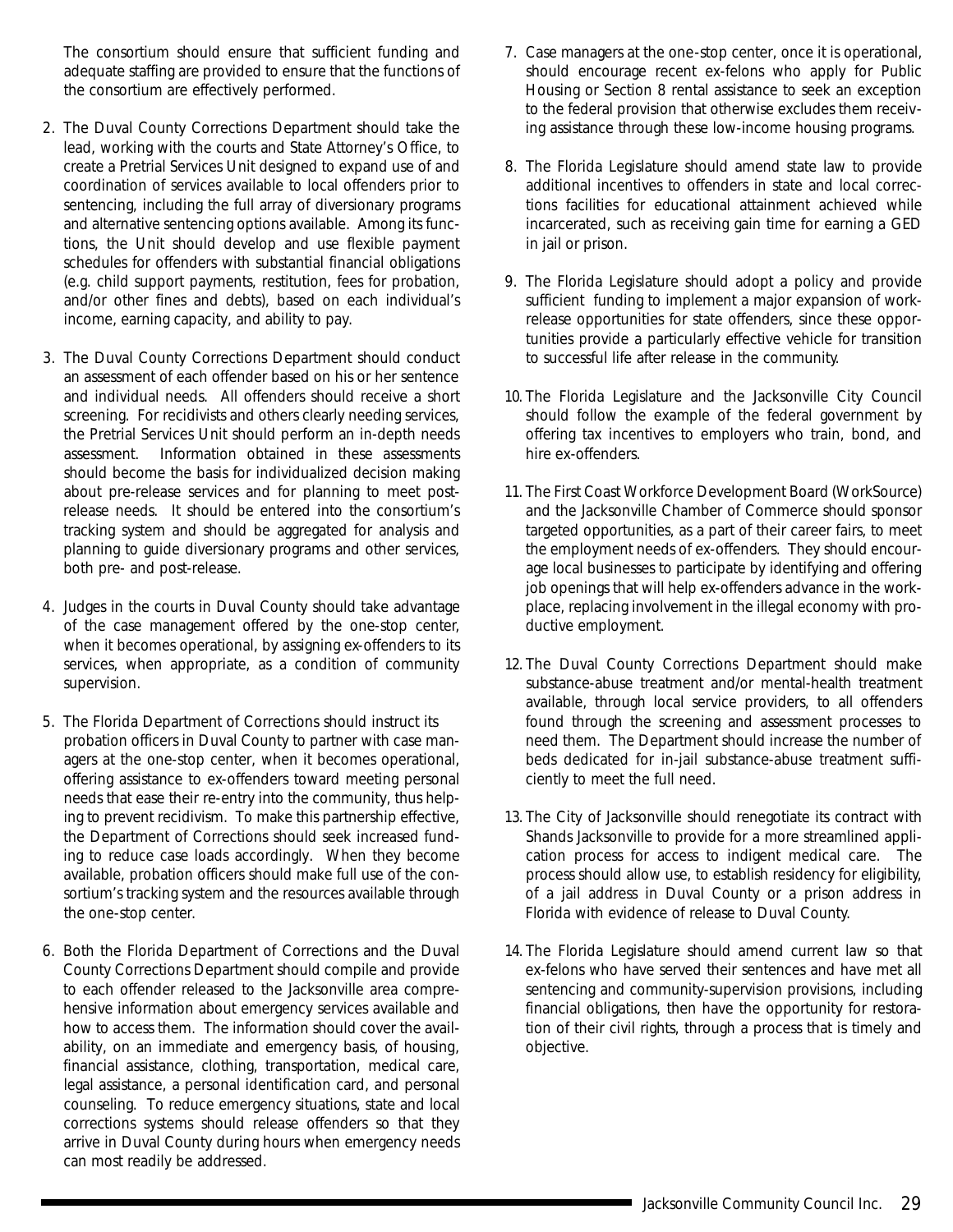The consortium should ensure that sufficient funding and adequate staffing are provided to ensure that the functions of the consortium are effectively performed.

2. The Duval County Corrections Department should take the lead, working with the courts and State Attorney's Office, to create a Pretrial Services Unit designed to expand use of and coordination of services available to local offenders prior to sentencing, including the full array of diversionary programs and alternative sentencing options available. Among its functions, the Unit should develop and use flexible payment schedules for offenders with substantial financial obligations (e.g. child support payments, restitution, fees for probation, and/or other fines and debts), based on each individual's income, earning capacity, and ability to pay.

3. The Duval County Corrections Department should conduct an assessment of each offender based on his or her sentence and individual needs. All offenders should receive a short screening. For recidivists and others clearly needing services, the Pretrial Services Unit should perform an in-depth needs assessment. Information obtained in these assessments should become the basis for individualized decision making about pre-release services and for planning to meet post-release needs. It should be entered into the consortium's tracking system and should be aggregated for analysis and planning to guide diversionary programs and other services, both pre- and post-release.

4. Judges in the courts in Duval County should take advantage of the case management offered by the one-stop center, when it becomes operational, by assigning ex-offenders to its services, when appropriate, as a condition of community supervision.

5. The Florida Department of Corrections should instruct its probation officers in Duval County to partner with case managers at the one-stop center, when it becomes operational, offering assistance to ex-offenders toward meeting personal needs that ease their re-entry into the community, thus helping to prevent recidivism. To make this partnership effective, the Department of Corrections should seek increased funding to reduce case loads accordingly. When they become available, probation officers should make full use of the consortium's tracking system and the resources available through the one-stop center.

6. Both the Florida Department of Corrections and the Duval County Corrections Department should compile and provide to each offender released to the Jacksonville area comprehensive information about emergency services available and how to access them. The information should cover the availability, on an immediate and emergency basis, of housing, financial assistance, clothing, transportation, medical care, legal assistance, a personal identification card, and personal counseling. To reduce emergency situations, state and local corrections systems should release offenders so that they arrive in Duval County during hours when emergency needs can most readily be addressed.

7. Case managers at the one-stop center, once it is operational, should encourage recent ex-felons who apply for Public Housing or Section 8 rental assistance to seek an exception to the federal provision that otherwise excludes them receiving assistance through these low-income housing programs.

8. The Florida Legislature should amend state law to provide additional incentives to offenders in state and local corrections facilities for educational attainment achieved while incarcerated, such as receiving gain time for earning a GED in jail or prison.

9. The Florida Legislature should adopt a policy and provide sufficient funding to implement a major expansion of work-release opportunities for state offenders, since these opportunities provide a particularly effective vehicle for transition to successful life after release in the community.

10. The Florida Legislature and the Jacksonville City Council should follow the example of the federal government by offering tax incentives to employers who train, bond, and hire ex-offenders.

11. The First Coast Workforce Development Board (WorkSource) and the Jacksonville Chamber of Commerce should sponsor targeted opportunities, as a part of their career fairs, to meet the employment needs of ex-offenders. They should encourage local businesses to participate by identifying and offering job openings that will help ex-offenders advance in the workplace, replacing involvement in the illegal economy with productive employment.

12. The Duval County Corrections Department should make substance-abuse treatment and/or mental-health treatment available, through local service providers, to all offenders found through the screening and assessment processes to need them. The Department should increase the number of beds dedicated for in-jail substance-abuse treatment sufficiently to meet the full need.

13. The City of Jacksonville should renegotiate its contract with Shands Jacksonville to provide for a more streamlined application process for access to indigent medical care. The process should allow use, to establish residency for eligibility, of a jail address in Duval County or a prison address in Florida with evidence of release to Duval County.

14. The Florida Legislature should amend current law so that ex-felons who have served their sentences and have met all sentencing and community-supervision provisions, including financial obligations, then have the opportunity for restoration of their civil rights, through a process that is timely and objective.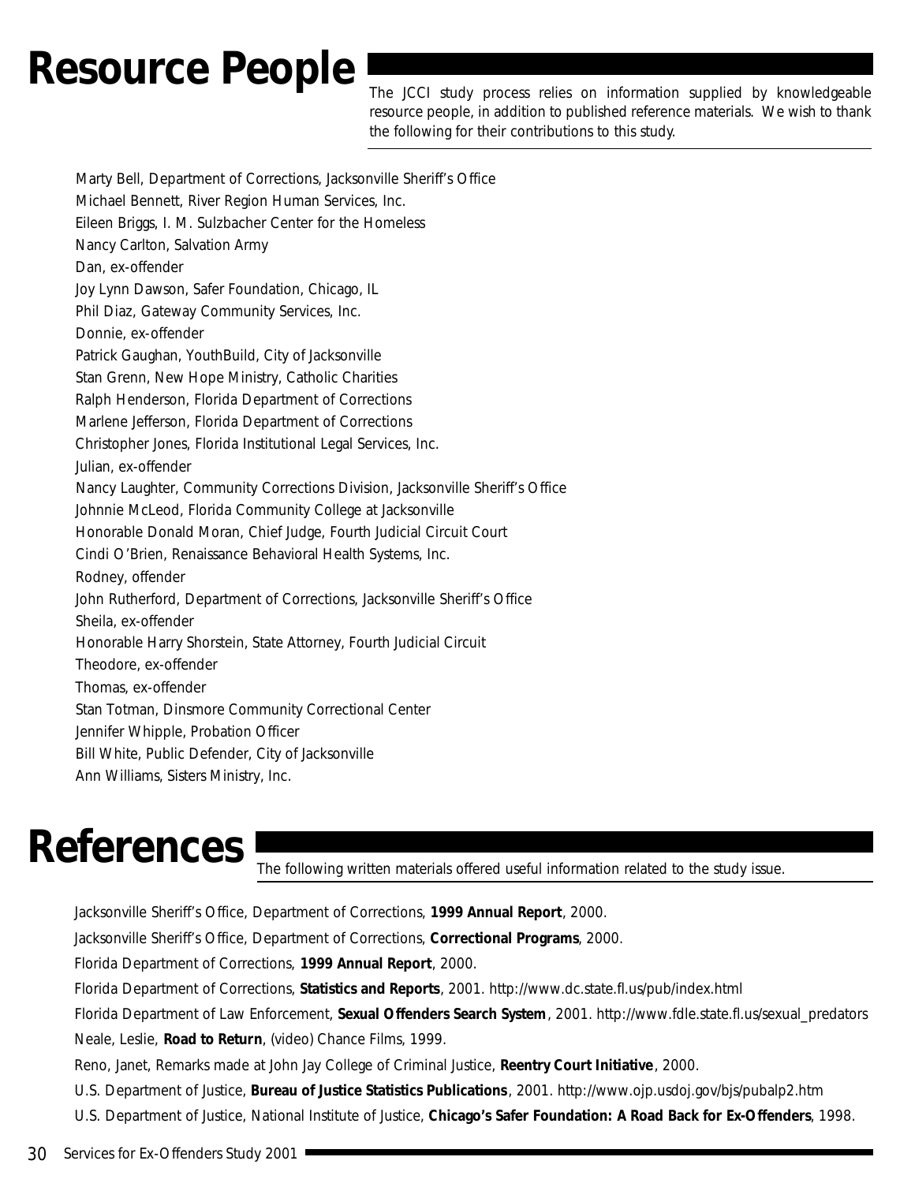# Resource People

The JCCI study process relies on information supplied by knowledgeable resource people, in addition to published reference materials. We wish to thank the following for their contributions to this study.

Marty Bell, Department of Corrections, Jacksonville Sheriff's Office
Michael Bennett, River Region Human Services, Inc.
Eileen Briggs, I. M. Sulzbacher Center for the Homeless
Nancy Carlton, Salvation Army
Dan, ex-offender
Joy Lynn Dawson, Safer Foundation, Chicago, IL
Phil Diaz, Gateway Community Services, Inc.
Donnie, ex-offender
Patrick Gaughan, YouthBuild, City of Jacksonville
Stan Grenn, New Hope Ministry, Catholic Charities
Ralph Henderson, Florida Department of Corrections
Marlene Jefferson, Florida Department of Corrections
Christopher Jones, Florida Institutional Legal Services, Inc.
Julian, ex-offender
Nancy Laughter, Community Corrections Division, Jacksonville Sheriff's Office
Johnnie McLeod, Florida Community College at Jacksonville
Honorable Donald Moran, Chief Judge, Fourth Judicial Circuit Court
Cindi O'Brien, Renaissance Behavioral Health Systems, Inc.
Rodney, offender
John Rutherford, Department of Corrections, Jacksonville Sheriff's Office
Sheila, ex-offender
Honorable Harry Shorstein, State Attorney, Fourth Judicial Circuit
Theodore, ex-offender
Thomas, ex-offender
Stan Totman, Dinsmore Community Correctional Center
Jennifer Whipple, Probation Officer
Bill White, Public Defender, City of Jacksonville
Ann Williams, Sisters Ministry, Inc.

# References

The following written materials offered useful information related to the study issue.

Jacksonville Sheriff's Office, Department of Corrections, **1999 Annual Report**, 2000.

Jacksonville Sheriff's Office, Department of Corrections, **Correctional Programs**, 2000.

Florida Department of Corrections, **1999 Annual Report**, 2000.

Florida Department of Corrections, **Statistics and Reports**, 2001. http://www.dc.state.fl.us/pub/index.html

Florida Department of Law Enforcement, **Sexual Offenders Search System**, 2001. http://www.fdle.state.fl.us/sexual_predators

Neale, Leslie, **Road to Return**, (video) Chance Films, 1999.

Reno, Janet, Remarks made at John Jay College of Criminal Justice, **Reentry Court Initiative**, 2000.

U.S. Department of Justice, **Bureau of Justice Statistics Publications**, 2001. http://www.ojp.usdoj.gov/bjs/pubalp2.htm

U.S. Department of Justice, National Institute of Justice, **Chicago's Safer Foundation: A Road Back for Ex-Offenders**, 1998.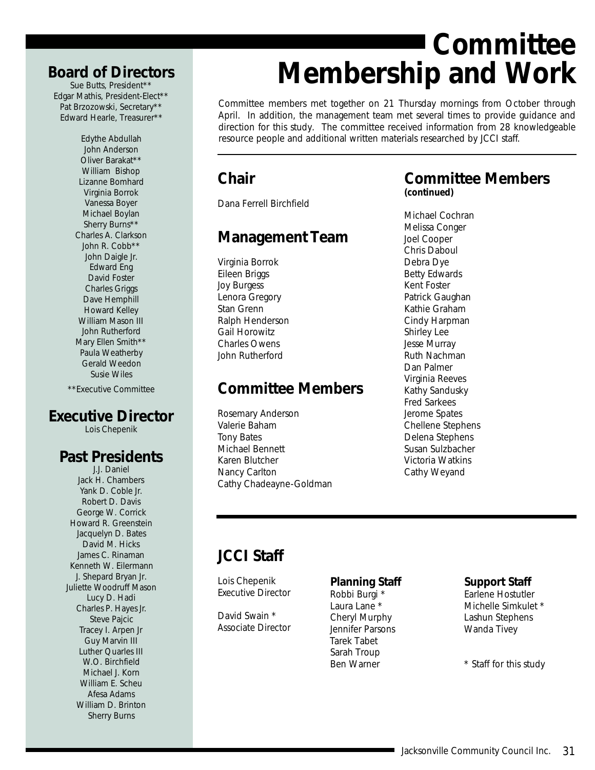# Committee Membership and Work

Committee members met together on 21 Thursday mornings from October through April. In addition, the management team met several times to provide guidance and direction for this study. The committee received information from 28 knowledgeable resource people and additional written materials researched by JCCI staff.

## Chair

Dana Ferrell Birchfield

## Management Team

Virginia Borrok
Eileen Briggs
Joy Burgess
Lenora Gregory
Stan Grenn
Ralph Henderson
Gail Horowitz
Charles Owens
John Rutherford

## Committee Members

Rosemary Anderson
Valerie Baham
Tony Bates
Michael Bennett
Karen Blutcher
Nancy Carlton
Cathy Chadeayne-Goldman

## Committee Members

**(continued)**

Michael Cochran
Melissa Conger
Joel Cooper
Chris Daboul
Debra Dye
Betty Edwards
Kent Foster
Patrick Gaughan
Kathie Graham
Cindy Harpman
Shirley Lee
Jesse Murray
Ruth Nachman
Dan Palmer
Virginia Reeves
Kathy Sandusky
Fred Sarkees
Jerome Spates
Chellene Stephens
Delena Stephens
Susan Sulzbacher
Victoria Watkins
Cathy Weyand

## JCCI Staff

Lois Chepenik
Executive Director

David Swain *
Associate Director

### Planning Staff

Robbi Burgi *
Laura Lane *
Cheryl Murphy
Jennifer Parsons
Tarek Tabet
Sarah Troup
Ben Warner

### Support Staff

Earlene Hostutler
Michelle Simkulet *
Lashun Stephens
Wanda Tivey

\* Staff for this study

## Board of Directors

Sue Butts, President**
Edgar Mathis, President-Elect**
Pat Brzozowski, Secretary**
Edward Hearle, Treasurer**

Edythe Abdullah
John Anderson
Oliver Barakat**
William Bishop
Lizanne Bomhard
Virginia Borrok
Vanessa Boyer
Michael Boylan
Sherry Burns**
Charles A. Clarkson
John R. Cobb**
John Daigle Jr.
Edward Eng
David Foster
Charles Griggs
Dave Hemphill
Howard Kelley
William Mason III
John Rutherford
Mary Ellen Smith**
Paula Weatherby
Gerald Weedon
Susie Wiles

**Executive Committee

## Executive Director

Lois Chepenik

## Past Presidents

J.J. Daniel
Jack H. Chambers
Yank D. Coble Jr.
Robert D. Davis
George W. Corrick
Howard R. Greenstein
Jacquelyn D. Bates
David M. Hicks
James C. Rinaman
Kenneth W. Eilermann
J. Shepard Bryan Jr.
Juliette Woodruff Mason
Lucy D. Hadi
Charles P. Hayes Jr.
Steve Pajcic
Tracey I. Arpen Jr
Guy Marvin III
Luther Quarles III
W.O. Birchfield
Michael J. Korn
William E. Scheu
Afesa Adams
William D. Brinton
Sherry Burns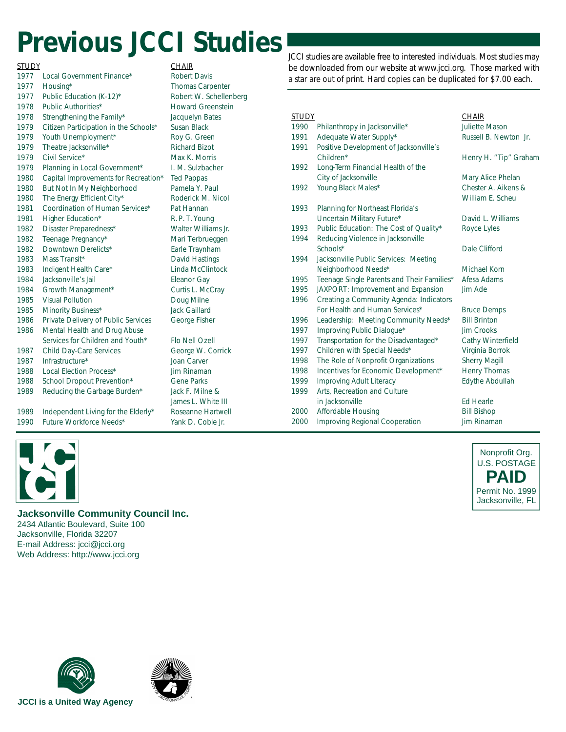# Previous JCCI Studies

JCCI studies are available free to interested individuals. Most studies may be downloaded from our website at www.jcci.org. Those marked with a star are out of print. Hard copies can be duplicated for $7.00 each.

| STUDY | | CHAIR |
|---|---|---|
| 1977 | Local Government Finance* | Robert Davis |
| 1977 | Housing* | Thomas Carpenter |
| 1977 | Public Education (K-12)* | Robert W. Schellenberg |
| 1978 | Public Authorities* | Howard Greenstein |
| 1978 | Strengthening the Family* | Jacquelyn Bates |
| 1979 | Citizen Participation in the Schools* | Susan Black |
| 1979 | Youth Unemployment* | Roy G. Green |
| 1979 | Theatre Jacksonville* | Richard Bizot |
| 1979 | Civil Service* | Max K. Morris |
| 1979 | Planning in Local Government* | I. M. Sulzbacher |
| 1980 | Capital Improvements for Recreation* | Ted Pappas |
| 1980 | But Not In My Neighborhood | Pamela Y. Paul |
| 1980 | The Energy Efficient City* | Roderick M. Nicol |
| 1981 | Coordination of Human Services* | Pat Hannan |
| 1981 | Higher Education* | R. P. T. Young |
| 1982 | Disaster Preparedness* | Walter Williams Jr. |
| 1982 | Teenage Pregnancy* | Mari Terbrueggen |
| 1982 | Downtown Derelicts* | Earle Traynham |
| 1983 | Mass Transit* | David Hastings |
| 1983 | Indigent Health Care* | Linda McClintock |
| 1984 | Jacksonville's Jail | Eleanor Gay |
| 1984 | Growth Management* | Curtis L. McCray |
| 1985 | Visual Pollution | Doug Milne |
| 1985 | Minority Business* | Jack Gaillard |
| 1986 | Private Delivery of Public Services | George Fisher |
| 1986 | Mental Health and Drug Abuse Services for Children and Youth* | Flo Nell Ozell |
| 1987 | Child Day-Care Services | George W. Corrick |
| 1987 | Infrastructure* | Joan Carver |
| 1988 | Local Election Process* | Jim Rinaman |
| 1988 | School Dropout Prevention* | Gene Parks |
| 1989 | Reducing the Garbage Burden* | Jack F. Milne & James L. White III |
| 1989 | Independent Living for the Elderly* | Roseanne Hartwell |
| 1990 | Future Workforce Needs* | Yank D. Coble Jr. |
| 1990 | Philanthropy in Jacksonville* | Juliette Mason |
| 1991 | Adequate Water Supply* | Russell B. Newton Jr. |
| 1991 | Positive Development of Jacksonville's Children* | Henry H. "Tip" Graham |
| 1992 | Long-Term Financial Health of the City of Jacksonville | Mary Alice Phelan |
| 1992 | Young Black Males* | Chester A. Aikens & William E. Scheu |
| 1993 | Planning for Northeast Florida's Uncertain Military Future* | David L. Williams |
| 1993 | Public Education: The Cost of Quality* | Royce Lyles |
| 1994 | Reducing Violence in Jacksonville Schools* | Dale Clifford |
| 1994 | Jacksonville Public Services: Meeting Neighborhood Needs* | Michael Korn |
| 1995 | Teenage Single Parents and Their Families* | Afesa Adams |
| 1995 | JAXPORT: Improvement and Expansion | Jim Ade |
| 1996 | Creating a Community Agenda: Indicators For Health and Human Services* | Bruce Demps |
| 1996 | Leadership: Meeting Community Needs* | Bill Brinton |
| 1997 | Improving Public Dialogue* | Jim Crooks |
| 1997 | Transportation for the Disadvantaged* | Cathy Winterfield |
| 1997 | Children with Special Needs* | Virginia Borrok |
| 1998 | The Role of Nonprofit Organizations | Sherry Magill |
| 1998 | Incentives for Economic Development* | Henry Thomas |
| 1999 | Improving Adult Literacy | Edythe Abdullah |
| 1999 | Arts, Recreation and Culture in Jacksonville | Ed Hearle |
| 2000 | Affordable Housing | Bill Bishop |
| 2000 | Improving Regional Cooperation | Jim Rinaman |

**Jacksonville Community Council Inc.**
2434 Atlantic Boulevard, Suite 100
Jacksonville, Florida 32207
E-mail Address: jcci@jcci.org
Web Address: http://www.jcci.org

Nonprofit Org.
U.S. POSTAGE
**PAID**
Permit No. 1999
Jacksonville, FL

**JCCI is a United Way Agency**